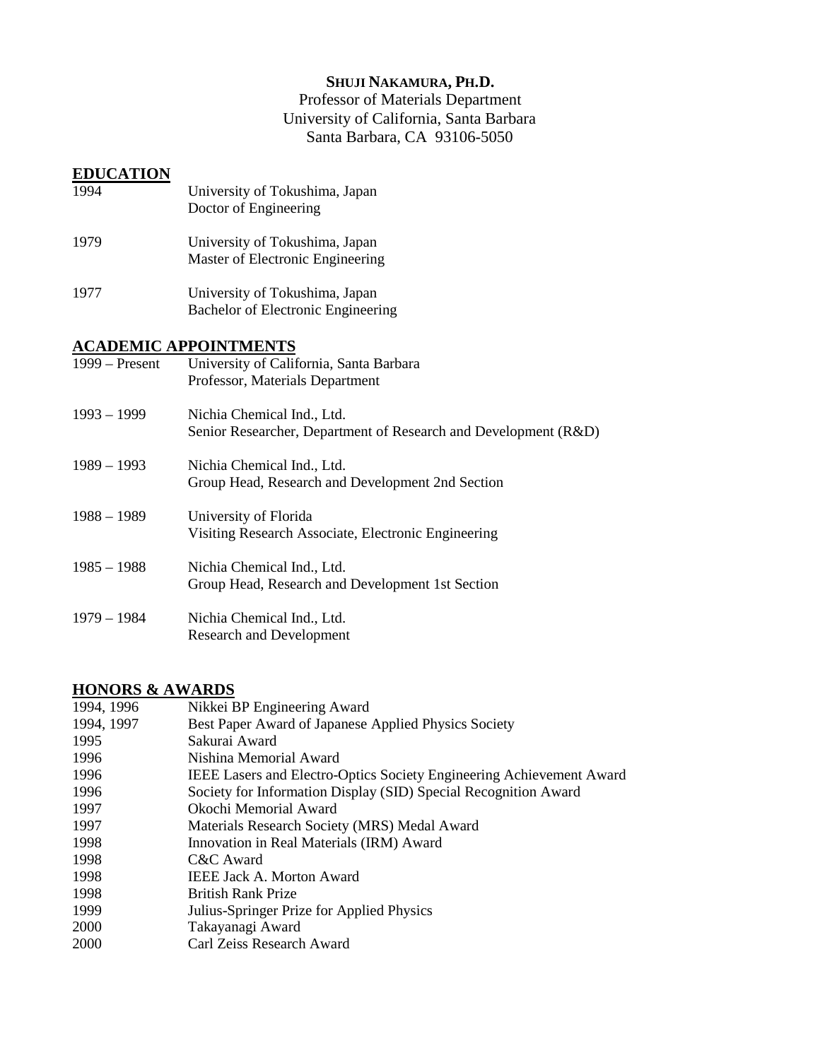# SHUJI NAKAMURA, PH.D.

Professor of Materials Department
University of California, Santa Barbara
Santa Barbara, CA 93106-5050

## EDUCATION

| | |
|---|---|
| 1994 | University of Tokushima, Japan<br>Doctor of Engineering |
| 1979 | University of Tokushima, Japan<br>Master of Electronic Engineering |
| 1977 | University of Tokushima, Japan<br>Bachelor of Electronic Engineering |

## ACADEMIC APPOINTMENTS

| | |
|---|---|
| 1999 – Present | University of California, Santa Barbara<br>Professor, Materials Department |
| 1993 – 1999 | Nichia Chemical Ind., Ltd.<br>Senior Researcher, Department of Research and Development (R&D) |
| 1989 – 1993 | Nichia Chemical Ind., Ltd.<br>Group Head, Research and Development 2nd Section |
| 1988 – 1989 | University of Florida<br>Visiting Research Associate, Electronic Engineering |
| 1985 – 1988 | Nichia Chemical Ind., Ltd.<br>Group Head, Research and Development 1st Section |
| 1979 – 1984 | Nichia Chemical Ind., Ltd.<br>Research and Development |

## HONORS & AWARDS

| | |
|---|---|
| 1994, 1996 | Nikkei BP Engineering Award |
| 1994, 1997 | Best Paper Award of Japanese Applied Physics Society |
| 1995 | Sakurai Award |
| 1996 | Nishina Memorial Award |
| 1996 | IEEE Lasers and Electro-Optics Society Engineering Achievement Award |
| 1996 | Society for Information Display (SID) Special Recognition Award |
| 1997 | Okochi Memorial Award |
| 1997 | Materials Research Society (MRS) Medal Award |
| 1998 | Innovation in Real Materials (IRM) Award |
| 1998 | C&C Award |
| 1998 | IEEE Jack A. Morton Award |
| 1998 | British Rank Prize |
| 1999 | Julius-Springer Prize for Applied Physics |
| 2000 | Takayanagi Award |
| 2000 | Carl Zeiss Research Award |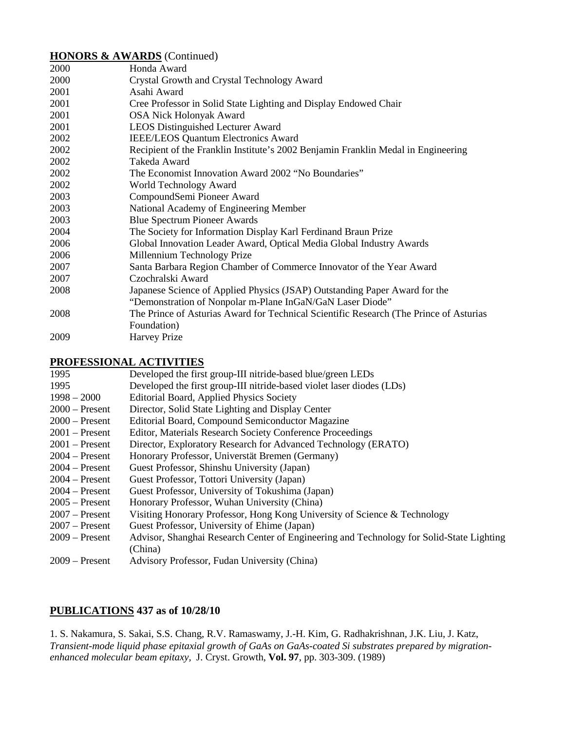**HONORS & AWARDS** (Continued)

| | |
|---|---|
| 2000 | Honda Award |
| 2000 | Crystal Growth and Crystal Technology Award |
| 2001 | Asahi Award |
| 2001 | Cree Professor in Solid State Lighting and Display Endowed Chair |
| 2001 | OSA Nick Holonyak Award |
| 2001 | LEOS Distinguished Lecturer Award |
| 2002 | IEEE/LEOS Quantum Electronics Award |
| 2002 | Recipient of the Franklin Institute's 2002 Benjamin Franklin Medal in Engineering |
| 2002 | Takeda Award |
| 2002 | The Economist Innovation Award 2002 "No Boundaries" |
| 2002 | World Technology Award |
| 2003 | CompoundSemi Pioneer Award |
| 2003 | National Academy of Engineering Member |
| 2003 | Blue Spectrum Pioneer Awards |
| 2004 | The Society for Information Display Karl Ferdinand Braun Prize |
| 2006 | Global Innovation Leader Award, Optical Media Global Industry Awards |
| 2006 | Millennium Technology Prize |
| 2007 | Santa Barbara Region Chamber of Commerce Innovator of the Year Award |
| 2007 | Czochralski Award |
| 2008 | Japanese Science of Applied Physics (JSAP) Outstanding Paper Award for the "Demonstration of Nonpolar m-Plane InGaN/GaN Laser Diode" |
| 2008 | The Prince of Asturias Award for Technical Scientific Research (The Prince of Asturias Foundation) |
| 2009 | Harvey Prize |

**PROFESSIONAL ACTIVITIES**

| | |
|---|---|
| 1995 | Developed the first group-III nitride-based blue/green LEDs |
| 1995 | Developed the first group-III nitride-based violet laser diodes (LDs) |
| 1998 – 2000 | Editorial Board, Applied Physics Society |
| 2000 – Present | Director, Solid State Lighting and Display Center |
| 2000 – Present | Editorial Board, Compound Semiconductor Magazine |
| 2001 – Present | Editor, Materials Research Society Conference Proceedings |
| 2001 – Present | Director, Exploratory Research for Advanced Technology (ERATO) |
| 2004 – Present | Honorary Professor, Universtät Bremen (Germany) |
| 2004 – Present | Guest Professor, Shinshu University (Japan) |
| 2004 – Present | Guest Professor, Tottori University (Japan) |
| 2004 – Present | Guest Professor, University of Tokushima (Japan) |
| 2005 – Present | Honorary Professor, Wuhan University (China) |
| 2007 – Present | Visiting Honorary Professor, Hong Kong University of Science & Technology |
| 2007 – Present | Guest Professor, University of Ehime (Japan) |
| 2009 – Present | Advisor, Shanghai Research Center of Engineering and Technology for Solid-State Lighting (China) |
| 2009 – Present | Advisory Professor, Fudan University (China) |

**PUBLICATIONS 437 as of 10/28/10**

1. S. Nakamura, S. Sakai, S.S. Chang, R.V. Ramaswamy, J.-H. Kim, G. Radhakrishnan, J.K. Liu, J. Katz, *Transient-mode liquid phase epitaxial growth of GaAs on GaAs-coated Si substrates prepared by migration-enhanced molecular beam epitaxy*, J. Cryst. Growth, **Vol. 97**, pp. 303-309. (1989)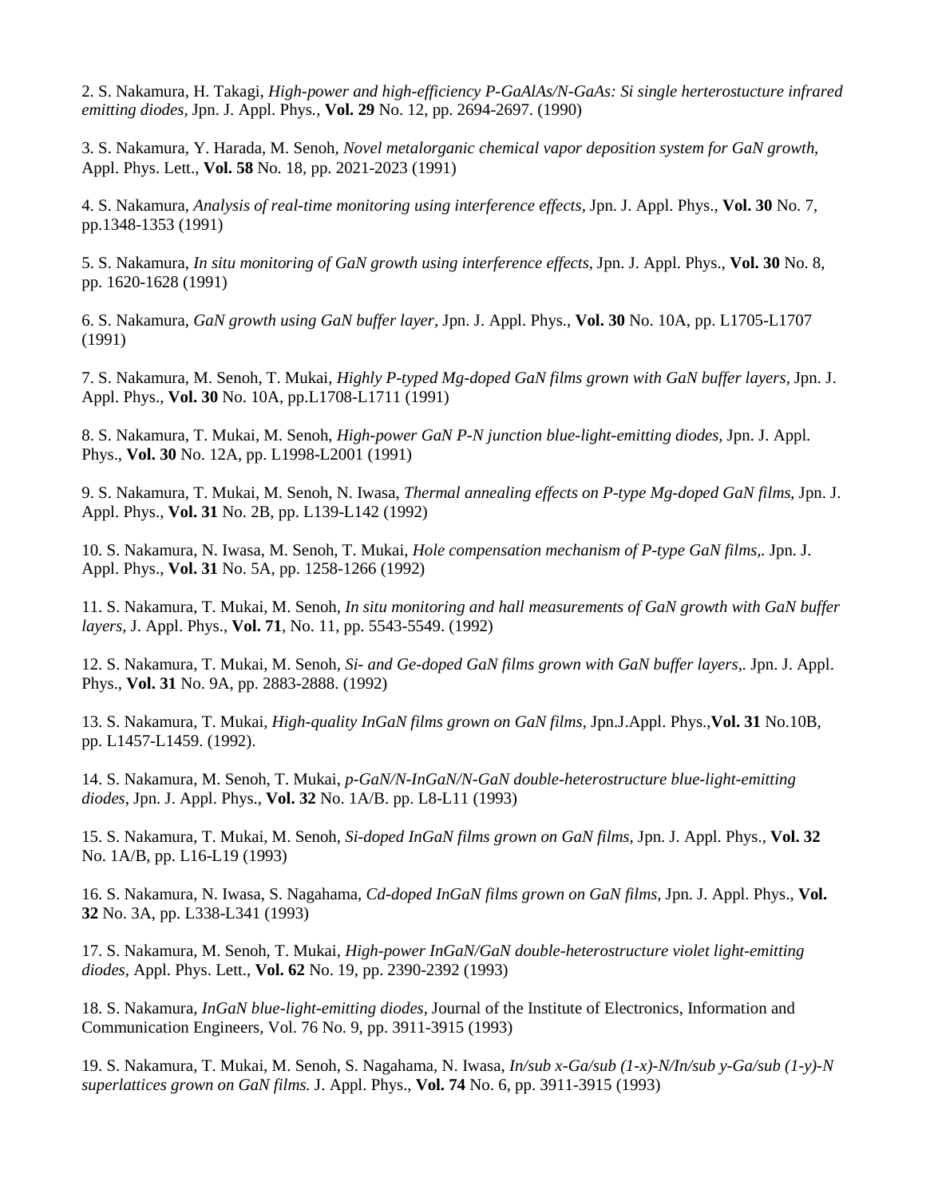2. S. Nakamura, H. Takagi, *High-power and high-efficiency P-GaAlAs/N-GaAs: Si single herterostucture infrared emitting diodes*, Jpn. J. Appl. Phys., **Vol. 29** No. 12, pp. 2694-2697. (1990)

3. S. Nakamura, Y. Harada, M. Senoh, *Novel metalorganic chemical vapor deposition system for GaN growth*, Appl. Phys. Lett., **Vol. 58** No. 18, pp. 2021-2023 (1991)

4. S. Nakamura, *Analysis of real-time monitoring using interference effects*, Jpn. J. Appl. Phys., **Vol. 30** No. 7, pp.1348-1353 (1991)

5. S. Nakamura, *In situ monitoring of GaN growth using interference effects*, Jpn. J. Appl. Phys., **Vol. 30** No. 8, pp. 1620-1628 (1991)

6. S. Nakamura, *GaN growth using GaN buffer layer*, Jpn. J. Appl. Phys., **Vol. 30** No. 10A, pp. L1705-L1707 (1991)

7. S. Nakamura, M. Senoh, T. Mukai, *Highly P-typed Mg-doped GaN films grown with GaN buffer layers*, Jpn. J. Appl. Phys., **Vol. 30** No. 10A, pp.L1708-L1711 (1991)

8. S. Nakamura, T. Mukai, M. Senoh, *High-power GaN P-N junction blue-light-emitting diodes*, Jpn. J. Appl. Phys., **Vol. 30** No. 12A, pp. L1998-L2001 (1991)

9. S. Nakamura, T. Mukai, M. Senoh, N. Iwasa, *Thermal annealing effects on P-type Mg-doped GaN films*, Jpn. J. Appl. Phys., **Vol. 31** No. 2B, pp. L139-L142 (1992)

10. S. Nakamura, N. Iwasa, M. Senoh, T. Mukai, *Hole compensation mechanism of P-type GaN films*,. Jpn. J. Appl. Phys., **Vol. 31** No. 5A, pp. 1258-1266 (1992)

11. S. Nakamura, T. Mukai, M. Senoh, *In situ monitoring and hall measurements of GaN growth with GaN buffer layers*, J. Appl. Phys., **Vol. 71**, No. 11, pp. 5543-5549. (1992)

12. S. Nakamura, T. Mukai, M. Senoh, *Si- and Ge-doped GaN films grown with GaN buffer layers*,. Jpn. J. Appl. Phys., **Vol. 31** No. 9A, pp. 2883-2888. (1992)

13. S. Nakamura, T. Mukai, *High-quality InGaN films grown on GaN films*, Jpn.J.Appl. Phys.,**Vol. 31** No.10B, pp. L1457-L1459. (1992).

14. S. Nakamura, M. Senoh, T. Mukai, *p-GaN/N-InGaN/N-GaN double-heterostructure blue-light-emitting diodes*, Jpn. J. Appl. Phys., **Vol. 32** No. 1A/B. pp. L8-L11 (1993)

15. S. Nakamura, T. Mukai, M. Senoh, *Si-doped InGaN films grown on GaN films*, Jpn. J. Appl. Phys., **Vol. 32** No. 1A/B, pp. L16-L19 (1993)

16. S. Nakamura, N. Iwasa, S. Nagahama, *Cd-doped InGaN films grown on GaN films*, Jpn. J. Appl. Phys., **Vol. 32** No. 3A, pp. L338-L341 (1993)

17. S. Nakamura, M. Senoh, T. Mukai, *High-power InGaN/GaN double-heterostructure violet light-emitting diodes*, Appl. Phys. Lett., **Vol. 62** No. 19, pp. 2390-2392 (1993)

18. S. Nakamura, *InGaN blue-light-emitting diodes*, Journal of the Institute of Electronics, Information and Communication Engineers, Vol. 76 No. 9, pp. 3911-3915 (1993)

19. S. Nakamura, T. Mukai, M. Senoh, S. Nagahama, N. Iwasa, *In/sub x-Ga/sub (1-x)-N/In/sub y-Ga/sub (1-y)-N superlattices grown on GaN films.* J. Appl. Phys., **Vol. 74** No. 6, pp. 3911-3915 (1993)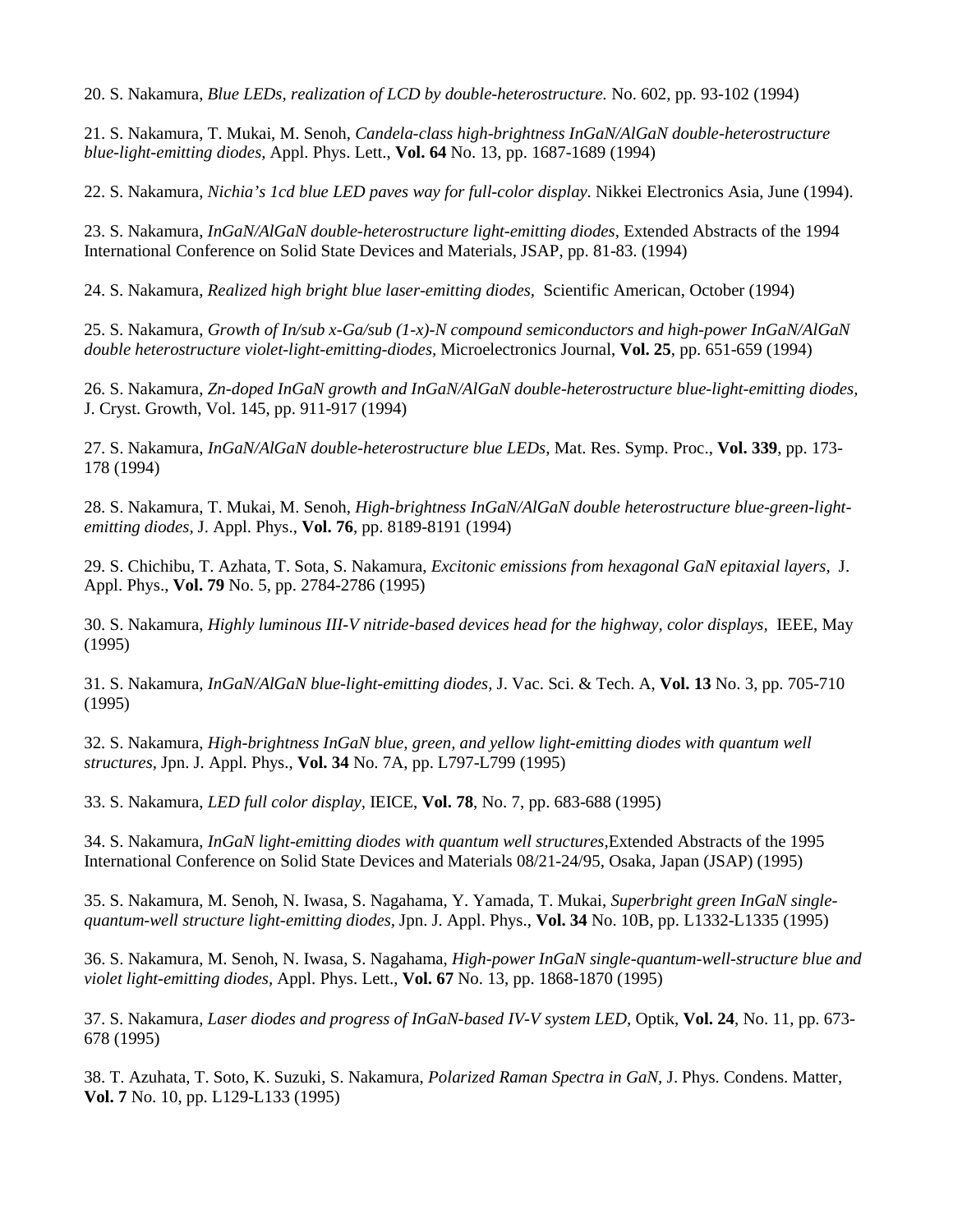20. S. Nakamura, *Blue LEDs, realization of LCD by double-heterostructure.* No. 602, pp. 93-102 (1994)

21. S. Nakamura, T. Mukai, M. Senoh, *Candela-class high-brightness InGaN/AlGaN double-heterostructure blue-light-emitting diodes,* Appl. Phys. Lett., **Vol. 64** No. 13, pp. 1687-1689 (1994)

22. S. Nakamura, *Nichia's 1cd blue LED paves way for full-color display*. Nikkei Electronics Asia, June (1994).

23. S. Nakamura, *InGaN/AlGaN double-heterostructure light-emitting diodes*, Extended Abstracts of the 1994 International Conference on Solid State Devices and Materials, JSAP, pp. 81-83. (1994)

24. S. Nakamura, *Realized high bright blue laser-emitting diodes*, Scientific American, October (1994)

25. S. Nakamura, *Growth of In/sub x-Ga/sub (1-x)-N compound semiconductors and high-power InGaN/AlGaN double heterostructure violet-light-emitting-diodes,* Microelectronics Journal, **Vol. 25**, pp. 651-659 (1994)

26. S. Nakamura, *Zn-doped InGaN growth and InGaN/AlGaN double-heterostructure blue-light-emitting diodes,* J. Cryst. Growth, Vol. 145, pp. 911-917 (1994)

27. S. Nakamura, *InGaN/AlGaN double-heterostructure blue LEDs,* Mat. Res. Symp. Proc., **Vol. 339**, pp. 173-178 (1994)

28. S. Nakamura, T. Mukai, M. Senoh, *High-brightness InGaN/AlGaN double heterostructure blue-green-light-emitting diodes,* J. Appl. Phys., **Vol. 76**, pp. 8189-8191 (1994)

29. S. Chichibu, T. Azhata, T. Sota, S. Nakamura, *Excitonic emissions from hexagonal GaN epitaxial layers,* J. Appl. Phys., **Vol. 79** No. 5, pp. 2784-2786 (1995)

30. S. Nakamura, *Highly luminous III-V nitride-based devices head for the highway, color displays,* IEEE, May (1995)

31. S. Nakamura, *InGaN/AlGaN blue-light-emitting diodes,* J. Vac. Sci. & Tech. A, **Vol. 13** No. 3, pp. 705-710 (1995)

32. S. Nakamura, *High-brightness InGaN blue, green, and yellow light-emitting diodes with quantum well structures,* Jpn. J. Appl. Phys., **Vol. 34** No. 7A, pp. L797-L799 (1995)

33. S. Nakamura, *LED full color display,* IEICE, **Vol. 78**, No. 7, pp. 683-688 (1995)

34. S. Nakamura, *InGaN light-emitting diodes with quantum well structures,*Extended Abstracts of the 1995 International Conference on Solid State Devices and Materials 08/21-24/95, Osaka, Japan (JSAP) (1995)

35. S. Nakamura, M. Senoh, N. Iwasa, S. Nagahama, Y. Yamada, T. Mukai, *Superbright green InGaN single-quantum-well structure light-emitting diodes,* Jpn. J. Appl. Phys., **Vol. 34** No. 10B, pp. L1332-L1335 (1995)

36. S. Nakamura, M. Senoh, N. Iwasa, S. Nagahama, *High-power InGaN single-quantum-well-structure blue and violet light-emitting diodes*, Appl. Phys. Lett., **Vol. 67** No. 13, pp. 1868-1870 (1995)

37. S. Nakamura, *Laser diodes and progress of InGaN-based IV-V system LED*, Optik, **Vol. 24**, No. 11, pp. 673-678 (1995)

38. T. Azuhata, T. Soto, K. Suzuki, S. Nakamura, *Polarized Raman Spectra in GaN*, J. Phys. Condens. Matter, **Vol. 7** No. 10, pp. L129-L133 (1995)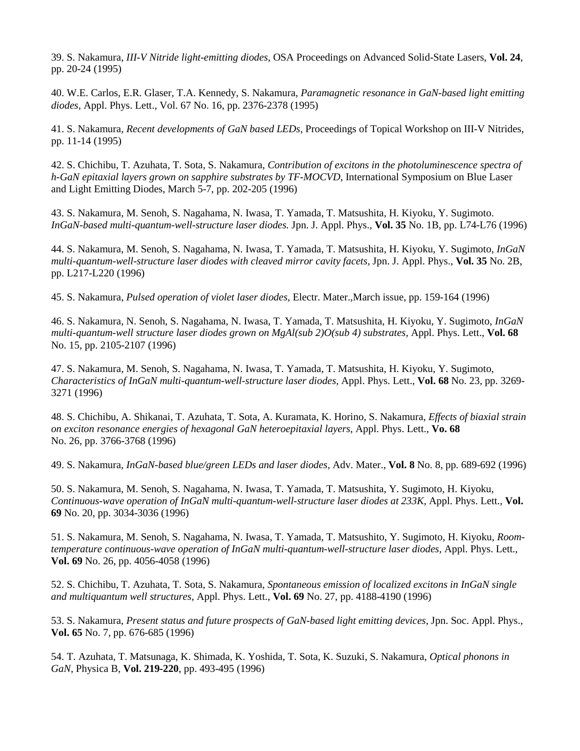39. S. Nakamura, *III-V Nitride light-emitting diodes*, OSA Proceedings on Advanced Solid-State Lasers, **Vol. 24**, pp. 20-24 (1995)

40. W.E. Carlos, E.R. Glaser, T.A. Kennedy, S. Nakamura, *Paramagnetic resonance in GaN-based light emitting diodes*, Appl. Phys. Lett., Vol. 67 No. 16, pp. 2376-2378 (1995)

41. S. Nakamura, *Recent developments of GaN based LEDs*, Proceedings of Topical Workshop on III-V Nitrides, pp. 11-14 (1995)

42. S. Chichibu, T. Azuhata, T. Sota, S. Nakamura, *Contribution of excitons in the photoluminescence spectra of h-GaN epitaxial layers grown on sapphire substrates by TF-MOCVD*, International Symposium on Blue Laser and Light Emitting Diodes, March 5-7, pp. 202-205 (1996)

43. S. Nakamura, M. Senoh, S. Nagahama, N. Iwasa, T. Yamada, T. Matsushita, H. Kiyoku, Y. Sugimoto. *InGaN-based multi-quantum-well-structure laser diodes.* Jpn. J. Appl. Phys., **Vol. 35** No. 1B, pp. L74-L76 (1996)

44. S. Nakamura, M. Senoh, S. Nagahama, N. Iwasa, T. Yamada, T. Matsushita, H. Kiyoku, Y. Sugimoto, *InGaN multi-quantum-well-structure laser diodes with cleaved mirror cavity facets*, Jpn. J. Appl. Phys., **Vol. 35** No. 2B, pp. L217-L220 (1996)

45. S. Nakamura, *Pulsed operation of violet laser diodes*, Electr. Mater.,March issue, pp. 159-164 (1996)

46. S. Nakamura, N. Senoh, S. Nagahama, N. Iwasa, T. Yamada, T. Matsushita, H. Kiyoku, Y. Sugimoto, *InGaN multi-quantum-well structure laser diodes grown on MgAl(sub 2)O(sub 4) substrates*, Appl. Phys. Lett., **Vol. 68** No. 15, pp. 2105-2107 (1996)

47. S. Nakamura, M. Senoh, S. Nagahama, N. Iwasa, T. Yamada, T. Matsushita, H. Kiyoku, Y. Sugimoto, *Characteristics of InGaN multi-quantum-well-structure laser diodes*, Appl. Phys. Lett., **Vol. 68** No. 23, pp. 3269-3271 (1996)

48. S. Chichibu, A. Shikanai, T. Azuhata, T. Sota, A. Kuramata, K. Horino, S. Nakamura, *Effects of biaxial strain on exciton resonance energies of hexagonal GaN heteroepitaxial layers*, Appl. Phys. Lett., **Vo. 68** No. 26, pp. 3766-3768 (1996)

49. S. Nakamura, *InGaN-based blue/green LEDs and laser diodes*, Adv. Mater., **Vol. 8** No. 8, pp. 689-692 (1996)

50. S. Nakamura, M. Senoh, S. Nagahama, N. Iwasa, T. Yamada, T. Matsushita, Y. Sugimoto, H. Kiyoku, *Continuous-wave operation of InGaN multi-quantum-well-structure laser diodes at 233K*, Appl. Phys. Lett., **Vol. 69** No. 20, pp. 3034-3036 (1996)

51. S. Nakamura, M. Senoh, S. Nagahama, N. Iwasa, T. Yamada, T. Matsushito, Y. Sugimoto, H. Kiyoku, *Room-temperature continuous-wave operation of InGaN multi-quantum-well-structure laser diodes*, Appl. Phys. Lett., **Vol. 69** No. 26, pp. 4056-4058 (1996)

52. S. Chichibu, T. Azuhata, T. Sota, S. Nakamura, *Spontaneous emission of localized excitons in InGaN single and multiquantum well structures*, Appl. Phys. Lett., **Vol. 69** No. 27, pp. 4188-4190 (1996)

53. S. Nakamura, *Present status and future prospects of GaN-based light emitting devices*, Jpn. Soc. Appl. Phys., **Vol. 65** No. 7, pp. 676-685 (1996)

54. T. Azuhata, T. Matsunaga, K. Shimada, K. Yoshida, T. Sota, K. Suzuki, S. Nakamura, *Optical phonons in GaN*, Physica B, **Vol. 219-220**, pp. 493-495 (1996)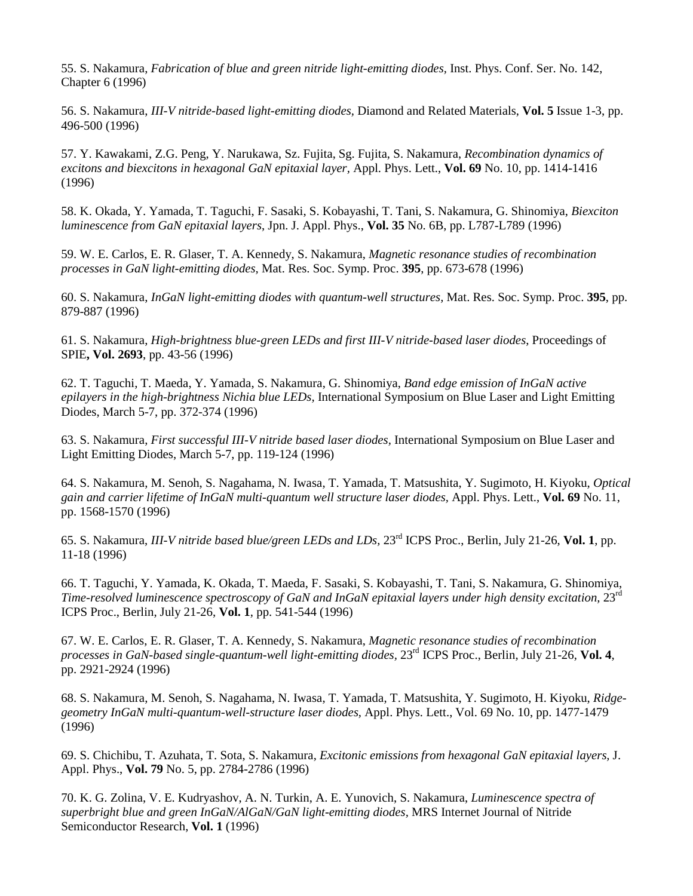55. S. Nakamura, *Fabrication of blue and green nitride light-emitting diodes,* Inst. Phys. Conf. Ser. No. 142, Chapter 6 (1996)

56. S. Nakamura, *III-V nitride-based light-emitting diodes,* Diamond and Related Materials, **Vol. 5** Issue 1-3, pp. 496-500 (1996)

57. Y. Kawakami, Z.G. Peng, Y. Narukawa, Sz. Fujita, Sg. Fujita, S. Nakamura, *Recombination dynamics of excitons and biexcitons in hexagonal GaN epitaxial layer,* Appl. Phys. Lett., **Vol. 69** No. 10, pp. 1414-1416 (1996)

58. K. Okada, Y. Yamada, T. Taguchi, F. Sasaki, S. Kobayashi, T. Tani, S. Nakamura, G. Shinomiya, *Biexciton luminescence from GaN epitaxial layers,* Jpn. J. Appl. Phys., **Vol. 35** No. 6B, pp. L787-L789 (1996)

59. W. E. Carlos, E. R. Glaser, T. A. Kennedy, S. Nakamura, *Magnetic resonance studies of recombination processes in GaN light-emitting diodes,* Mat. Res. Soc. Symp. Proc. **395**, pp. 673-678 (1996)

60. S. Nakamura, *InGaN light-emitting diodes with quantum-well structures,* Mat. Res. Soc. Symp. Proc. **395**, pp. 879-887 (1996)

61. S. Nakamura, *High-brightness blue-green LEDs and first III-V nitride-based laser diodes,* Proceedings of SPIE**, Vol. 2693**, pp. 43-56 (1996)

62. T. Taguchi, T. Maeda, Y. Yamada, S. Nakamura, G. Shinomiya, *Band edge emission of InGaN active epilayers in the high-brightness Nichia blue LEDs,* International Symposium on Blue Laser and Light Emitting Diodes, March 5-7, pp. 372-374 (1996)

63. S. Nakamura, *First successful III-V nitride based laser diodes,* International Symposium on Blue Laser and Light Emitting Diodes, March 5-7, pp. 119-124 (1996)

64. S. Nakamura, M. Senoh, S. Nagahama, N. Iwasa, T. Yamada, T. Matsushita, Y. Sugimoto, H. Kiyoku, *Optical gain and carrier lifetime of InGaN multi-quantum well structure laser diodes,* Appl. Phys. Lett., **Vol. 69** No. 11, pp. 1568-1570 (1996)

65. S. Nakamura, *III-V nitride based blue/green LEDs and LDs,* 23rd ICPS Proc., Berlin, July 21-26, **Vol. 1**, pp. 11-18 (1996)

66. T. Taguchi, Y. Yamada, K. Okada, T. Maeda, F. Sasaki, S. Kobayashi, T. Tani, S. Nakamura, G. Shinomiya, *Time-resolved luminescence spectroscopy of GaN and InGaN epitaxial layers under high density excitation,* 23rd ICPS Proc., Berlin, July 21-26, **Vol. 1**, pp. 541-544 (1996)

67. W. E. Carlos, E. R. Glaser, T. A. Kennedy, S. Nakamura, *Magnetic resonance studies of recombination processes in GaN-based single-quantum-well light-emitting diodes,* 23rd ICPS Proc., Berlin, July 21-26, **Vol. 4**, pp. 2921-2924 (1996)

68. S. Nakamura, M. Senoh, S. Nagahama, N. Iwasa, T. Yamada, T. Matsushita, Y. Sugimoto, H. Kiyoku, *Ridge-geometry InGaN multi-quantum-well-structure laser diodes,* Appl. Phys. Lett., Vol. 69 No. 10, pp. 1477-1479 (1996)

69. S. Chichibu, T. Azuhata, T. Sota, S. Nakamura, *Excitonic emissions from hexagonal GaN epitaxial layers,* J. Appl. Phys., **Vol. 79** No. 5, pp. 2784-2786 (1996)

70. K. G. Zolina, V. E. Kudryashov, A. N. Turkin, A. E. Yunovich, S. Nakamura, *Luminescence spectra of superbright blue and green InGaN/AlGaN/GaN light-emitting diodes,* MRS Internet Journal of Nitride Semiconductor Research, **Vol. 1** (1996)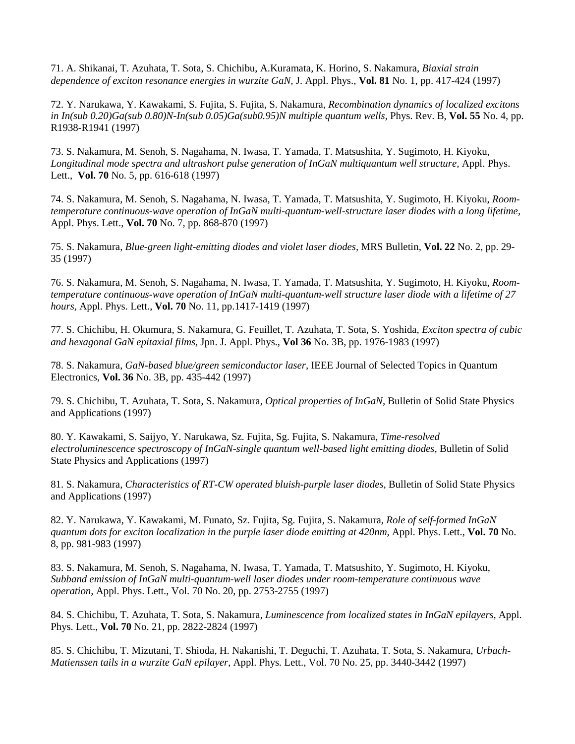71. A. Shikanai, T. Azuhata, T. Sota, S. Chichibu, A.Kuramata, K. Horino, S. Nakamura, *Biaxial strain dependence of exciton resonance energies in wurzite GaN*, J. Appl. Phys., **Vol. 81** No. 1, pp. 417-424 (1997)

72. Y. Narukawa, Y. Kawakami, S. Fujita, S. Fujita, S. Nakamura, *Recombination dynamics of localized excitons in In(sub 0.20)Ga(sub 0.80)N-In(sub 0.05)Ga(sub0.95)N multiple quantum wells*, Phys. Rev. B, **Vol. 55** No. 4, pp. R1938-R1941 (1997)

73. S. Nakamura, M. Senoh, S. Nagahama, N. Iwasa, T. Yamada, T. Matsushita, Y. Sugimoto, H. Kiyoku, *Longitudinal mode spectra and ultrashort pulse generation of InGaN multiquantum well structure*, Appl. Phys. Lett., **Vol. 70** No. 5, pp. 616-618 (1997)

74. S. Nakamura, M. Senoh, S. Nagahama, N. Iwasa, T. Yamada, T. Matsushita, Y. Sugimoto, H. Kiyoku, *Room-temperature continuous-wave operation of InGaN multi-quantum-well-structure laser diodes with a long lifetime*, Appl. Phys. Lett., **Vol. 70** No. 7, pp. 868-870 (1997)

75. S. Nakamura, *Blue-green light-emitting diodes and violet laser diodes*, MRS Bulletin, **Vol. 22** No. 2, pp. 29-35 (1997)

76. S. Nakamura, M. Senoh, S. Nagahama, N. Iwasa, T. Yamada, T. Matsushita, Y. Sugimoto, H. Kiyoku, *Room-temperature continuous-wave operation of InGaN multi-quantum-well structure laser diode with a lifetime of 27 hours*, Appl. Phys. Lett., **Vol. 70** No. 11, pp.1417-1419 (1997)

77. S. Chichibu, H. Okumura, S. Nakamura, G. Feuillet, T. Azuhata, T. Sota, S. Yoshida, *Exciton spectra of cubic and hexagonal GaN epitaxial films*, Jpn. J. Appl. Phys., **Vol 36** No. 3B, pp. 1976-1983 (1997)

78. S. Nakamura, *GaN-based blue/green semiconductor laser*, IEEE Journal of Selected Topics in Quantum Electronics, **Vol. 36** No. 3B, pp. 435-442 (1997)

79. S. Chichibu, T. Azuhata, T. Sota, S. Nakamura, *Optical properties of InGaN*, Bulletin of Solid State Physics and Applications (1997)

80. Y. Kawakami, S. Saijyo, Y. Narukawa, Sz. Fujita, Sg. Fujita, S. Nakamura, *Time-resolved electroluminescence spectroscopy of InGaN-single quantum well-based light emitting diodes*, Bulletin of Solid State Physics and Applications (1997)

81. S. Nakamura, *Characteristics of RT-CW operated bluish-purple laser diodes*, Bulletin of Solid State Physics and Applications (1997)

82. Y. Narukawa, Y. Kawakami, M. Funato, Sz. Fujita, Sg. Fujita, S. Nakamura, *Role of self-formed InGaN quantum dots for exciton localization in the purple laser diode emitting at 420nm*, Appl. Phys. Lett., **Vol. 70** No. 8, pp. 981-983 (1997)

83. S. Nakamura, M. Senoh, S. Nagahama, N. Iwasa, T. Yamada, T. Matsushito, Y. Sugimoto, H. Kiyoku, *Subband emission of InGaN multi-quantum-well laser diodes under room-temperature continuous wave operation*, Appl. Phys. Lett., Vol. 70 No. 20, pp. 2753-2755 (1997)

84. S. Chichibu, T. Azuhata, T. Sota, S. Nakamura, *Luminescence from localized states in InGaN epilayers*, Appl. Phys. Lett., **Vol. 70** No. 21, pp. 2822-2824 (1997)

85. S. Chichibu, T. Mizutani, T. Shioda, H. Nakanishi, T. Deguchi, T. Azuhata, T. Sota, S. Nakamura, *Urbach-Matienssen tails in a wurzite GaN epilayer*, Appl. Phys. Lett., Vol. 70 No. 25, pp. 3440-3442 (1997)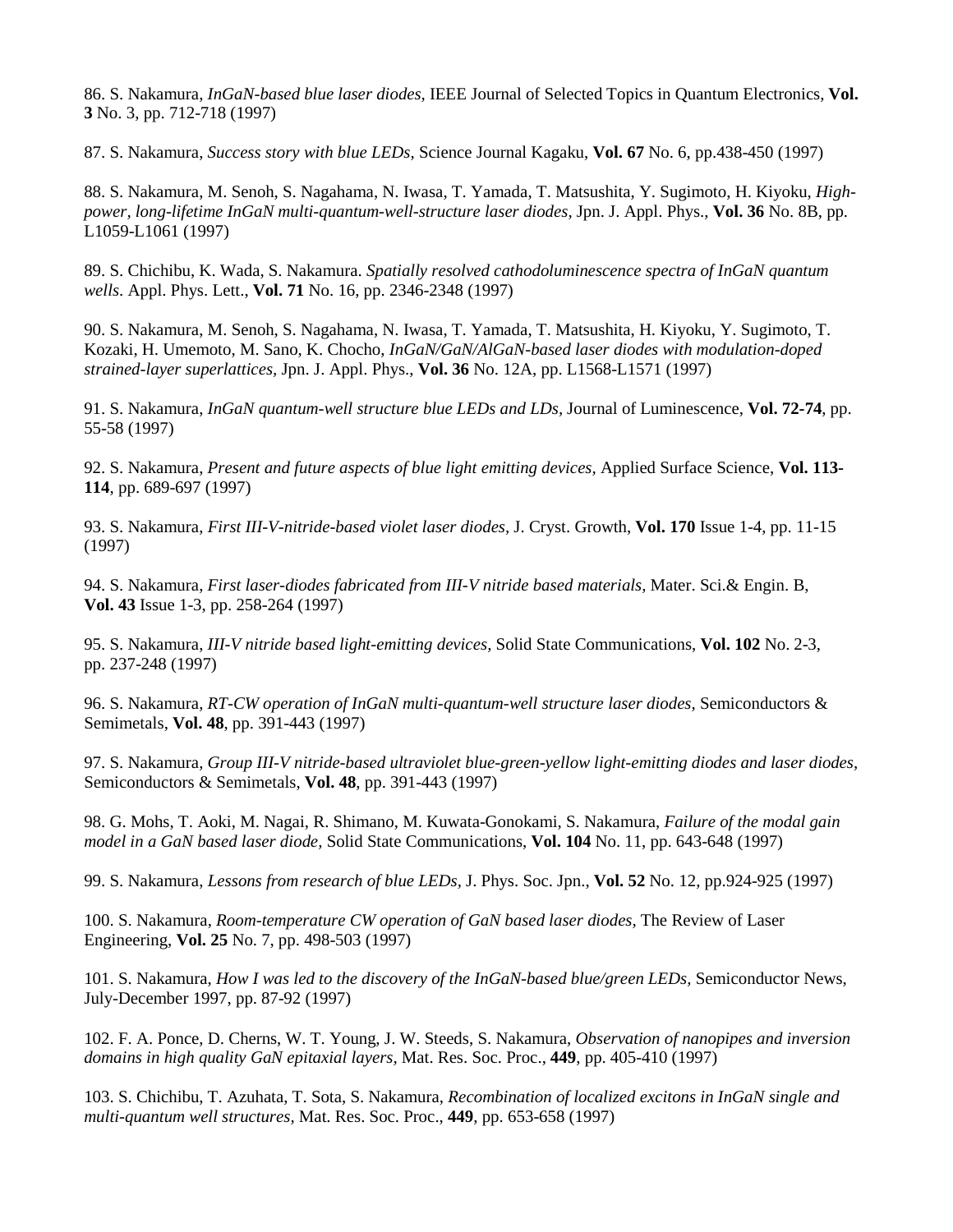86. S. Nakamura, *InGaN-based blue laser diodes*, IEEE Journal of Selected Topics in Quantum Electronics, **Vol. 3** No. 3, pp. 712-718 (1997)

87. S. Nakamura, *Success story with blue LEDs*, Science Journal Kagaku, **Vol. 67** No. 6, pp.438-450 (1997)

88. S. Nakamura, M. Senoh, S. Nagahama, N. Iwasa, T. Yamada, T. Matsushita, Y. Sugimoto, H. Kiyoku, *High-power, long-lifetime InGaN multi-quantum-well-structure laser diodes*, Jpn. J. Appl. Phys., **Vol. 36** No. 8B, pp. L1059-L1061 (1997)

89. S. Chichibu, K. Wada, S. Nakamura. *Spatially resolved cathodoluminescence spectra of InGaN quantum wells*. Appl. Phys. Lett., **Vol. 71** No. 16, pp. 2346-2348 (1997)

90. S. Nakamura, M. Senoh, S. Nagahama, N. Iwasa, T. Yamada, T. Matsushita, H. Kiyoku, Y. Sugimoto, T. Kozaki, H. Umemoto, M. Sano, K. Chocho, *InGaN/GaN/AlGaN-based laser diodes with modulation-doped strained-layer superlattices*, Jpn. J. Appl. Phys., **Vol. 36** No. 12A, pp. L1568-L1571 (1997)

91. S. Nakamura, *InGaN quantum-well structure blue LEDs and LDs*, Journal of Luminescence, **Vol. 72-74**, pp. 55-58 (1997)

92. S. Nakamura, *Present and future aspects of blue light emitting devices*, Applied Surface Science, **Vol. 113-114**, pp. 689-697 (1997)

93. S. Nakamura, *First III-V-nitride-based violet laser diodes*, J. Cryst. Growth, **Vol. 170** Issue 1-4, pp. 11-15 (1997)

94. S. Nakamura, *First laser-diodes fabricated from III-V nitride based materials*, Mater. Sci.& Engin. B, **Vol. 43** Issue 1-3, pp. 258-264 (1997)

95. S. Nakamura, *III-V nitride based light-emitting devices*, Solid State Communications, **Vol. 102** No. 2-3, pp. 237-248 (1997)

96. S. Nakamura, *RT-CW operation of InGaN multi-quantum-well structure laser diodes*, Semiconductors & Semimetals, **Vol. 48**, pp. 391-443 (1997)

97. S. Nakamura, *Group III-V nitride-based ultraviolet blue-green-yellow light-emitting diodes and laser diodes*, Semiconductors & Semimetals, **Vol. 48**, pp. 391-443 (1997)

98. G. Mohs, T. Aoki, M. Nagai, R. Shimano, M. Kuwata-Gonokami, S. Nakamura, *Failure of the modal gain model in a GaN based laser diode*, Solid State Communications, **Vol. 104** No. 11, pp. 643-648 (1997)

99. S. Nakamura, *Lessons from research of blue LEDs*, J. Phys. Soc. Jpn., **Vol. 52** No. 12, pp.924-925 (1997)

100. S. Nakamura, *Room-temperature CW operation of GaN based laser diodes*, The Review of Laser Engineering, **Vol. 25** No. 7, pp. 498-503 (1997)

101. S. Nakamura, *How I was led to the discovery of the InGaN-based blue/green LEDs*, Semiconductor News, July-December 1997, pp. 87-92 (1997)

102. F. A. Ponce, D. Cherns, W. T. Young, J. W. Steeds, S. Nakamura, *Observation of nanopipes and inversion domains in high quality GaN epitaxial layers*, Mat. Res. Soc. Proc., **449**, pp. 405-410 (1997)

103. S. Chichibu, T. Azuhata, T. Sota, S. Nakamura, *Recombination of localized excitons in InGaN single and multi-quantum well structures*, Mat. Res. Soc. Proc., **449**, pp. 653-658 (1997)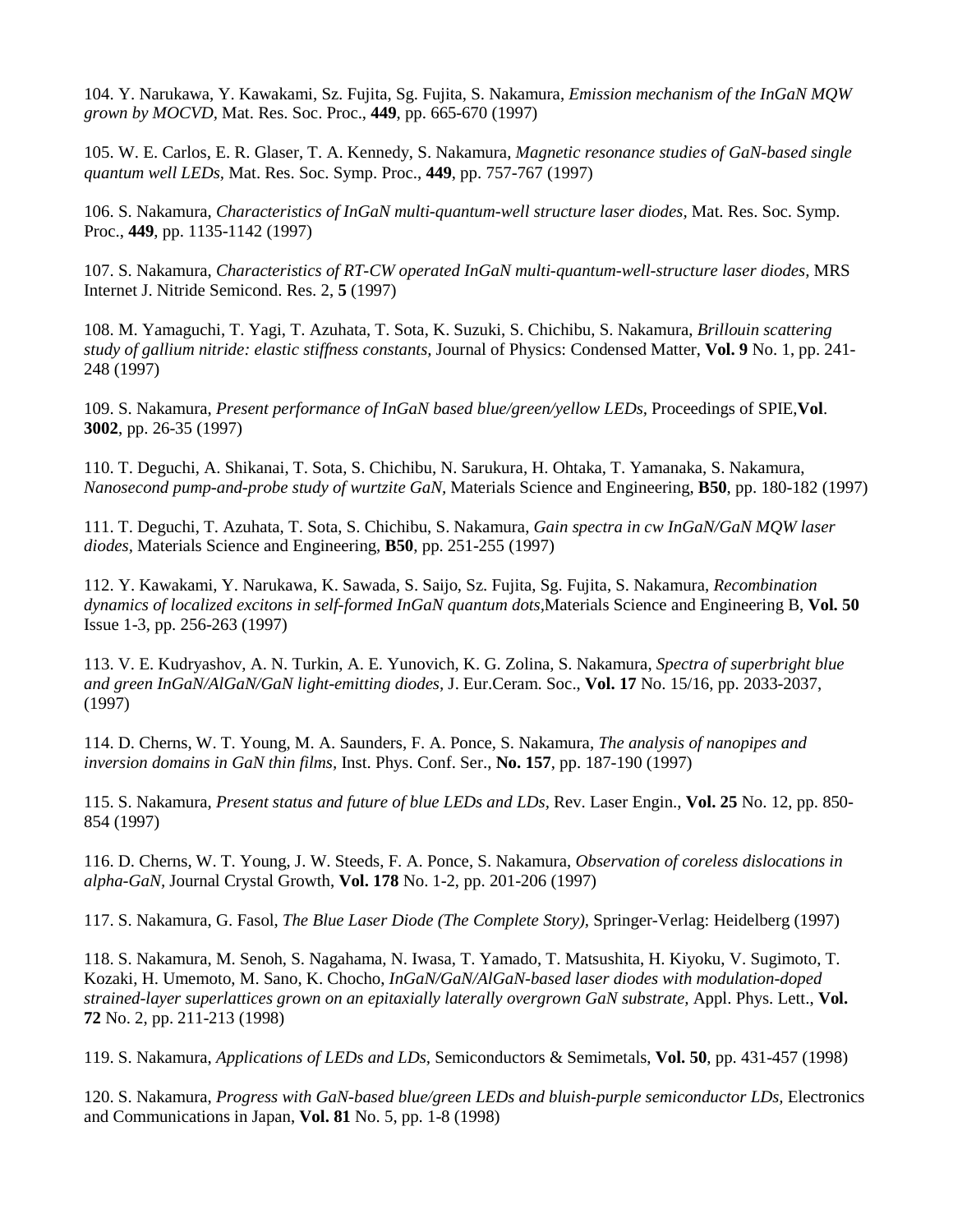104. Y. Narukawa, Y. Kawakami, Sz. Fujita, Sg. Fujita, S. Nakamura, *Emission mechanism of the InGaN MQW grown by MOCVD,* Mat. Res. Soc. Proc., **449**, pp. 665-670 (1997)

105. W. E. Carlos, E. R. Glaser, T. A. Kennedy, S. Nakamura, *Magnetic resonance studies of GaN-based single quantum well LEDs,* Mat. Res. Soc. Symp. Proc., **449**, pp. 757-767 (1997)

106. S. Nakamura, *Characteristics of InGaN multi-quantum-well structure laser diodes,* Mat. Res. Soc. Symp. Proc., **449**, pp. 1135-1142 (1997)

107. S. Nakamura, *Characteristics of RT-CW operated InGaN multi-quantum-well-structure laser diodes,* MRS Internet J. Nitride Semicond. Res. 2, **5** (1997)

108. M. Yamaguchi, T. Yagi, T. Azuhata, T. Sota, K. Suzuki, S. Chichibu, S. Nakamura, *Brillouin scattering study of gallium nitride: elastic stiffness constants,* Journal of Physics: Condensed Matter, **Vol. 9** No. 1, pp. 241-248 (1997)

109. S. Nakamura, *Present performance of InGaN based blue/green/yellow LEDs,* Proceedings of SPIE,**Vol**. **3002**, pp. 26-35 (1997)

110. T. Deguchi, A. Shikanai, T. Sota, S. Chichibu, N. Sarukura, H. Ohtaka, T. Yamanaka, S. Nakamura, *Nanosecond pump-and-probe study of wurtzite GaN,* Materials Science and Engineering, **B50**, pp. 180-182 (1997)

111. T. Deguchi, T. Azuhata, T. Sota, S. Chichibu, S. Nakamura, *Gain spectra in cw InGaN/GaN MQW laser diodes,* Materials Science and Engineering, **B50**, pp. 251-255 (1997)

112. Y. Kawakami, Y. Narukawa, K. Sawada, S. Saijo, Sz. Fujita, Sg. Fujita, S. Nakamura, *Recombination dynamics of localized excitons in self-formed InGaN quantum dots,*Materials Science and Engineering B, **Vol. 50** Issue 1-3, pp. 256-263 (1997)

113. V. E. Kudryashov, A. N. Turkin, A. E. Yunovich, K. G. Zolina, S. Nakamura, *Spectra of superbright blue and green InGaN/AlGaN/GaN light-emitting diodes,* J. Eur.Ceram. Soc., **Vol. 17** No. 15/16, pp. 2033-2037, (1997)

114. D. Cherns, W. T. Young, M. A. Saunders, F. A. Ponce, S. Nakamura, *The analysis of nanopipes and inversion domains in GaN thin films,* Inst. Phys. Conf. Ser., **No. 157**, pp. 187-190 (1997)

115. S. Nakamura, *Present status and future of blue LEDs and LDs,* Rev. Laser Engin., **Vol. 25** No. 12, pp. 850-854 (1997)

116. D. Cherns, W. T. Young, J. W. Steeds, F. A. Ponce, S. Nakamura, *Observation of coreless dislocations in alpha-GaN,* Journal Crystal Growth, **Vol. 178** No. 1-2, pp. 201-206 (1997)

117. S. Nakamura, G. Fasol, *The Blue Laser Diode (The Complete Story),* Springer-Verlag: Heidelberg (1997)

118. S. Nakamura, M. Senoh, S. Nagahama, N. Iwasa, T. Yamado, T. Matsushita, H. Kiyoku, V. Sugimoto, T. Kozaki, H. Umemoto, M. Sano, K. Chocho, *InGaN/GaN/AlGaN-based laser diodes with modulation-doped strained-layer superlattices grown on an epitaxially laterally overgrown GaN substrate,* Appl. Phys. Lett., **Vol. 72** No. 2, pp. 211-213 (1998)

119. S. Nakamura, *Applications of LEDs and LDs,* Semiconductors & Semimetals, **Vol. 50**, pp. 431-457 (1998)

120. S. Nakamura, *Progress with GaN-based blue/green LEDs and bluish-purple semiconductor LDs,* Electronics and Communications in Japan, **Vol. 81** No. 5, pp. 1-8 (1998)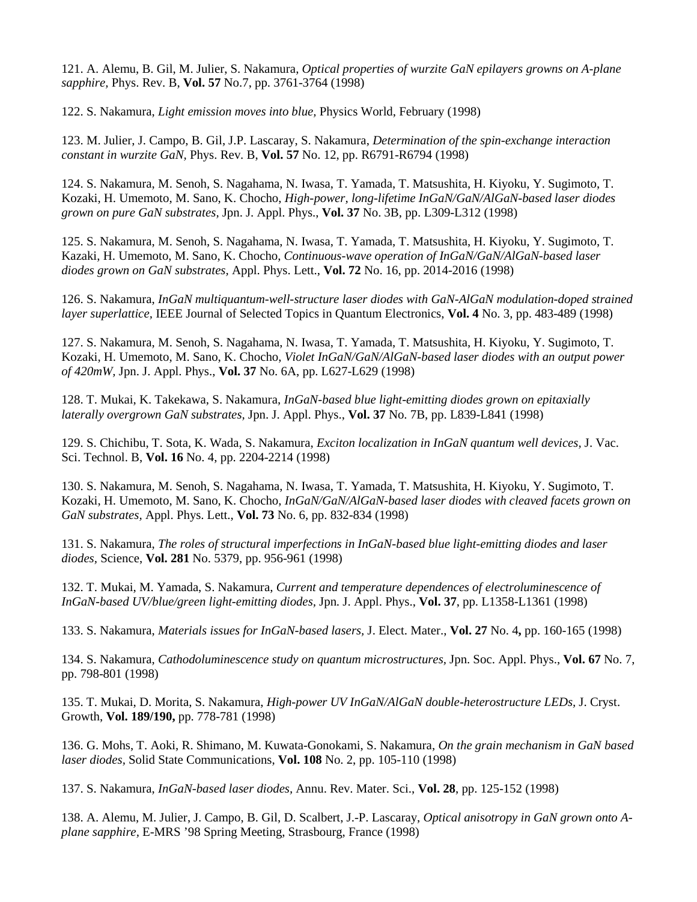121. A. Alemu, B. Gil, M. Julier, S. Nakamura, *Optical properties of wurzite GaN epilayers growns on A-plane sapphire,* Phys. Rev. B, **Vol. 57** No.7, pp. 3761-3764 (1998)

122. S. Nakamura, *Light emission moves into blue,* Physics World, February (1998)

123. M. Julier, J. Campo, B. Gil, J.P. Lascaray, S. Nakamura, *Determination of the spin-exchange interaction constant in wurzite GaN,* Phys. Rev. B, **Vol. 57** No. 12, pp. R6791-R6794 (1998)

124. S. Nakamura, M. Senoh, S. Nagahama, N. Iwasa, T. Yamada, T. Matsushita, H. Kiyoku, Y. Sugimoto, T. Kozaki, H. Umemoto, M. Sano, K. Chocho, *High-power, long-lifetime InGaN/GaN/AlGaN-based laser diodes grown on pure GaN substrates,* Jpn. J. Appl. Phys., **Vol. 37** No. 3B, pp. L309-L312 (1998)

125. S. Nakamura, M. Senoh, S. Nagahama, N. Iwasa, T. Yamada, T. Matsushita, H. Kiyoku, Y. Sugimoto, T. Kazaki, H. Umemoto, M. Sano, K. Chocho, *Continuous-wave operation of InGaN/GaN/AlGaN-based laser diodes grown on GaN substrates,* Appl. Phys. Lett., **Vol. 72** No. 16, pp. 2014-2016 (1998)

126. S. Nakamura, *InGaN multiquantum-well-structure laser diodes with GaN-AlGaN modulation-doped strained layer superlattice,* IEEE Journal of Selected Topics in Quantum Electronics, **Vol. 4** No. 3, pp. 483-489 (1998)

127. S. Nakamura, M. Senoh, S. Nagahama, N. Iwasa, T. Yamada, T. Matsushita, H. Kiyoku, Y. Sugimoto, T. Kozaki, H. Umemoto, M. Sano, K. Chocho, *Violet InGaN/GaN/AlGaN-based laser diodes with an output power of 420mW,* Jpn. J. Appl. Phys., **Vol. 37** No. 6A, pp. L627-L629 (1998)

128. T. Mukai, K. Takekawa, S. Nakamura, *InGaN-based blue light-emitting diodes grown on epitaxially laterally overgrown GaN substrates,* Jpn. J. Appl. Phys., **Vol. 37** No. 7B, pp. L839-L841 (1998)

129. S. Chichibu, T. Sota, K. Wada, S. Nakamura, *Exciton localization in InGaN quantum well devices,* J. Vac. Sci. Technol. B, **Vol. 16** No. 4, pp. 2204-2214 (1998)

130. S. Nakamura, M. Senoh, S. Nagahama, N. Iwasa, T. Yamada, T. Matsushita, H. Kiyoku, Y. Sugimoto, T. Kozaki, H. Umemoto, M. Sano, K. Chocho, *InGaN/GaN/AlGaN-based laser diodes with cleaved facets grown on GaN substrates,* Appl. Phys. Lett., **Vol. 73** No. 6, pp. 832-834 (1998)

131. S. Nakamura, *The roles of structural imperfections in InGaN-based blue light-emitting diodes and laser diodes,* Science, **Vol. 281** No. 5379, pp. 956-961 (1998)

132. T. Mukai, M. Yamada, S. Nakamura, *Current and temperature dependences of electroluminescence of InGaN-based UV/blue/green light-emitting diodes,* Jpn. J. Appl. Phys., **Vol. 37**, pp. L1358-L1361 (1998)

133. S. Nakamura, *Materials issues for InGaN-based lasers,* J. Elect. Mater., **Vol. 27** No. 4**,** pp. 160-165 (1998)

134. S. Nakamura, *Cathodoluminescence study on quantum microstructures,* Jpn. Soc. Appl. Phys., **Vol. 67** No. 7, pp. 798-801 (1998)

135. T. Mukai, D. Morita, S. Nakamura, *High-power UV InGaN/AlGaN double-heterostructure LEDs,* J. Cryst. Growth, **Vol. 189/190,** pp. 778-781 (1998)

136. G. Mohs, T. Aoki, R. Shimano, M. Kuwata-Gonokami, S. Nakamura, *On the grain mechanism in GaN based laser diodes,* Solid State Communications, **Vol. 108** No. 2, pp. 105-110 (1998)

137. S. Nakamura, *InGaN-based laser diodes,* Annu. Rev. Mater. Sci., **Vol. 28**, pp. 125-152 (1998)

138. A. Alemu, M. Julier, J. Campo, B. Gil, D. Scalbert, J.-P. Lascaray, *Optical anisotropy in GaN grown onto A-plane sapphire,* E-MRS '98 Spring Meeting, Strasbourg, France (1998)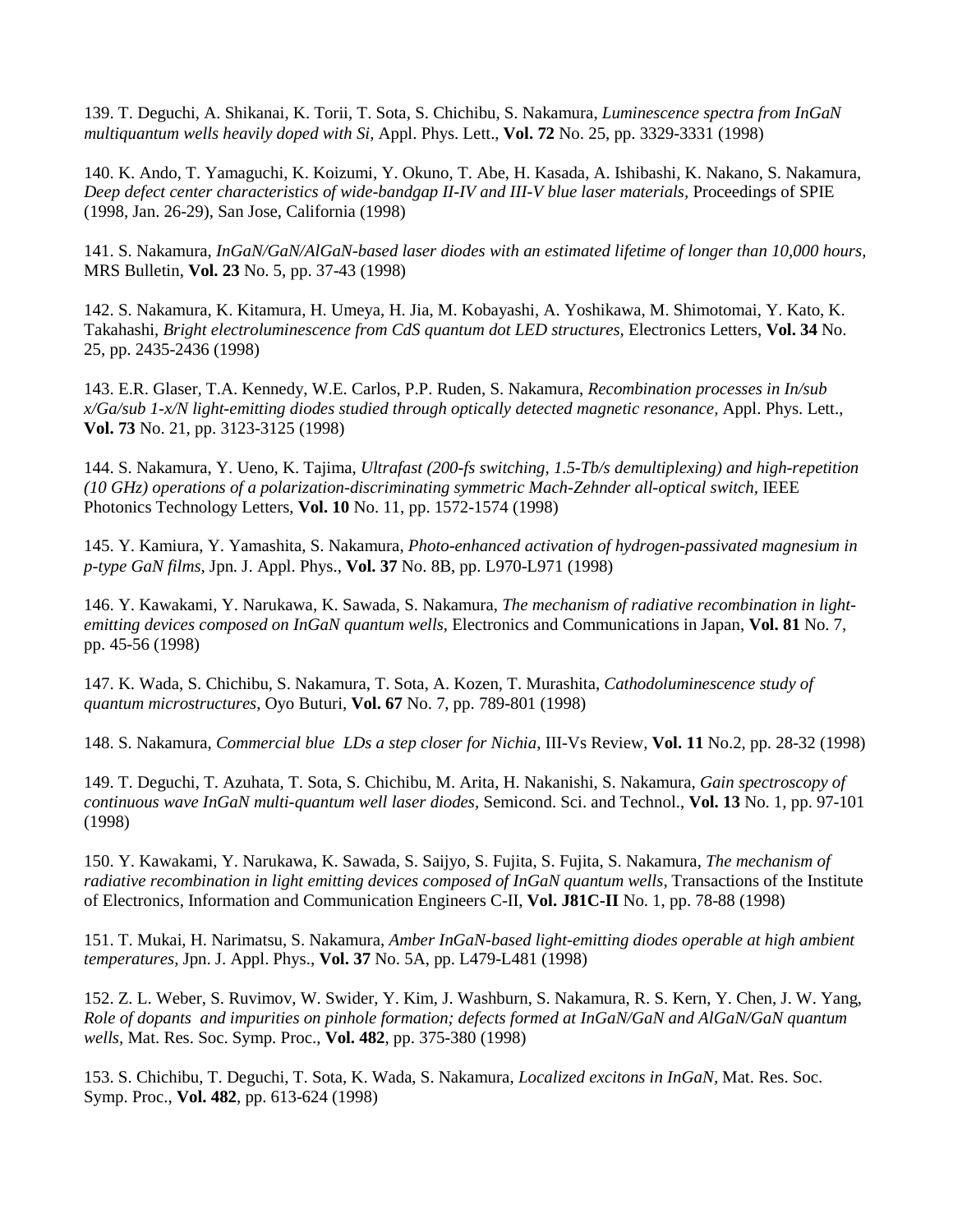139. T. Deguchi, A. Shikanai, K. Torii, T. Sota, S. Chichibu, S. Nakamura, *Luminescence spectra from InGaN multiquantum wells heavily doped with Si,* Appl. Phys. Lett., **Vol. 72** No. 25, pp. 3329-3331 (1998)

140. K. Ando, T. Yamaguchi, K. Koizumi, Y. Okuno, T. Abe, H. Kasada, A. Ishibashi, K. Nakano, S. Nakamura, *Deep defect center characteristics of wide-bandgap II-IV and III-V blue laser materials,* Proceedings of SPIE (1998, Jan. 26-29), San Jose, California (1998)

141. S. Nakamura, *InGaN/GaN/AlGaN-based laser diodes with an estimated lifetime of longer than 10,000 hours,* MRS Bulletin, **Vol. 23** No. 5, pp. 37-43 (1998)

142. S. Nakamura, K. Kitamura, H. Umeya, H. Jia, M. Kobayashi, A. Yoshikawa, M. Shimotomai, Y. Kato, K. Takahashi, *Bright electroluminescence from CdS quantum dot LED structures,* Electronics Letters, **Vol. 34** No. 25, pp. 2435-2436 (1998)

143. E.R. Glaser, T.A. Kennedy, W.E. Carlos, P.P. Ruden, S. Nakamura, *Recombination processes in In/sub x/Ga/sub 1-x/N light-emitting diodes studied through optically detected magnetic resonance,* Appl. Phys. Lett., **Vol. 73** No. 21, pp. 3123-3125 (1998)

144. S. Nakamura, Y. Ueno, K. Tajima, *Ultrafast (200-fs switching, 1.5-Tb/s demultiplexing) and high-repetition (10 GHz) operations of a polarization-discriminating symmetric Mach-Zehnder all-optical switch,* IEEE Photonics Technology Letters, **Vol. 10** No. 11, pp. 1572-1574 (1998)

145. Y. Kamiura, Y. Yamashita, S. Nakamura, *Photo-enhanced activation of hydrogen-passivated magnesium in p-type GaN films,* Jpn. J. Appl. Phys., **Vol. 37** No. 8B, pp. L970-L971 (1998)

146. Y. Kawakami, Y. Narukawa, K. Sawada, S. Nakamura, *The mechanism of radiative recombination in light-emitting devices composed on InGaN quantum wells,* Electronics and Communications in Japan, **Vol. 81** No. 7, pp. 45-56 (1998)

147. K. Wada, S. Chichibu, S. Nakamura, T. Sota, A. Kozen, T. Murashita, *Cathodoluminescence study of quantum microstructures,* Oyo Buturi, **Vol. 67** No. 7, pp. 789-801 (1998)

148. S. Nakamura, *Commercial blue LDs a step closer for Nichia,* III-Vs Review, **Vol. 11** No.2, pp. 28-32 (1998)

149. T. Deguchi, T. Azuhata, T. Sota, S. Chichibu, M. Arita, H. Nakanishi, S. Nakamura, *Gain spectroscopy of continuous wave InGaN multi-quantum well laser diodes,* Semicond. Sci. and Technol., **Vol. 13** No. 1, pp. 97-101 (1998)

150. Y. Kawakami, Y. Narukawa, K. Sawada, S. Saijyo, S. Fujita, S. Fujita, S. Nakamura, *The mechanism of radiative recombination in light emitting devices composed of InGaN quantum wells,* Transactions of the Institute of Electronics, Information and Communication Engineers C-II, **Vol. J81C-II** No. 1, pp. 78-88 (1998)

151. T. Mukai, H. Narimatsu, S. Nakamura, *Amber InGaN-based light-emitting diodes operable at high ambient temperatures,* Jpn. J. Appl. Phys., **Vol. 37** No. 5A, pp. L479-L481 (1998)

152. Z. L. Weber, S. Ruvimov, W. Swider, Y. Kim, J. Washburn, S. Nakamura, R. S. Kern, Y. Chen, J. W. Yang, *Role of dopants and impurities on pinhole formation; defects formed at InGaN/GaN and AlGaN/GaN quantum wells,* Mat. Res. Soc. Symp. Proc., **Vol. 482**, pp. 375-380 (1998)

153. S. Chichibu, T. Deguchi, T. Sota, K. Wada, S. Nakamura, *Localized excitons in InGaN,* Mat. Res. Soc. Symp. Proc., **Vol. 482**, pp. 613-624 (1998)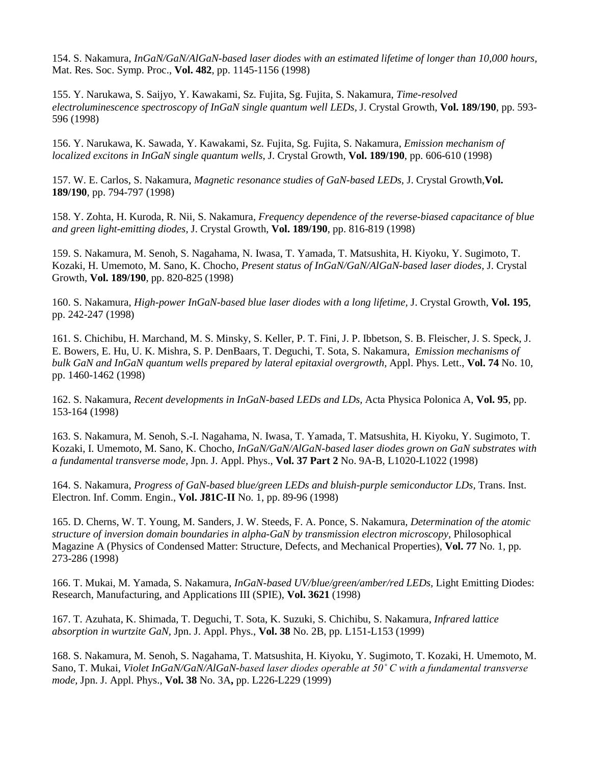154. S. Nakamura, *InGaN/GaN/AlGaN-based laser diodes with an estimated lifetime of longer than 10,000 hours,* Mat. Res. Soc. Symp. Proc., **Vol. 482**, pp. 1145-1156 (1998)

155. Y. Narukawa, S. Saijyo, Y. Kawakami, Sz. Fujita, Sg. Fujita, S. Nakamura, *Time-resolved electroluminescence spectroscopy of InGaN single quantum well LEDs,* J. Crystal Growth, **Vol. 189/190**, pp. 593-596 (1998)

156. Y. Narukawa, K. Sawada, Y. Kawakami, Sz. Fujita, Sg. Fujita, S. Nakamura, *Emission mechanism of localized excitons in InGaN single quantum wells,* J. Crystal Growth, **Vol. 189/190**, pp. 606-610 (1998)

157. W. E. Carlos, S. Nakamura, *Magnetic resonance studies of GaN-based LEDs*, J. Crystal Growth,**Vol. 189/190**, pp. 794-797 (1998)

158. Y. Zohta, H. Kuroda, R. Nii, S. Nakamura, *Frequency dependence of the reverse-biased capacitance of blue and green light-emitting diodes,* J. Crystal Growth, **Vol. 189/190**, pp. 816-819 (1998)

159. S. Nakamura, M. Senoh, S. Nagahama, N. Iwasa, T. Yamada, T. Matsushita, H. Kiyoku, Y. Sugimoto, T. Kozaki, H. Umemoto, M. Sano, K. Chocho, *Present status of InGaN/GaN/AlGaN-based laser diodes,* J. Crystal Growth, **Vol. 189/190**, pp. 820-825 (1998)

160. S. Nakamura, *High-power InGaN-based blue laser diodes with a long lifetime*, J. Crystal Growth, **Vol. 195**, pp. 242-247 (1998)

161. S. Chichibu, H. Marchand, M. S. Minsky, S. Keller, P. T. Fini, J. P. Ibbetson, S. B. Fleischer, J. S. Speck, J. E. Bowers, E. Hu, U. K. Mishra, S. P. DenBaars, T. Deguchi, T. Sota, S. Nakamura, *Emission mechanisms of bulk GaN and InGaN quantum wells prepared by lateral epitaxial overgrowth,* Appl. Phys. Lett., **Vol. 74** No. 10, pp. 1460-1462 (1998)

162. S. Nakamura, *Recent developments in InGaN-based LEDs and LDs,* Acta Physica Polonica A, **Vol. 95**, pp. 153-164 (1998)

163. S. Nakamura, M. Senoh, S.-I. Nagahama, N. Iwasa, T. Yamada, T. Matsushita, H. Kiyoku, Y. Sugimoto, T. Kozaki, I. Umemoto, M. Sano, K. Chocho, *InGaN/GaN/AlGaN-based laser diodes grown on GaN substrates with a fundamental transverse mode,* Jpn. J. Appl. Phys., **Vol. 37 Part 2** No. 9A-B, L1020-L1022 (1998)

164. S. Nakamura, *Progress of GaN-based blue/green LEDs and bluish-purple semiconductor LDs,* Trans. Inst. Electron. Inf. Comm. Engin., **Vol. J81C-II** No. 1, pp. 89-96 (1998)

165. D. Cherns, W. T. Young, M. Sanders, J. W. Steeds, F. A. Ponce, S. Nakamura, *Determination of the atomic structure of inversion domain boundaries in alpha-GaN by transmission electron microscopy,* Philosophical Magazine A (Physics of Condensed Matter: Structure, Defects, and Mechanical Properties), **Vol. 77** No. 1, pp. 273-286 (1998)

166. T. Mukai, M. Yamada, S. Nakamura, *InGaN-based UV/blue/green/amber/red LEDs*, Light Emitting Diodes: Research, Manufacturing, and Applications III (SPIE), **Vol. 3621** (1998)

167. T. Azuhata, K. Shimada, T. Deguchi, T. Sota, K. Suzuki, S. Chichibu, S. Nakamura, *Infrared lattice absorption in wurtzite GaN,* Jpn. J. Appl. Phys., **Vol. 38** No. 2B, pp. L151-L153 (1999)

168. S. Nakamura, M. Senoh, S. Nagahama, T. Matsushita, H. Kiyoku, Y. Sugimoto, T. Kozaki, H. Umemoto, M. Sano, T. Mukai, *Violet InGaN/GaN/AlGaN-based laser diodes operable at 50˚ C with a fundamental transverse mode,* Jpn. J. Appl. Phys., **Vol. 38** No. 3A**,** pp. L226-L229 (1999)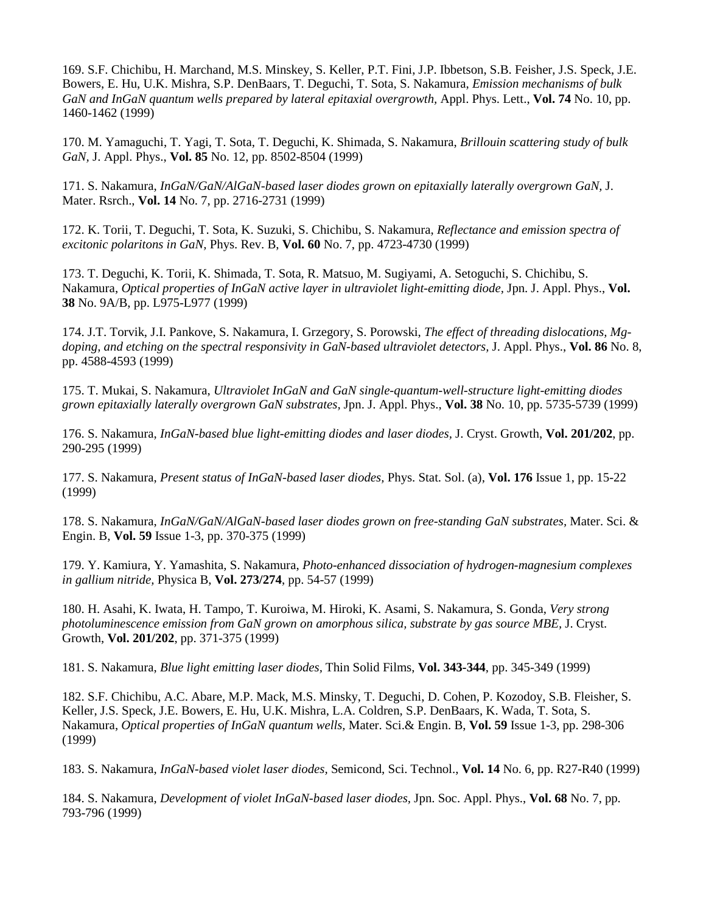169. S.F. Chichibu, H. Marchand, M.S. Minskey, S. Keller, P.T. Fini, J.P. Ibbetson, S.B. Feisher, J.S. Speck, J.E. Bowers, E. Hu, U.K. Mishra, S.P. DenBaars, T. Deguchi, T. Sota, S. Nakamura, *Emission mechanisms of bulk GaN and InGaN quantum wells prepared by lateral epitaxial overgrowth,* Appl. Phys. Lett., **Vol. 74** No. 10, pp. 1460-1462 (1999)

170. M. Yamaguchi, T. Yagi, T. Sota, T. Deguchi, K. Shimada, S. Nakamura, *Brillouin scattering study of bulk GaN,* J. Appl. Phys., **Vol. 85** No. 12, pp. 8502-8504 (1999)

171. S. Nakamura, *InGaN/GaN/AlGaN-based laser diodes grown on epitaxially laterally overgrown GaN,* J. Mater. Rsrch., **Vol. 14** No. 7, pp. 2716-2731 (1999)

172. K. Torii, T. Deguchi, T. Sota, K. Suzuki, S. Chichibu, S. Nakamura, *Reflectance and emission spectra of excitonic polaritons in GaN,* Phys. Rev. B, **Vol. 60** No. 7, pp. 4723-4730 (1999)

173. T. Deguchi, K. Torii, K. Shimada, T. Sota, R. Matsuo, M. Sugiyami, A. Setoguchi, S. Chichibu, S. Nakamura, *Optical properties of InGaN active layer in ultraviolet light-emitting diode,* Jpn. J. Appl. Phys., **Vol. 38** No. 9A/B, pp. L975-L977 (1999)

174. J.T. Torvik, J.I. Pankove, S. Nakamura, I. Grzegory, S. Porowski, *The effect of threading dislocations, Mg-doping, and etching on the spectral responsivity in GaN-based ultraviolet detectors,* J. Appl. Phys., **Vol. 86** No. 8, pp. 4588-4593 (1999)

175. T. Mukai, S. Nakamura, *Ultraviolet InGaN and GaN single-quantum-well-structure light-emitting diodes grown epitaxially laterally overgrown GaN substrates,* Jpn. J. Appl. Phys., **Vol. 38** No. 10, pp. 5735-5739 (1999)

176. S. Nakamura, *InGaN-based blue light-emitting diodes and laser diodes,* J. Cryst. Growth, **Vol. 201/202**, pp. 290-295 (1999)

177. S. Nakamura, *Present status of InGaN-based laser diodes,* Phys. Stat. Sol. (a), **Vol. 176** Issue 1, pp. 15-22 (1999)

178. S. Nakamura, *InGaN/GaN/AlGaN-based laser diodes grown on free-standing GaN substrates,* Mater. Sci. & Engin. B, **Vol. 59** Issue 1-3, pp. 370-375 (1999)

179. Y. Kamiura, Y. Yamashita, S. Nakamura, *Photo-enhanced dissociation of hydrogen-magnesium complexes in gallium nitride,* Physica B, **Vol. 273/274**, pp. 54-57 (1999)

180. H. Asahi, K. Iwata, H. Tampo, T. Kuroiwa, M. Hiroki, K. Asami, S. Nakamura, S. Gonda, *Very strong photoluminescence emission from GaN grown on amorphous silica, substrate by gas source MBE,* J. Cryst. Growth, **Vol. 201/202**, pp. 371-375 (1999)

181. S. Nakamura, *Blue light emitting laser diodes,* Thin Solid Films, **Vol. 343-344**, pp. 345-349 (1999)

182. S.F. Chichibu, A.C. Abare, M.P. Mack, M.S. Minsky, T. Deguchi, D. Cohen, P. Kozodoy, S.B. Fleisher, S. Keller, J.S. Speck, J.E. Bowers, E. Hu, U.K. Mishra, L.A. Coldren, S.P. DenBaars, K. Wada, T. Sota, S. Nakamura, *Optical properties of InGaN quantum wells,* Mater. Sci.& Engin. B, **Vol. 59** Issue 1-3, pp. 298-306 (1999)

183. S. Nakamura, *InGaN-based violet laser diodes,* Semicond, Sci. Technol., **Vol. 14** No. 6, pp. R27-R40 (1999)

184. S. Nakamura, *Development of violet InGaN-based laser diodes,* Jpn. Soc. Appl. Phys., **Vol. 68** No. 7, pp. 793-796 (1999)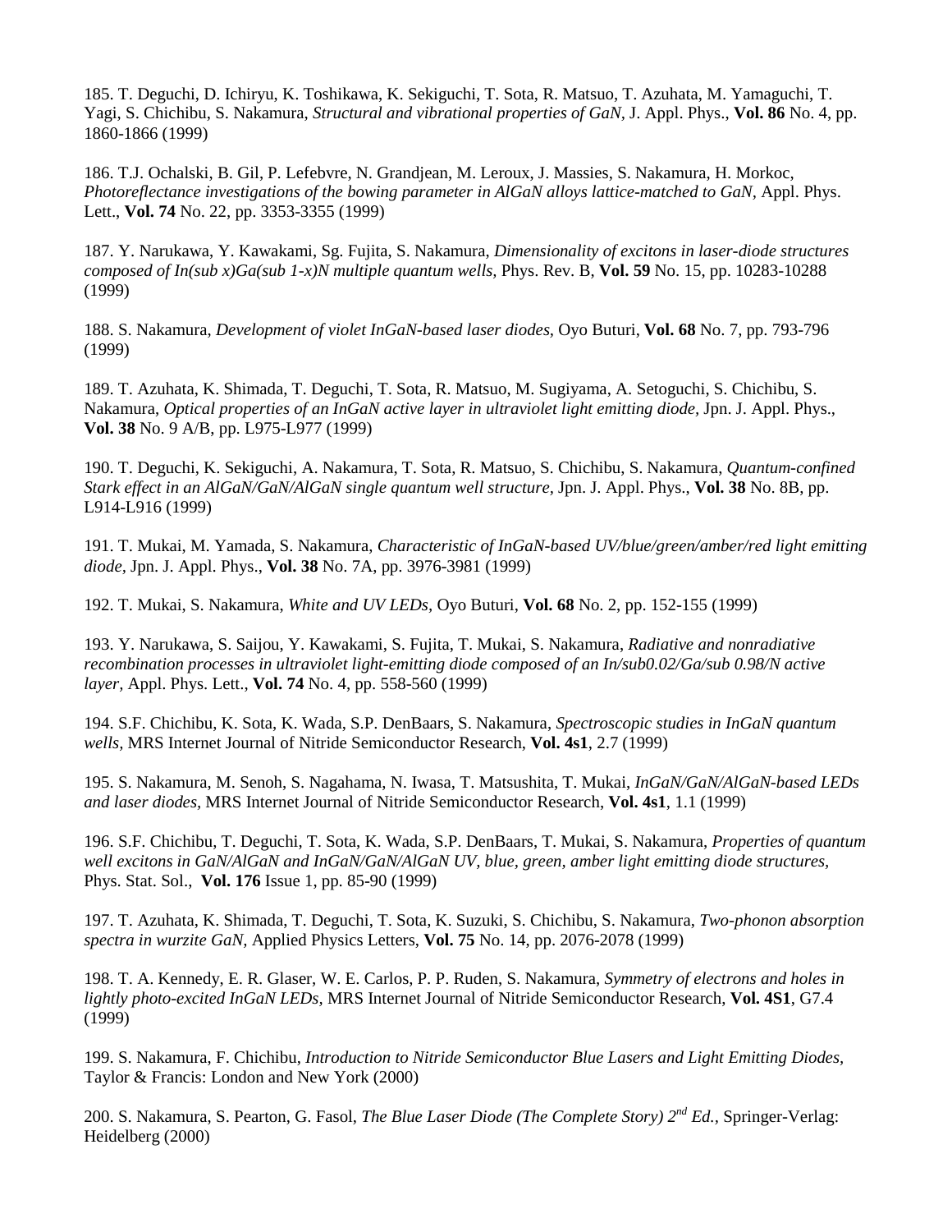185. T. Deguchi, D. Ichiryu, K. Toshikawa, K. Sekiguchi, T. Sota, R. Matsuo, T. Azuhata, M. Yamaguchi, T. Yagi, S. Chichibu, S. Nakamura, *Structural and vibrational properties of GaN,* J. Appl. Phys., **Vol. 86** No. 4, pp. 1860-1866 (1999)

186. T.J. Ochalski, B. Gil, P. Lefebvre, N. Grandjean, M. Leroux, J. Massies, S. Nakamura, H. Morkoc, *Photoreflectance investigations of the bowing parameter in AlGaN alloys lattice-matched to GaN,* Appl. Phys. Lett., **Vol. 74** No. 22, pp. 3353-3355 (1999)

187. Y. Narukawa, Y. Kawakami, Sg. Fujita, S. Nakamura, *Dimensionality of excitons in laser-diode structures composed of In(sub x)Ga(sub 1-x)N multiple quantum wells,* Phys. Rev. B, **Vol. 59** No. 15, pp. 10283-10288 (1999)

188. S. Nakamura, *Development of violet InGaN-based laser diodes,* Oyo Buturi, **Vol. 68** No. 7, pp. 793-796 (1999)

189. T. Azuhata, K. Shimada, T. Deguchi, T. Sota, R. Matsuo, M. Sugiyama, A. Setoguchi, S. Chichibu, S. Nakamura, *Optical properties of an InGaN active layer in ultraviolet light emitting diode,* Jpn. J. Appl. Phys., **Vol. 38** No. 9 A/B, pp. L975-L977 (1999)

190. T. Deguchi, K. Sekiguchi, A. Nakamura, T. Sota, R. Matsuo, S. Chichibu, S. Nakamura, *Quantum-confined Stark effect in an AlGaN/GaN/AlGaN single quantum well structure,* Jpn. J. Appl. Phys., **Vol. 38** No. 8B, pp. L914-L916 (1999)

191. T. Mukai, M. Yamada, S. Nakamura, *Characteristic of InGaN-based UV/blue/green/amber/red light emitting diode,* Jpn. J. Appl. Phys., **Vol. 38** No. 7A, pp. 3976-3981 (1999)

192. T. Mukai, S. Nakamura, *White and UV LEDs,* Oyo Buturi, **Vol. 68** No. 2, pp. 152-155 (1999)

193. Y. Narukawa, S. Saijou, Y. Kawakami, S. Fujita, T. Mukai, S. Nakamura, *Radiative and nonradiative recombination processes in ultraviolet light-emitting diode composed of an In/sub0.02/Ga/sub 0.98/N active layer,* Appl. Phys. Lett., **Vol. 74** No. 4, pp. 558-560 (1999)

194. S.F. Chichibu, K. Sota, K. Wada, S.P. DenBaars, S. Nakamura, *Spectroscopic studies in InGaN quantum wells,* MRS Internet Journal of Nitride Semiconductor Research, **Vol. 4s1**, 2.7 (1999)

195. S. Nakamura, M. Senoh, S. Nagahama, N. Iwasa, T. Matsushita, T. Mukai, *InGaN/GaN/AlGaN-based LEDs and laser diodes,* MRS Internet Journal of Nitride Semiconductor Research, **Vol. 4s1**, 1.1 (1999)

196. S.F. Chichibu, T. Deguchi, T. Sota, K. Wada, S.P. DenBaars, T. Mukai, S. Nakamura, *Properties of quantum well excitons in GaN/AlGaN and InGaN/GaN/AlGaN UV, blue, green, amber light emitting diode structures,* Phys. Stat. Sol., **Vol. 176** Issue 1, pp. 85-90 (1999)

197. T. Azuhata, K. Shimada, T. Deguchi, T. Sota, K. Suzuki, S. Chichibu, S. Nakamura, *Two-phonon absorption spectra in wurzite GaN,* Applied Physics Letters, **Vol. 75** No. 14, pp. 2076-2078 (1999)

198. T. A. Kennedy, E. R. Glaser, W. E. Carlos, P. P. Ruden, S. Nakamura, *Symmetry of electrons and holes in lightly photo-excited InGaN LEDs,* MRS Internet Journal of Nitride Semiconductor Research, **Vol. 4S1**, G7.4 (1999)

199. S. Nakamura, F. Chichibu, *Introduction to Nitride Semiconductor Blue Lasers and Light Emitting Diodes,* Taylor & Francis: London and New York (2000)

200. S. Nakamura, S. Pearton, G. Fasol, *The Blue Laser Diode (The Complete Story) 2nd Ed.,* Springer-Verlag: Heidelberg (2000)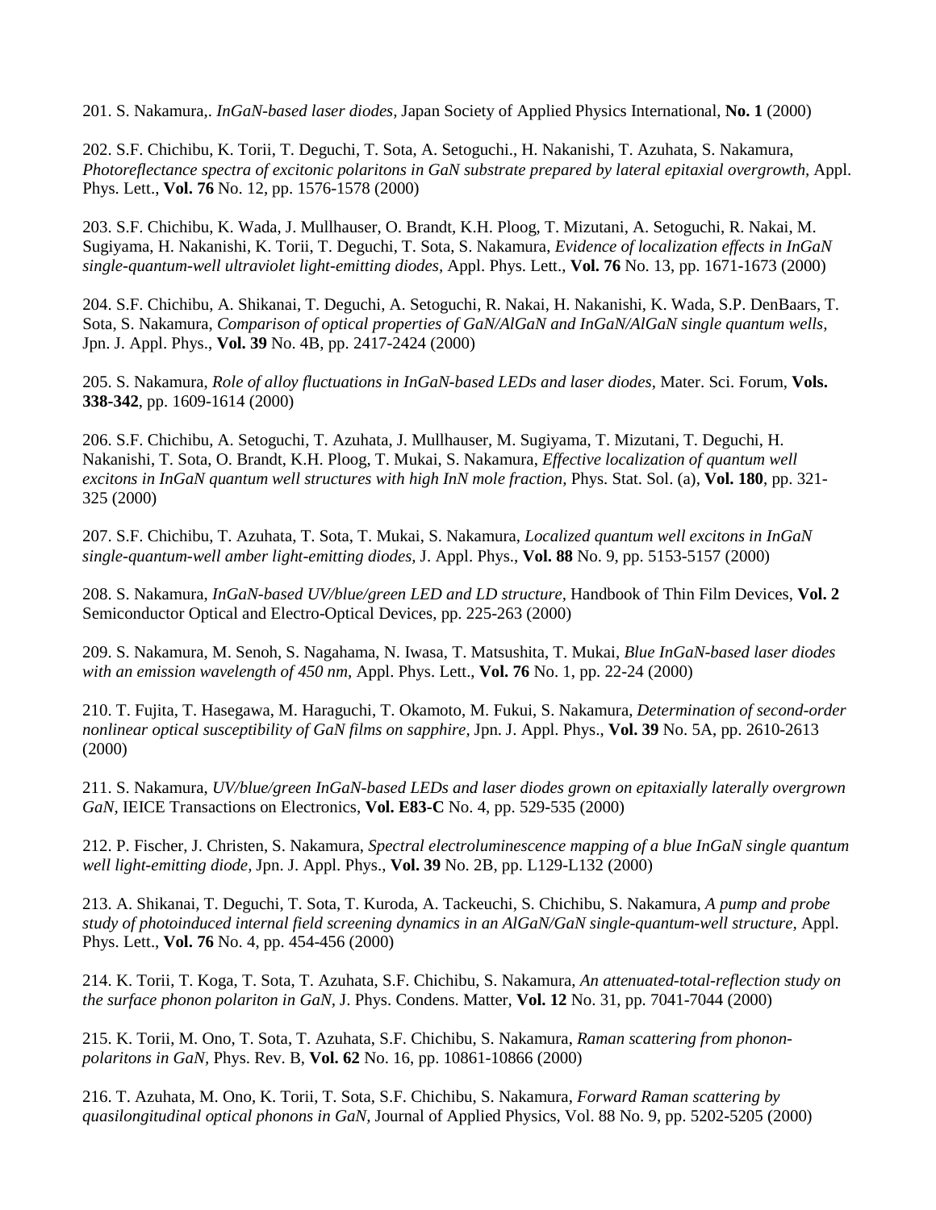201. S. Nakamura,. *InGaN-based laser diodes,* Japan Society of Applied Physics International, **No. 1** (2000)

202. S.F. Chichibu, K. Torii, T. Deguchi, T. Sota, A. Setoguchi., H. Nakanishi, T. Azuhata, S. Nakamura, *Photoreflectance spectra of excitonic polaritons in GaN substrate prepared by lateral epitaxial overgrowth,* Appl. Phys. Lett., **Vol. 76** No. 12, pp. 1576-1578 (2000)

203. S.F. Chichibu, K. Wada, J. Mullhauser, O. Brandt, K.H. Ploog, T. Mizutani, A. Setoguchi, R. Nakai, M. Sugiyama, H. Nakanishi, K. Torii, T. Deguchi, T. Sota, S. Nakamura, *Evidence of localization effects in InGaN single-quantum-well ultraviolet light-emitting diodes,* Appl. Phys. Lett., **Vol. 76** No. 13, pp. 1671-1673 (2000)

204. S.F. Chichibu, A. Shikanai, T. Deguchi, A. Setoguchi, R. Nakai, H. Nakanishi, K. Wada, S.P. DenBaars, T. Sota, S. Nakamura, *Comparison of optical properties of GaN/AlGaN and InGaN/AlGaN single quantum wells,* Jpn. J. Appl. Phys., **Vol. 39** No. 4B, pp. 2417-2424 (2000)

205. S. Nakamura, *Role of alloy fluctuations in InGaN-based LEDs and laser diodes,* Mater. Sci. Forum, **Vols. 338-342**, pp. 1609-1614 (2000)

206. S.F. Chichibu, A. Setoguchi, T. Azuhata, J. Mullhauser, M. Sugiyama, T. Mizutani, T. Deguchi, H. Nakanishi, T. Sota, O. Brandt, K.H. Ploog, T. Mukai, S. Nakamura, *Effective localization of quantum well excitons in InGaN quantum well structures with high InN mole fraction,* Phys. Stat. Sol. (a), **Vol. 180**, pp. 321-325 (2000)

207. S.F. Chichibu, T. Azuhata, T. Sota, T. Mukai, S. Nakamura, *Localized quantum well excitons in InGaN single-quantum-well amber light-emitting diodes,* J. Appl. Phys., **Vol. 88** No. 9, pp. 5153-5157 (2000)

208. S. Nakamura, *InGaN-based UV/blue/green LED and LD structure,* Handbook of Thin Film Devices, **Vol. 2** Semiconductor Optical and Electro-Optical Devices, pp. 225-263 (2000)

209. S. Nakamura, M. Senoh, S. Nagahama, N. Iwasa, T. Matsushita, T. Mukai, *Blue InGaN-based laser diodes with an emission wavelength of 450 nm,* Appl. Phys. Lett., **Vol. 76** No. 1, pp. 22-24 (2000)

210. T. Fujita, T. Hasegawa, M. Haraguchi, T. Okamoto, M. Fukui, S. Nakamura, *Determination of second-order nonlinear optical susceptibility of GaN films on sapphire,* Jpn. J. Appl. Phys., **Vol. 39** No. 5A, pp. 2610-2613 (2000)

211. S. Nakamura, *UV/blue/green InGaN-based LEDs and laser diodes grown on epitaxially laterally overgrown GaN,* IEICE Transactions on Electronics, **Vol. E83-C** No. 4, pp. 529-535 (2000)

212. P. Fischer, J. Christen, S. Nakamura, *Spectral electroluminescence mapping of a blue InGaN single quantum well light-emitting diode,* Jpn. J. Appl. Phys., **Vol. 39** No. 2B, pp. L129-L132 (2000)

213. A. Shikanai, T. Deguchi, T. Sota, T. Kuroda, A. Tackeuchi, S. Chichibu, S. Nakamura, *A pump and probe study of photoinduced internal field screening dynamics in an AlGaN/GaN single-quantum-well structure,* Appl. Phys. Lett., **Vol. 76** No. 4, pp. 454-456 (2000)

214. K. Torii, T. Koga, T. Sota, T. Azuhata, S.F. Chichibu, S. Nakamura, *An attenuated-total-reflection study on the surface phonon polariton in GaN,* J. Phys. Condens. Matter, **Vol. 12** No. 31, pp. 7041-7044 (2000)

215. K. Torii, M. Ono, T. Sota, T. Azuhata, S.F. Chichibu, S. Nakamura, *Raman scattering from phonon-polaritons in GaN,* Phys. Rev. B, **Vol. 62** No. 16, pp. 10861-10866 (2000)

216. T. Azuhata, M. Ono, K. Torii, T. Sota, S.F. Chichibu, S. Nakamura, *Forward Raman scattering by quasilongitudinal optical phonons in GaN,* Journal of Applied Physics, Vol. 88 No. 9, pp. 5202-5205 (2000)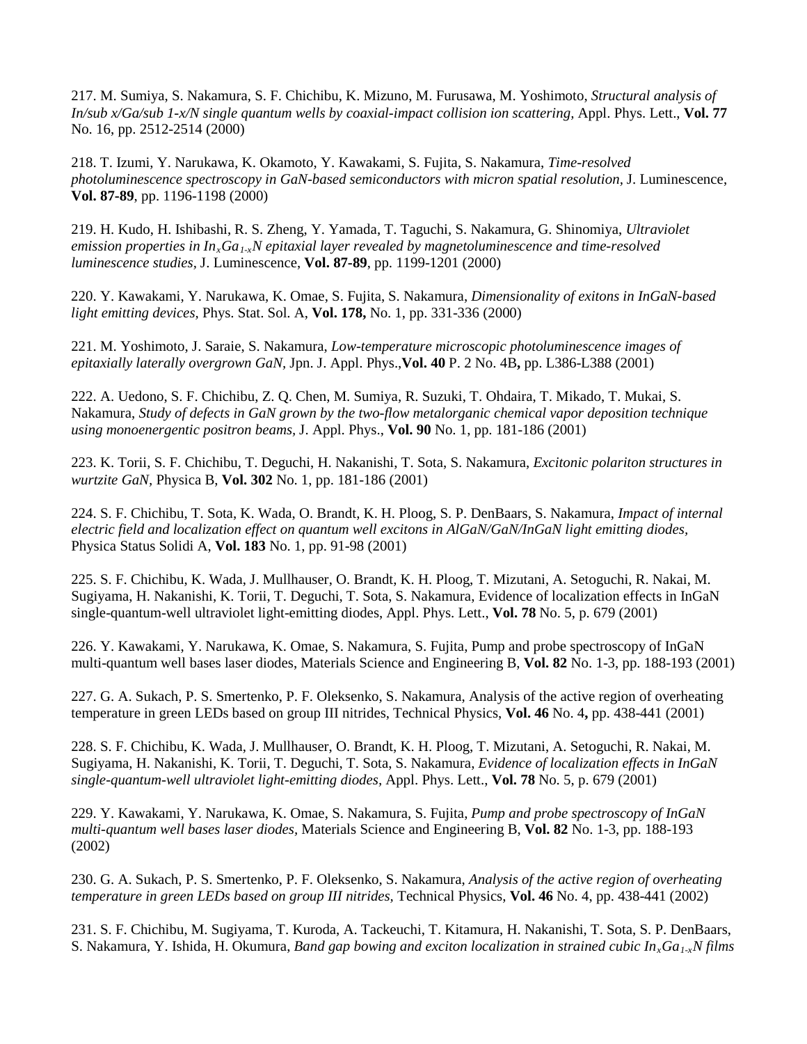217. M. Sumiya, S. Nakamura, S. F. Chichibu, K. Mizuno, M. Furusawa, M. Yoshimoto, *Structural analysis of In/sub x/Ga/sub 1-x/N single quantum wells by coaxial-impact collision ion scattering*, Appl. Phys. Lett., **Vol. 77** No. 16, pp. 2512-2514 (2000)

218. T. Izumi, Y. Narukawa, K. Okamoto, Y. Kawakami, S. Fujita, S. Nakamura, *Time-resolved photoluminescence spectroscopy in GaN-based semiconductors with micron spatial resolution*, J. Luminescence, **Vol. 87-89**, pp. 1196-1198 (2000)

219. H. Kudo, H. Ishibashi, R. S. Zheng, Y. Yamada, T. Taguchi, S. Nakamura, G. Shinomiya, *Ultraviolet emission properties in $In_xGa_{1-x}N$ epitaxial layer revealed by magnetoluminescence and time-resolved luminescence studies*, J. Luminescence, **Vol. 87-89**, pp. 1199-1201 (2000)

220. Y. Kawakami, Y. Narukawa, K. Omae, S. Fujita, S. Nakamura, *Dimensionality of exitons in InGaN-based light emitting devices*, Phys. Stat. Sol. A, **Vol. 178,** No. 1, pp. 331-336 (2000)

221. M. Yoshimoto, J. Saraie, S. Nakamura, *Low-temperature microscopic photoluminescence images of epitaxially laterally overgrown GaN*, Jpn. J. Appl. Phys.,**Vol. 40** P. 2 No. 4B**,** pp. L386-L388 (2001)

222. A. Uedono, S. F. Chichibu, Z. Q. Chen, M. Sumiya, R. Suzuki, T. Ohdaira, T. Mikado, T. Mukai, S. Nakamura, *Study of defects in GaN grown by the two-flow metalorganic chemical vapor deposition technique using monoenergentic positron beams*, J. Appl. Phys., **Vol. 90** No. 1, pp. 181-186 (2001)

223. K. Torii, S. F. Chichibu, T. Deguchi, H. Nakanishi, T. Sota, S. Nakamura, *Excitonic polariton structures in wurtzite GaN*, Physica B, **Vol. 302** No. 1, pp. 181-186 (2001)

224. S. F. Chichibu, T. Sota, K. Wada, O. Brandt, K. H. Ploog, S. P. DenBaars, S. Nakamura, *Impact of internal electric field and localization effect on quantum well excitons in AlGaN/GaN/InGaN light emitting diodes*, Physica Status Solidi A, **Vol. 183** No. 1, pp. 91-98 (2001)

225. S. F. Chichibu, K. Wada, J. Mullhauser, O. Brandt, K. H. Ploog, T. Mizutani, A. Setoguchi, R. Nakai, M. Sugiyama, H. Nakanishi, K. Torii, T. Deguchi, T. Sota, S. Nakamura, Evidence of localization effects in InGaN single-quantum-well ultraviolet light-emitting diodes, Appl. Phys. Lett., **Vol. 78** No. 5, p. 679 (2001)

226. Y. Kawakami, Y. Narukawa, K. Omae, S. Nakamura, S. Fujita, Pump and probe spectroscopy of InGaN multi-quantum well bases laser diodes, Materials Science and Engineering B, **Vol. 82** No. 1-3, pp. 188-193 (2001)

227. G. A. Sukach, P. S. Smertenko, P. F. Oleksenko, S. Nakamura, Analysis of the active region of overheating temperature in green LEDs based on group III nitrides, Technical Physics, **Vol. 46** No. 4**,** pp. 438-441 (2001)

228. S. F. Chichibu, K. Wada, J. Mullhauser, O. Brandt, K. H. Ploog, T. Mizutani, A. Setoguchi, R. Nakai, M. Sugiyama, H. Nakanishi, K. Torii, T. Deguchi, T. Sota, S. Nakamura, *Evidence of localization effects in InGaN single-quantum-well ultraviolet light-emitting diodes*, Appl. Phys. Lett., **Vol. 78** No. 5, p. 679 (2001)

229. Y. Kawakami, Y. Narukawa, K. Omae, S. Nakamura, S. Fujita, *Pump and probe spectroscopy of InGaN multi-quantum well bases laser diodes*, Materials Science and Engineering B, **Vol. 82** No. 1-3, pp. 188-193 (2002)

230. G. A. Sukach, P. S. Smertenko, P. F. Oleksenko, S. Nakamura, *Analysis of the active region of overheating temperature in green LEDs based on group III nitrides,* Technical Physics, **Vol. 46** No. 4, pp. 438-441 (2002)

231. S. F. Chichibu, M. Sugiyama, T. Kuroda, A. Tackeuchi, T. Kitamura, H. Nakanishi, T. Sota, S. P. DenBaars, S. Nakamura, Y. Ishida, H. Okumura, *Band gap bowing and exciton localization in strained cubic $In_xGa_{1-x}N$ films*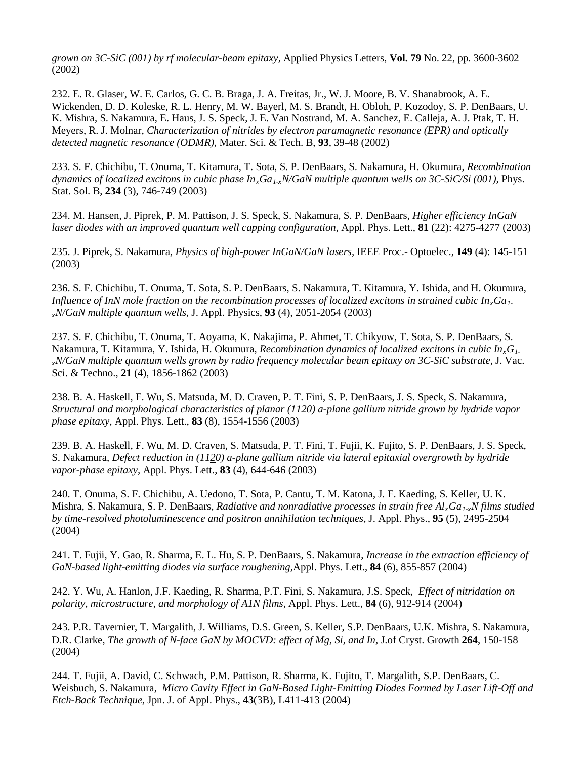*grown on 3C-SiC (001) by rf molecular-beam epitaxy*, Applied Physics Letters, **Vol. 79** No. 22, pp. 3600-3602 (2002)

232. E. R. Glaser, W. E. Carlos, G. C. B. Braga, J. A. Freitas, Jr., W. J. Moore, B. V. Shanabrook, A. E. Wickenden, D. D. Koleske, R. L. Henry, M. W. Bayerl, M. S. Brandt, H. Obloh, P. Kozodoy, S. P. DenBaars, U. K. Mishra, S. Nakamura, E. Haus, J. S. Speck, J. E. Van Nostrand, M. A. Sanchez, E. Calleja, A. J. Ptak, T. H. Meyers, R. J. Molnar, *Characterization of nitrides by electron paramagnetic resonance (EPR) and optically detected magnetic resonance (ODMR)*, Mater. Sci. & Tech. B, **93**, 39-48 (2002)

233. S. F. Chichibu, T. Onuma, T. Kitamura, T. Sota, S. P. DenBaars, S. Nakamura, H. Okumura, *Recombination dynamics of localized excitons in cubic phase $In_xGa_{1-x}N$/GaN multiple quantum wells on 3C-SiC/Si (001)*, Phys. Stat. Sol. B, **234** (3), 746-749 (2003)

234. M. Hansen, J. Piprek, P. M. Pattison, J. S. Speck, S. Nakamura, S. P. DenBaars, *Higher efficiency InGaN laser diodes with an improved quantum well capping configuration*, Appl. Phys. Lett., **81** (22): 4275-4277 (2003)

235. J. Piprek, S. Nakamura, *Physics of high-power InGaN/GaN lasers*, IEEE Proc.- Optoelec., **149** (4): 145-151 (2003)

236. S. F. Chichibu, T. Onuma, T. Sota, S. P. DenBaars, S. Nakamura, T. Kitamura, Y. Ishida, and H. Okumura, *Influence of InN mole fraction on the recombination processes of localized excitons in strained cubic $In_xGa_{1-x}N$/GaN multiple quantum wells*, J. Appl. Physics, **93** (4), 2051-2054 (2003)

237. S. F. Chichibu, T. Onuma, T. Aoyama, K. Nakajima, P. Ahmet, T. Chikyow, T. Sota, S. P. DenBaars, S. Nakamura, T. Kitamura, Y. Ishida, H. Okumura, *Recombination dynamics of localized excitons in cubic $In_xG_{1-x}N$/GaN multiple quantum wells grown by radio frequency molecular beam epitaxy on 3C-SiC substrate*, J. Vac. Sci. & Techno., **21** (4), 1856-1862 (2003)

238. B. A. Haskell, F. Wu, S. Matsuda, M. D. Craven, P. T. Fini, S. P. DenBaars, J. S. Speck, S. Nakamura, *Structural and morphological characteristics of planar ($11\underline{2}0$) a-plane gallium nitride grown by hydride vapor phase epitaxy*, Appl. Phys. Lett., **83** (8), 1554-1556 (2003)

239. B. A. Haskell, F. Wu, M. D. Craven, S. Matsuda, P. T. Fini, T. Fujii, K. Fujito, S. P. DenBaars, J. S. Speck, S. Nakamura, *Defect reduction in ($11\underline{2}0$) a-plane gallium nitride via lateral epitaxial overgrowth by hydride vapor-phase epitaxy*, Appl. Phys. Lett., **83** (4), 644-646 (2003)

240. T. Onuma, S. F. Chichibu, A. Uedono, T. Sota, P. Cantu, T. M. Katona, J. F. Kaeding, S. Keller, U. K. Mishra, S. Nakamura, S. P. DenBaars, *Radiative and nonradiative processes in strain free $Al_xGa_{1-x}N$ films studied by time-resolved photoluminescence and positron annihilation techniques*, J. Appl. Phys., **95** (5), 2495-2504 (2004)

241. T. Fujii, Y. Gao, R. Sharma, E. L. Hu, S. P. DenBaars, S. Nakamura, *Increase in the extraction efficiency of GaN-based light-emitting diodes via surface roughening*,Appl. Phys. Lett., **84** (6), 855-857 (2004)

242. Y. Wu, A. Hanlon, J.F. Kaeding, R. Sharma, P.T. Fini, S. Nakamura, J.S. Speck, *Effect of nitridation on polarity, microstructure, and morphology of A1N films*, Appl. Phys. Lett., **84** (6), 912-914 (2004)

243. P.R. Tavernier, T. Margalith, J. Williams, D.S. Green, S. Keller, S.P. DenBaars, U.K. Mishra, S. Nakamura, D.R. Clarke, *The growth of N-face GaN by MOCVD: effect of Mg, Si, and In*, J.of Cryst. Growth **264**, 150-158 (2004)

244. T. Fujii, A. David, C. Schwach, P.M. Pattison, R. Sharma, K. Fujito, T. Margalith, S.P. DenBaars, C. Weisbuch, S. Nakamura, *Micro Cavity Effect in GaN-Based Light-Emitting Diodes Formed by Laser Lift-Off and Etch-Back Technique*, Jpn. J. of Appl. Phys., **43**(3B), L411-413 (2004)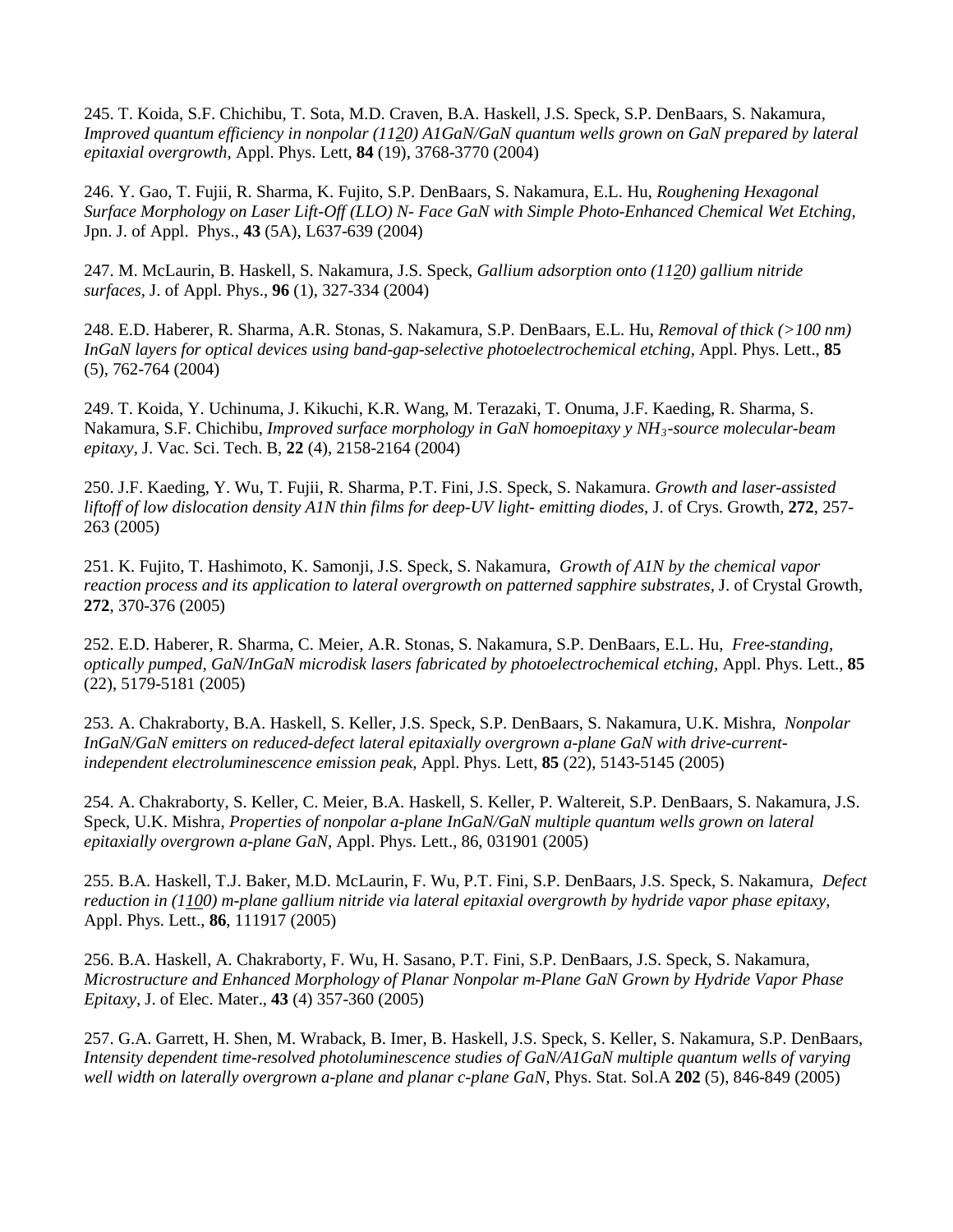245. T. Koida, S.F. Chichibu, T. Sota, M.D. Craven, B.A. Haskell, J.S. Speck, S.P. DenBaars, S. Nakamura, *Improved quantum efficiency in nonpolar (11$\underline{2}$0) A1GaN/GaN quantum wells grown on GaN prepared by lateral epitaxial overgrowth*, Appl. Phys. Lett, **84** (19), 3768-3770 (2004)

246. Y. Gao, T. Fujii, R. Sharma, K. Fujito, S.P. DenBaars, S. Nakamura, E.L. Hu, *Roughening Hexagonal Surface Morphology on Laser Lift-Off (LLO) N- Face GaN with Simple Photo-Enhanced Chemical Wet Etching*, Jpn. J. of Appl. Phys., **43** (5A), L637-639 (2004)

247. M. McLaurin, B. Haskell, S. Nakamura, J.S. Speck, *Gallium adsorption onto (11$\underline{2}$0) gallium nitride surfaces*, J. of Appl. Phys., **96** (1), 327-334 (2004)

248. E.D. Haberer, R. Sharma, A.R. Stonas, S. Nakamura, S.P. DenBaars, E.L. Hu, *Removal of thick (>100 nm) InGaN layers for optical devices using band-gap-selective photoelectrochemical etching*, Appl. Phys. Lett., **85** (5), 762-764 (2004)

249. T. Koida, Y. Uchinuma, J. Kikuchi, K.R. Wang, M. Terazaki, T. Onuma, J.F. Kaeding, R. Sharma, S. Nakamura, S.F. Chichibu, *Improved surface morphology in GaN homoepitaxy y $NH_3$-source molecular-beam epitaxy*, J. Vac. Sci. Tech. B, **22** (4), 2158-2164 (2004)

250. J.F. Kaeding, Y. Wu, T. Fujii, R. Sharma, P.T. Fini, J.S. Speck, S. Nakamura. *Growth and laser-assisted liftoff of low dislocation density A1N thin films for deep-UV light- emitting diodes*, J. of Crys. Growth, **272**, 257-263 (2005)

251. K. Fujito, T. Hashimoto, K. Samonji, J.S. Speck, S. Nakamura, *Growth of A1N by the chemical vapor reaction process and its application to lateral overgrowth on patterned sapphire substrates*, J. of Crystal Growth, **272**, 370-376 (2005)

252. E.D. Haberer, R. Sharma, C. Meier, A.R. Stonas, S. Nakamura, S.P. DenBaars, E.L. Hu, *Free-standing, optically pumped, GaN/InGaN microdisk lasers fabricated by photoelectrochemical etching*, Appl. Phys. Lett., **85** (22), 5179-5181 (2005)

253. A. Chakraborty, B.A. Haskell, S. Keller, J.S. Speck, S.P. DenBaars, S. Nakamura, U.K. Mishra, *Nonpolar InGaN/GaN emitters on reduced-defect lateral epitaxially overgrown a-plane GaN with drive-current-independent electroluminescence emission peak*, Appl. Phys. Lett, **85** (22), 5143-5145 (2005)

254. A. Chakraborty, S. Keller, C. Meier, B.A. Haskell, S. Keller, P. Waltereit, S.P. DenBaars, S. Nakamura, J.S. Speck, U.K. Mishra, *Properties of nonpolar a-plane InGaN/GaN multiple quantum wells grown on lateral epitaxially overgrown a-plane GaN*, Appl. Phys. Lett., 86, 031901 (2005)

255. B.A. Haskell, T.J. Baker, M.D. McLaurin, F. Wu, P.T. Fini, S.P. DenBaars, J.S. Speck, S. Nakamura, *Defect reduction in (1$\underline{1}$00) m-plane gallium nitride via lateral epitaxial overgrowth by hydride vapor phase epitaxy*, Appl. Phys. Lett., **86**, 111917 (2005)

256. B.A. Haskell, A. Chakraborty, F. Wu, H. Sasano, P.T. Fini, S.P. DenBaars, J.S. Speck, S. Nakamura, *Microstructure and Enhanced Morphology of Planar Nonpolar m-Plane GaN Grown by Hydride Vapor Phase Epitaxy*, J. of Elec. Mater., **43** (4) 357-360 (2005)

257. G.A. Garrett, H. Shen, M. Wraback, B. Imer, B. Haskell, J.S. Speck, S. Keller, S. Nakamura, S.P. DenBaars, *Intensity dependent time-resolved photoluminescence studies of GaN/A1GaN multiple quantum wells of varying well width on laterally overgrown a-plane and planar c-plane GaN*, Phys. Stat. Sol.A **202** (5), 846-849 (2005)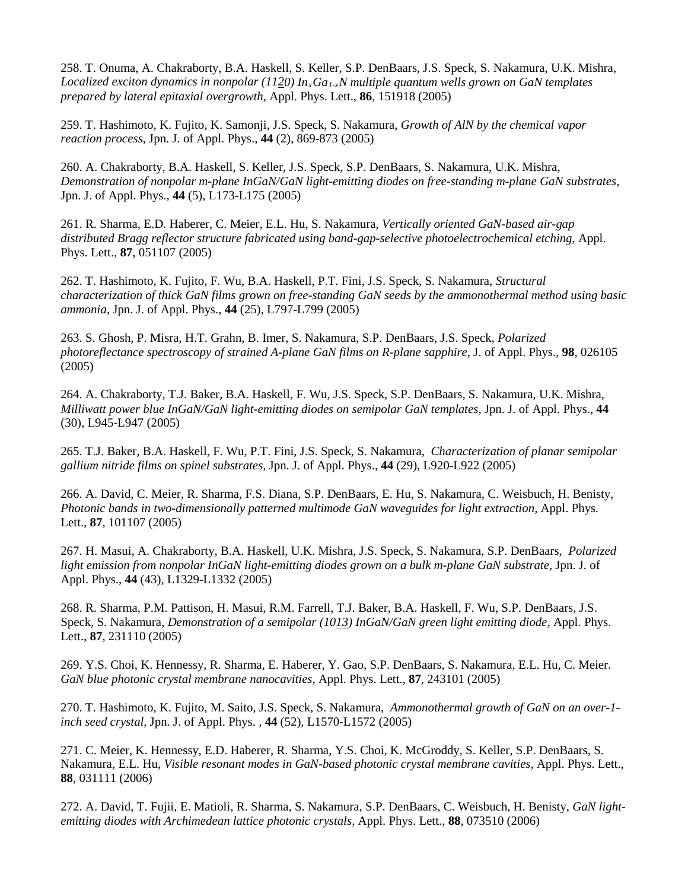258. T. Onuma, A. Chakraborty, B.A. Haskell, S. Keller, S.P. DenBaars, J.S. Speck, S. Nakamura, U.K. Mishra, *Localized exciton dynamics in nonpolar (11$\bar{2}$0) $In_xGa_{1-x}N$ multiple quantum wells grown on GaN templates prepared by lateral epitaxial overgrowth*, Appl. Phys. Lett., **86**, 151918 (2005)

259. T. Hashimoto, K. Fujito, K. Samonji, J.S. Speck, S. Nakamura, *Growth of AlN by the chemical vapor reaction process*, Jpn. J. of Appl. Phys., **44** (2), 869-873 (2005)

260. A. Chakraborty, B.A. Haskell, S. Keller, J.S. Speck, S.P. DenBaars, S. Nakamura, U.K. Mishra, *Demonstration of nonpolar m-plane InGaN/GaN light-emitting diodes on free-standing m-plane GaN substrates*, Jpn. J. of Appl. Phys., **44** (5), L173-L175 (2005)

261. R. Sharma, E.D. Haberer, C. Meier, E.L. Hu, S. Nakamura, *Vertically oriented GaN-based air-gap distributed Bragg reflector structure fabricated using band-gap-selective photoelectrochemical etching*, Appl. Phys. Lett., **87**, 051107 (2005)

262. T. Hashimoto, K. Fujito, F. Wu, B.A. Haskell, P.T. Fini, J.S. Speck, S. Nakamura, *Structural characterization of thick GaN films grown on free-standing GaN seeds by the ammonothermal method using basic ammonia*, Jpn. J. of Appl. Phys., **44** (25), L797-L799 (2005)

263. S. Ghosh, P. Misra, H.T. Grahn, B. Imer, S. Nakamura, S.P. DenBaars, J.S. Speck, *Polarized photoreflectance spectroscopy of strained A-plane GaN films on R-plane sapphire*, J. of Appl. Phys., **98**, 026105 (2005)

264. A. Chakraborty, T.J. Baker, B.A. Haskell, F. Wu, J.S. Speck, S.P. DenBaars, S. Nakamura, U.K. Mishra, *Milliwatt power blue InGaN/GaN light-emitting diodes on semipolar GaN templates*, Jpn. J. of Appl. Phys., **44** (30), L945-L947 (2005)

265. T.J. Baker, B.A. Haskell, F. Wu, P.T. Fini, J.S. Speck, S. Nakamura, *Characterization of planar semipolar gallium nitride films on spinel substrates*, Jpn. J. of Appl. Phys., **44** (29), L920-L922 (2005)

266. A. David, C. Meier, R. Sharma, F.S. Diana, S.P. DenBaars, E. Hu, S. Nakamura, C. Weisbuch, H. Benisty, *Photonic bands in two-dimensionally patterned multimode GaN waveguides for light extraction*, Appl. Phys. Lett., **87**, 101107 (2005)

267. H. Masui, A. Chakraborty, B.A. Haskell, U.K. Mishra, J.S. Speck, S. Nakamura, S.P. DenBaars, *Polarized light emission from nonpolar InGaN light-emitting diodes grown on a bulk m-plane GaN substrate*, Jpn. J. of Appl. Phys., **44** (43), L1329-L1332 (2005)

268. R. Sharma, P.M. Pattison, H. Masui, R.M. Farrell, T.J. Baker, B.A. Haskell, F. Wu, S.P. DenBaars, J.S. Speck, S. Nakamura, *Demonstration of a semipolar (10$\bar{1}\bar{3}$) InGaN/GaN green light emitting diode*, Appl. Phys. Lett., **87**, 231110 (2005)

269. Y.S. Choi, K. Hennessy, R. Sharma, E. Haberer, Y. Gao, S.P. DenBaars, S. Nakamura, E.L. Hu, C. Meier. *GaN blue photonic crystal membrane nanocavities*, Appl. Phys. Lett., **87**, 243101 (2005)

270. T. Hashimoto, K. Fujito, M. Saito, J.S. Speck, S. Nakamura, *Ammonothermal growth of GaN on an over-1-inch seed crystal*, Jpn. J. of Appl. Phys. , **44** (52), L1570-L1572 (2005)

271. C. Meier, K. Hennessy, E.D. Haberer, R. Sharma, Y.S. Choi, K. McGroddy, S. Keller, S.P. DenBaars, S. Nakamura, E.L. Hu, *Visible resonant modes in GaN-based photonic crystal membrane cavities*, Appl. Phys. Lett., **88**, 031111 (2006)

272. A. David, T. Fujii, E. Matioli, R. Sharma, S. Nakamura, S.P. DenBaars, C. Weisbuch, H. Benisty, *GaN light-emitting diodes with Archimedean lattice photonic crystals*, Appl. Phys. Lett., **88**, 073510 (2006)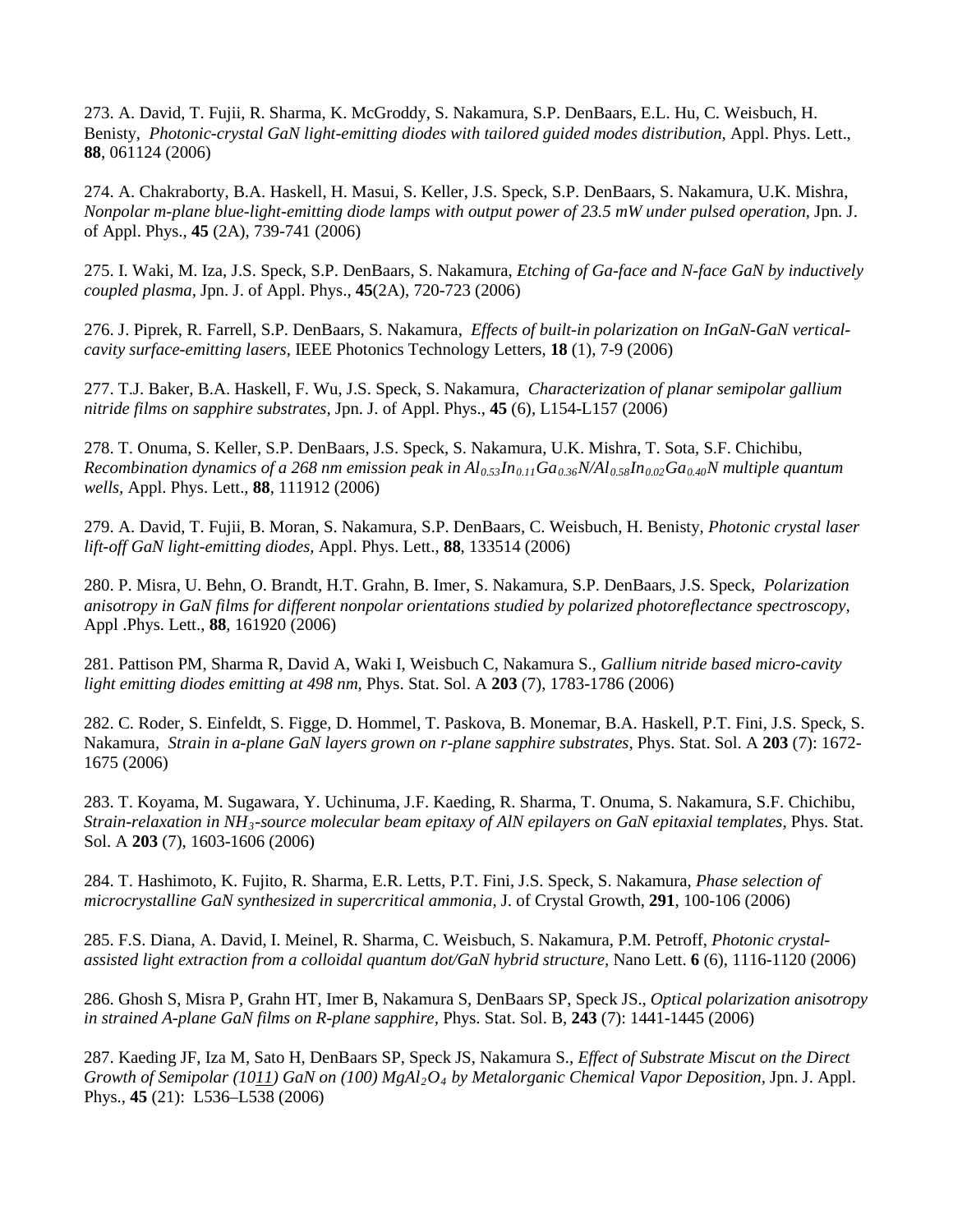273. A. David, T. Fujii, R. Sharma, K. McGroddy, S. Nakamura, S.P. DenBaars, E.L. Hu, C. Weisbuch, H. Benisty, *Photonic-crystal GaN light-emitting diodes with tailored guided modes distribution,* Appl. Phys. Lett., **88**, 061124 (2006)

274. A. Chakraborty, B.A. Haskell, H. Masui, S. Keller, J.S. Speck, S.P. DenBaars, S. Nakamura, U.K. Mishra, *Nonpolar m-plane blue-light-emitting diode lamps with output power of 23.5 mW under pulsed operation*, Jpn. J. of Appl. Phys., **45** (2A), 739-741 (2006)

275. I. Waki, M. Iza, J.S. Speck, S.P. DenBaars, S. Nakamura, *Etching of Ga-face and N-face GaN by inductively coupled plasma,* Jpn. J. of Appl. Phys., **45**(2A), 720-723 (2006)

276. J. Piprek, R. Farrell, S.P. DenBaars, S. Nakamura, *Effects of built-in polarization on InGaN-GaN vertical-cavity surface-emitting lasers,* IEEE Photonics Technology Letters, **18** (1), 7-9 (2006)

277. T.J. Baker, B.A. Haskell, F. Wu, J.S. Speck, S. Nakamura, *Characterization of planar semipolar gallium nitride films on sapphire substrates,* Jpn. J. of Appl. Phys., **45** (6), L154-L157 (2006)

278. T. Onuma, S. Keller, S.P. DenBaars, J.S. Speck, S. Nakamura, U.K. Mishra, T. Sota, S.F. Chichibu, *Recombination dynamics of a 268 nm emission peak in $Al_{0.53}In_{0.11}Ga_{0.36}N/Al_{0.58}In_{0.02}Ga_{0.40}N$ multiple quantum wells*, Appl. Phys. Lett., **88**, 111912 (2006)

279. A. David, T. Fujii, B. Moran, S. Nakamura, S.P. DenBaars, C. Weisbuch, H. Benisty, *Photonic crystal laser lift-off GaN light-emitting diodes,* Appl. Phys. Lett., **88**, 133514 (2006)

280. P. Misra, U. Behn, O. Brandt, H.T. Grahn, B. Imer, S. Nakamura, S.P. DenBaars, J.S. Speck, *Polarization anisotropy in GaN films for different nonpolar orientations studied by polarized photoreflectance spectroscopy,* Appl .Phys. Lett., **88**, 161920 (2006)

281. Pattison PM, Sharma R, David A, Waki I, Weisbuch C, Nakamura S., *Gallium nitride based micro-cavity light emitting diodes emitting at 498 nm,* Phys. Stat. Sol. A **203** (7), 1783-1786 (2006)

282. C. Roder, S. Einfeldt, S. Figge, D. Hommel, T. Paskova, B. Monemar, B.A. Haskell, P.T. Fini, J.S. Speck, S. Nakamura, *Strain in a-plane GaN layers grown on r-plane sapphire substrates*, Phys. Stat. Sol. A **203** (7): 1672-1675 (2006)

283. T. Koyama, M. Sugawara, Y. Uchinuma, J.F. Kaeding, R. Sharma, T. Onuma, S. Nakamura, S.F. Chichibu, *Strain-relaxation in $NH_3$-source molecular beam epitaxy of AlN epilayers on GaN epitaxial templates,* Phys. Stat. Sol. A **203** (7), 1603-1606 (2006)

284. T. Hashimoto, K. Fujito, R. Sharma, E.R. Letts, P.T. Fini, J.S. Speck, S. Nakamura, *Phase selection of microcrystalline GaN synthesized in supercritical ammonia*, J. of Crystal Growth, **291**, 100-106 (2006)

285. F.S. Diana, A. David, I. Meinel, R. Sharma, C. Weisbuch, S. Nakamura, P.M. Petroff, *Photonic crystal-assisted light extraction from a colloidal quantum dot/GaN hybrid structure,* Nano Lett. **6** (6), 1116-1120 (2006)

286. Ghosh S, Misra P, Grahn HT, Imer B, Nakamura S, DenBaars SP, Speck JS., *Optical polarization anisotropy in strained A-plane GaN films on R-plane sapphire*, Phys. Stat. Sol. B, **243** (7): 1441-1445 (2006)

287. Kaeding JF, Iza M, Sato H, DenBaars SP, Speck JS, Nakamura S., *Effect of Substrate Miscut on the Direct Growth of Semipolar ($10\underline{1}\underline{1}$) GaN on (100) $MgAl_2O_4$ by Metalorganic Chemical Vapor Deposition,* Jpn. J. Appl. Phys., **45** (21): L536–L538 (2006)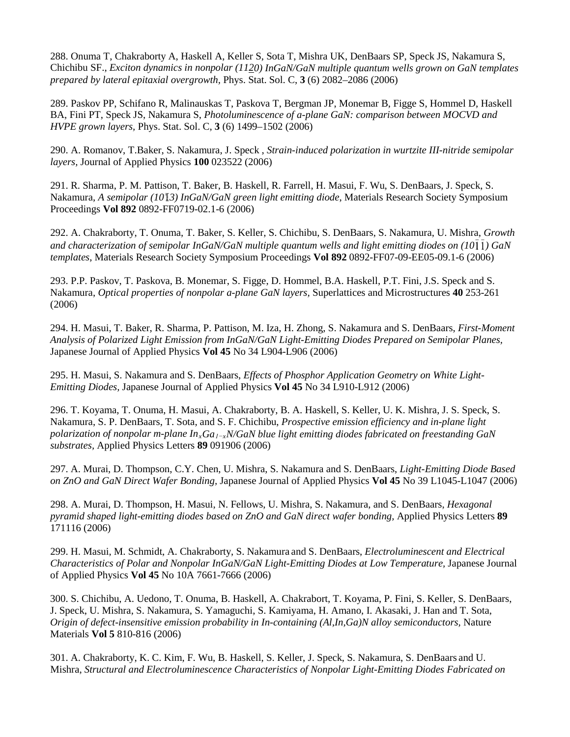288. Onuma T, Chakraborty A, Haskell A, Keller S, Sota T, Mishra UK, DenBaars SP, Speck JS, Nakamura S, Chichibu SF., *Exciton dynamics in nonpolar (11$\underline{2}$0) InGaN/GaN multiple quantum wells grown on GaN templates prepared by lateral epitaxial overgrowth*, Phys. Stat. Sol. C, **3** (6) 2082–2086 (2006)

289. Paskov PP, Schifano R, Malinauskas T, Paskova T, Bergman JP, Monemar B, Figge S, Hommel D, Haskell BA, Fini PT, Speck JS, Nakamura S, *Photoluminescence of a-plane GaN: comparison between MOCVD and HVPE grown layers,* Phys. Stat. Sol. C, **3** (6) 1499–1502 (2006)

290. A. Romanov, T.Baker, S. Nakamura, J. Speck , *Strain-induced polarization in wurtzite III-nitride semipolar layers,* Journal of Applied Physics **100** 023522 (2006)

291. R. Sharma, P. M. Pattison, T. Baker, B. Haskell, R. Farrell, H. Masui, F. Wu, S. DenBaars, J. Speck, S. Nakamura, *A semipolar (10$\bar{1}$3) InGaN/GaN green light emitting diode,* Materials Research Society Symposium Proceedings **Vol 892** 0892-FF0719-02.1-6 (2006)

292. A. Chakraborty, T. Onuma, T. Baker, S. Keller, S. Chichibu, S. DenBaars, S. Nakamura, U. Mishra, *Growth and characterization of semipolar InGaN/GaN multiple quantum wells and light emitting diodes on (10$\bar{1}\bar{1}$) GaN templates*, Materials Research Society Symposium Proceedings **Vol 892** 0892-FF07-09-EE05-09.1-6 (2006)

293. P.P. Paskov, T. Paskova, B. Monemar, S. Figge, D. Hommel, B.A. Haskell, P.T. Fini, J.S. Speck and S. Nakamura, *Optical properties of nonpolar a-plane GaN layers,* Superlattices and Microstructures **40** 253-261 (2006)

294. H. Masui, T. Baker, R. Sharma, P. Pattison, M. Iza, H. Zhong, S. Nakamura and S. DenBaars, *First-Moment Analysis of Polarized Light Emission from InGaN/GaN Light-Emitting Diodes Prepared on Semipolar Planes,* Japanese Journal of Applied Physics **Vol 45** No 34 L904-L906 (2006)

295. H. Masui, S. Nakamura and S. DenBaars, *Effects of Phosphor Application Geometry on White Light-Emitting Diodes,* Japanese Journal of Applied Physics **Vol 45** No 34 L910-L912 (2006)

296. T. Koyama, T. Onuma, H. Masui, A. Chakraborty, B. A. Haskell, S. Keller, U. K. Mishra, J. S. Speck, S. Nakamura, S. P. DenBaars, T. Sota, and S. F. Chichibu, *Prospective emission efficiency and in-plane light polarization of nonpolar m-plane $In_xGa_{1-x}N$/GaN blue light emitting diodes fabricated on freestanding GaN substrates,* Applied Physics Letters **89** 091906 (2006)

297. A. Murai, D. Thompson, C.Y. Chen, U. Mishra, S. Nakamura and S. DenBaars, *Light-Emitting Diode Based on ZnO and GaN Direct Wafer Bonding,* Japanese Journal of Applied Physics **Vol 45** No 39 L1045-L1047 (2006)

298. A. Murai, D. Thompson, H. Masui, N. Fellows, U. Mishra, S. Nakamura, and S. DenBaars, *Hexagonal pyramid shaped light-emitting diodes based on ZnO and GaN direct wafer bonding,* Applied Physics Letters **89** 171116 (2006)

299. H. Masui, M. Schmidt, A. Chakraborty, S. Nakamura and S. DenBaars, *Electroluminescent and Electrical Characteristics of Polar and Nonpolar InGaN/GaN Light-Emitting Diodes at Low Temperature,* Japanese Journal of Applied Physics **Vol 45** No 10A 7661-7666 (2006)

300. S. Chichibu, A. Uedono, T. Onuma, B. Haskell, A. Chakrabort, T. Koyama, P. Fini, S. Keller, S. DenBaars, J. Speck, U. Mishra, S. Nakamura, S. Yamaguchi, S. Kamiyama, H. Amano, I. Akasaki, J. Han and T. Sota, *Origin of defect-insensitive emission probability in In-containing (Al,In,Ga)N alloy semiconductors,* Nature Materials **Vol 5** 810-816 (2006)

301. A. Chakraborty, K. C. Kim, F. Wu, B. Haskell, S. Keller, J. Speck, S. Nakamura, S. DenBaars and U. Mishra, *Structural and Electroluminescence Characteristics of Nonpolar Light-Emitting Diodes Fabricated on*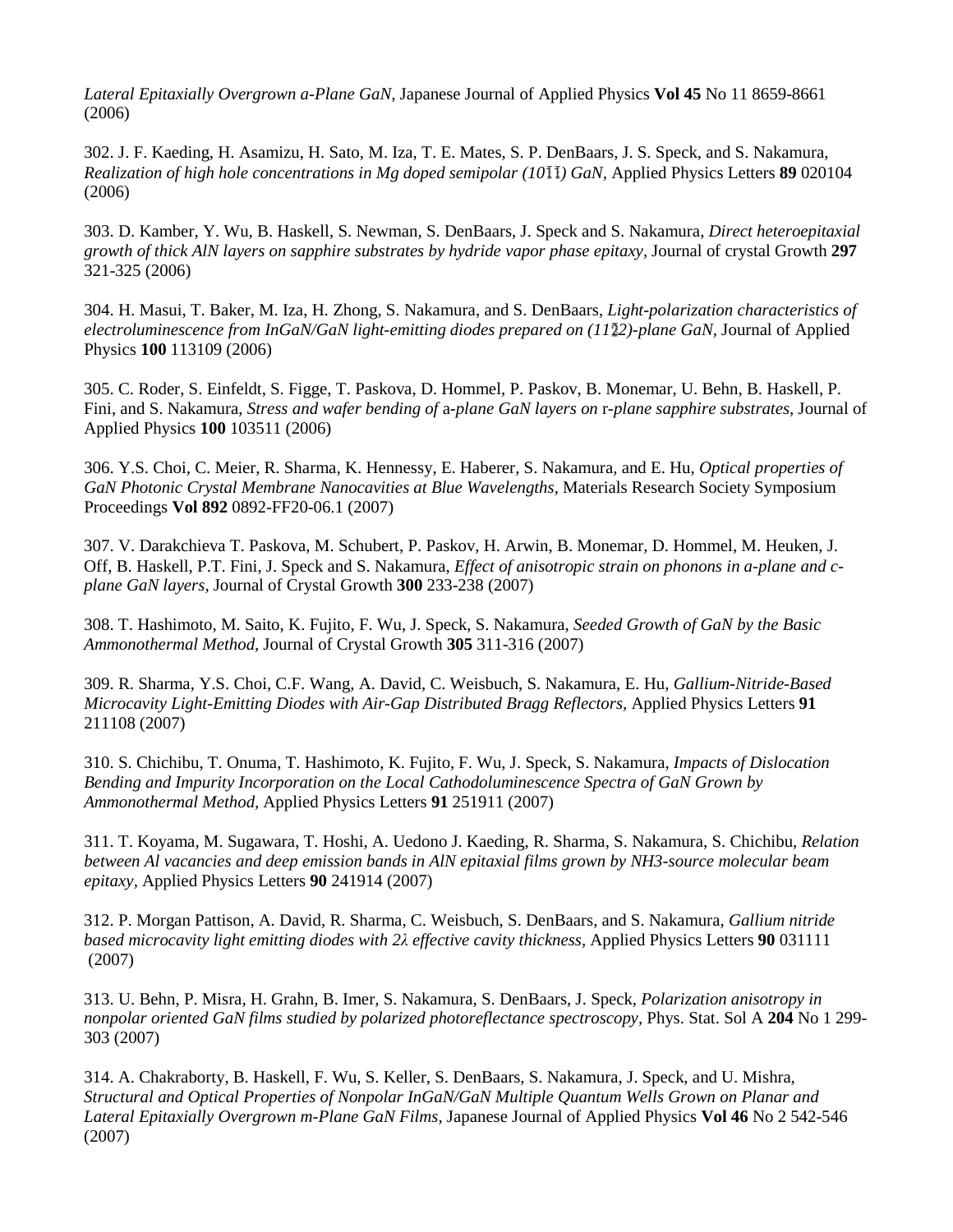*Lateral Epitaxially Overgrown a-Plane GaN,* Japanese Journal of Applied Physics **Vol 45** No 11 8659-8661 (2006)

302. J. F. Kaeding, H. Asamizu, H. Sato, M. Iza, T. E. Mates, S. P. DenBaars, J. S. Speck, and S. Nakamura, *Realization of high hole concentrations in Mg doped semipolar (10$\bar{1}\bar{1}$) GaN*, Applied Physics Letters **89** 020104 (2006)

303. D. Kamber, Y. Wu, B. Haskell, S. Newman, S. DenBaars, J. Speck and S. Nakamura, *Direct heteroepitaxial growth of thick AlN layers on sapphire substrates by hydride vapor phase epitaxy*, Journal of crystal Growth **297** 321-325 (2006)

304. H. Masui, T. Baker, M. Iza, H. Zhong, S. Nakamura, and S. DenBaars, *Light-polarization characteristics of electroluminescence from InGaN/GaN light-emitting diodes prepared on (11$\bar{2}$2)-plane GaN*, Journal of Applied Physics **100** 113109 (2006)

305. C. Roder, S. Einfeldt, S. Figge, T. Paskova, D. Hommel, P. Paskov, B. Monemar, U. Behn, B. Haskell, P. Fini, and S. Nakamura, *Stress and wafer bending of* a*-plane GaN layers on* r*-plane sapphire substrates*, Journal of Applied Physics **100** 103511 (2006)

306. Y.S. Choi, C. Meier, R. Sharma, K. Hennessy, E. Haberer, S. Nakamura, and E. Hu, *Optical properties of GaN Photonic Crystal Membrane Nanocavities at Blue Wavelengths*, Materials Research Society Symposium Proceedings **Vol 892** 0892-FF20-06.1 (2007)

307. V. Darakchieva T. Paskova, M. Schubert, P. Paskov, H. Arwin, B. Monemar, D. Hommel, M. Heuken, J. Off, B. Haskell, P.T. Fini, J. Speck and S. Nakamura, *Effect of anisotropic strain on phonons in a-plane and c-plane GaN layers,* Journal of Crystal Growth **300** 233-238 (2007)

308. T. Hashimoto, M. Saito, K. Fujito, F. Wu, J. Speck, S. Nakamura, *Seeded Growth of GaN by the Basic Ammonothermal Method,* Journal of Crystal Growth **305** 311-316 (2007)

309. R. Sharma, Y.S. Choi, C.F. Wang, A. David, C. Weisbuch, S. Nakamura, E. Hu, *Gallium-Nitride-Based Microcavity Light-Emitting Diodes with Air-Gap Distributed Bragg Reflectors,* Applied Physics Letters **91** 211108 (2007)

310. S. Chichibu, T. Onuma, T. Hashimoto, K. Fujito, F. Wu, J. Speck, S. Nakamura, *Impacts of Dislocation Bending and Impurity Incorporation on the Local Cathodoluminescence Spectra of GaN Grown by Ammonothermal Method,* Applied Physics Letters **91** 251911 (2007)

311. T. Koyama, M. Sugawara, T. Hoshi, A. Uedono J. Kaeding, R. Sharma, S. Nakamura, S. Chichibu, *Relation between Al vacancies and deep emission bands in AlN epitaxial films grown by NH3-source molecular beam epitaxy*, Applied Physics Letters **90** 241914 (2007)

312. P. Morgan Pattison, A. David, R. Sharma, C. Weisbuch, S. DenBaars, and S. Nakamura, *Gallium nitride based microcavity light emitting diodes with 2λ effective cavity thickness*, Applied Physics Letters **90** 031111 (2007)

313. U. Behn, P. Misra, H. Grahn, B. Imer, S. Nakamura, S. DenBaars, J. Speck, *Polarization anisotropy in nonpolar oriented GaN films studied by polarized photoreflectance spectroscopy*, Phys. Stat. Sol A **204** No 1 299-303 (2007)

314. A. Chakraborty, B. Haskell, F. Wu, S. Keller, S. DenBaars, S. Nakamura, J. Speck, and U. Mishra, *Structural and Optical Properties of Nonpolar InGaN/GaN Multiple Quantum Wells Grown on Planar and Lateral Epitaxially Overgrown m-Plane GaN Films,* Japanese Journal of Applied Physics **Vol 46** No 2 542-546 (2007)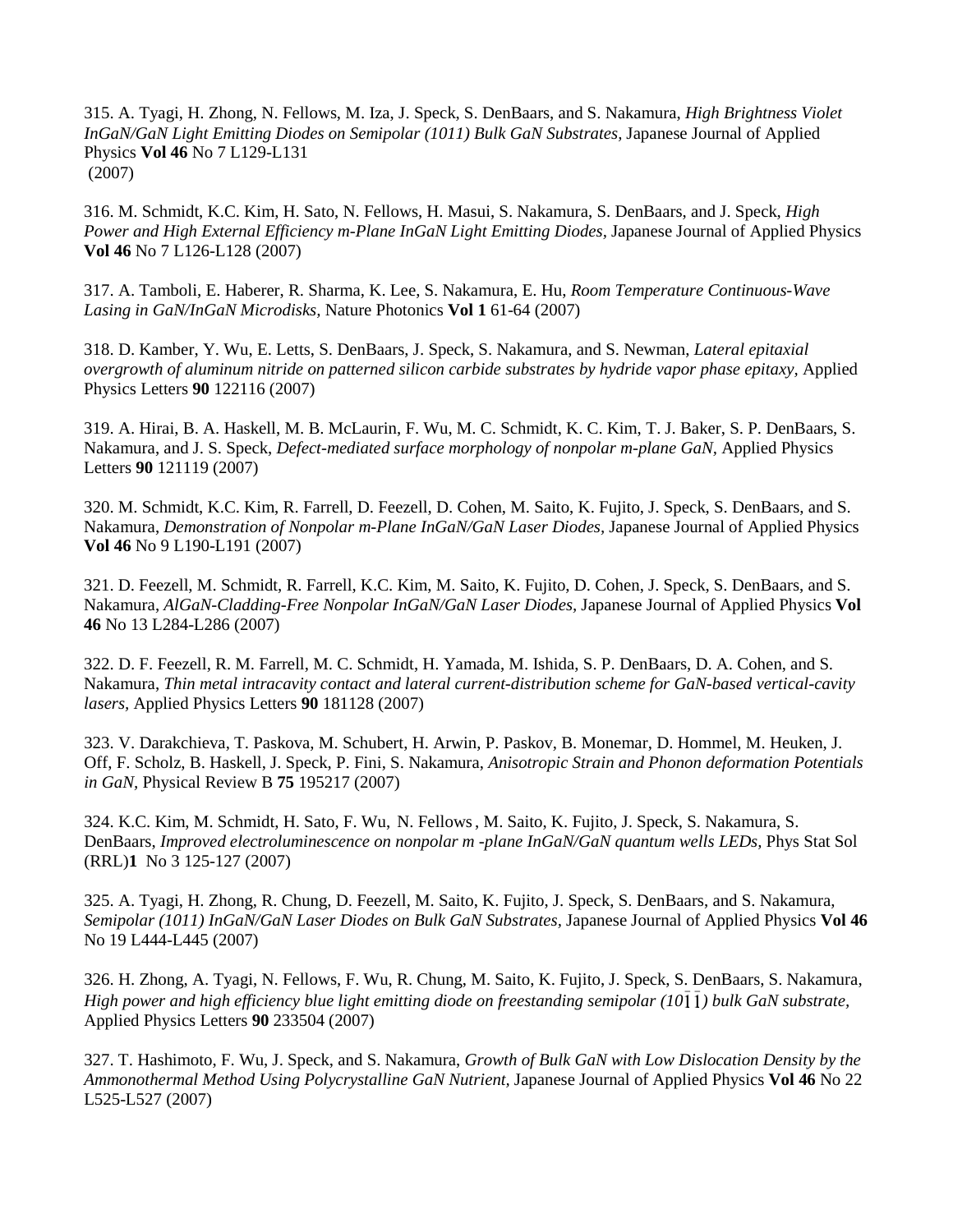315. A. Tyagi, H. Zhong, N. Fellows, M. Iza, J. Speck, S. DenBaars, and S. Nakamura, *High Brightness Violet InGaN/GaN Light Emitting Diodes on Semipolar (1011) Bulk GaN Substrates*, Japanese Journal of Applied Physics **Vol 46** No 7 L129-L131 (2007)

316. M. Schmidt, K.C. Kim, H. Sato, N. Fellows, H. Masui, S. Nakamura, S. DenBaars, and J. Speck, *High Power and High External Efficiency m-Plane InGaN Light Emitting Diodes*, Japanese Journal of Applied Physics **Vol 46** No 7 L126-L128 (2007)

317. A. Tamboli, E. Haberer, R. Sharma, K. Lee, S. Nakamura, E. Hu, *Room Temperature Continuous-Wave Lasing in GaN/InGaN Microdisks,* Nature Photonics **Vol 1** 61-64 (2007)

318. D. Kamber, Y. Wu, E. Letts, S. DenBaars, J. Speck, S. Nakamura, and S. Newman, *Lateral epitaxial overgrowth of aluminum nitride on patterned silicon carbide substrates by hydride vapor phase epitaxy,* Applied Physics Letters **90** 122116 (2007)

319. A. Hirai, B. A. Haskell, M. B. McLaurin, F. Wu, M. C. Schmidt, K. C. Kim, T. J. Baker, S. P. DenBaars, S. Nakamura, and J. S. Speck, *Defect-mediated surface morphology of nonpolar m-plane GaN,* Applied Physics Letters **90** 121119 (2007)

320. M. Schmidt, K.C. Kim, R. Farrell, D. Feezell, D. Cohen, M. Saito, K. Fujito, J. Speck, S. DenBaars, and S. Nakamura, *Demonstration of Nonpolar m-Plane InGaN/GaN Laser Diodes*, Japanese Journal of Applied Physics **Vol 46** No 9 L190-L191 (2007)

321. D. Feezell, M. Schmidt, R. Farrell, K.C. Kim, M. Saito, K. Fujito, D. Cohen, J. Speck, S. DenBaars, and S. Nakamura, *AlGaN-Cladding-Free Nonpolar InGaN/GaN Laser Diodes*, Japanese Journal of Applied Physics **Vol 46** No 13 L284-L286 (2007)

322. D. F. Feezell, R. M. Farrell, M. C. Schmidt, H. Yamada, M. Ishida, S. P. DenBaars, D. A. Cohen, and S. Nakamura, *Thin metal intracavity contact and lateral current-distribution scheme for GaN-based vertical-cavity lasers,* Applied Physics Letters **90** 181128 (2007)

323. V. Darakchieva, T. Paskova, M. Schubert, H. Arwin, P. Paskov, B. Monemar, D. Hommel, M. Heuken, J. Off, F. Scholz, B. Haskell, J. Speck, P. Fini, S. Nakamura, *Anisotropic Strain and Phonon deformation Potentials in GaN,* Physical Review B **75** 195217 (2007)

324. K.C. Kim, M. Schmidt, H. Sato, F. Wu, N. Fellows, M. Saito, K. Fujito, J. Speck, S. Nakamura, S. DenBaars, *Improved electroluminescence on nonpolar m -plane InGaN/GaN quantum wells LEDs*, Phys Stat Sol (RRL)**1** No 3 125-127 (2007)

325. A. Tyagi, H. Zhong, R. Chung, D. Feezell, M. Saito, K. Fujito, J. Speck, S. DenBaars, and S. Nakamura, *Semipolar (1011) InGaN/GaN Laser Diodes on Bulk GaN Substrates*, Japanese Journal of Applied Physics **Vol 46** No 19 L444-L445 (2007)

326. H. Zhong, A. Tyagi, N. Fellows, F. Wu, R. Chung, M. Saito, K. Fujito, J. Speck, S. DenBaars, S. Nakamura, *High power and high efficiency blue light emitting diode on freestanding semipolar ($10\bar{1}\bar{1}$) bulk GaN substrate,* Applied Physics Letters **90** 233504 (2007)

327. T. Hashimoto, F. Wu, J. Speck, and S. Nakamura, *Growth of Bulk GaN with Low Dislocation Density by the Ammonothermal Method Using Polycrystalline GaN Nutrient,* Japanese Journal of Applied Physics **Vol 46** No 22 L525-L527 (2007)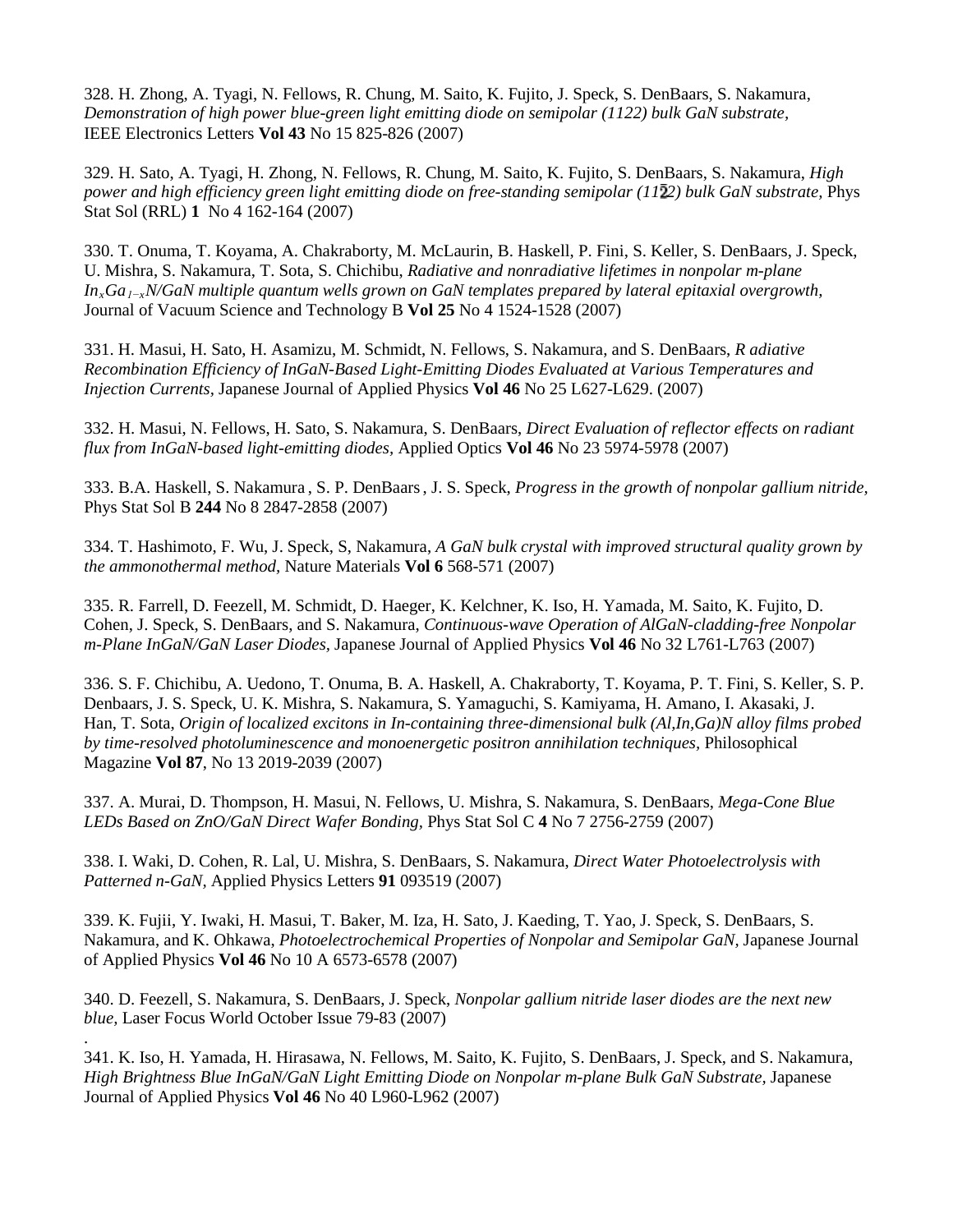328. H. Zhong, A. Tyagi, N. Fellows, R. Chung, M. Saito, K. Fujito, J. Speck, S. DenBaars, S. Nakamura, *Demonstration of high power blue-green light emitting diode on semipolar (1122) bulk GaN substrate,* IEEE Electronics Letters **Vol 43** No 15 825-826 (2007)

329. H. Sato, A. Tyagi, H. Zhong, N. Fellows, R. Chung, M. Saito, K. Fujito, S. DenBaars, S. Nakamura, *High power and high efficiency green light emitting diode on free-standing semipolar (11$\bar{2}$2) bulk GaN substrate*, Phys Stat Sol (RRL) **1** No 4 162-164 (2007)

330. T. Onuma, T. Koyama, A. Chakraborty, M. McLaurin, B. Haskell, P. Fini, S. Keller, S. DenBaars, J. Speck, U. Mishra, S. Nakamura, T. Sota, S. Chichibu, *Radiative and nonradiative lifetimes in nonpolar m-plane $In_xGa_{1-x}N$/GaN multiple quantum wells grown on GaN templates prepared by lateral epitaxial overgrowth,* Journal of Vacuum Science and Technology B **Vol 25** No 4 1524-1528 (2007)

331. H. Masui, H. Sato, H. Asamizu, M. Schmidt, N. Fellows, S. Nakamura, and S. DenBaars, *R adiative Recombination Efficiency of InGaN-Based Light-Emitting Diodes Evaluated at Various Temperatures and Injection Currents,* Japanese Journal of Applied Physics **Vol 46** No 25 L627-L629. (2007)

332. H. Masui, N. Fellows, H. Sato, S. Nakamura, S. DenBaars, *Direct Evaluation of reflector effects on radiant flux from InGaN-based light-emitting diodes,* Applied Optics **Vol 46** No 23 5974-5978 (2007)

333. B.A. Haskell, S. Nakamura , S. P. DenBaars , J. S. Speck, *Progress in the growth of nonpolar gallium nitride,* Phys Stat Sol B **244** No 8 2847-2858 (2007)

334. T. Hashimoto, F. Wu, J. Speck, S, Nakamura, *A GaN bulk crystal with improved structural quality grown by the ammonothermal method,* Nature Materials **Vol 6** 568-571 (2007)

335. R. Farrell, D. Feezell, M. Schmidt, D. Haeger, K. Kelchner, K. Iso, H. Yamada, M. Saito, K. Fujito, D. Cohen, J. Speck, S. DenBaars, and S. Nakamura, *Continuous-wave Operation of AlGaN-cladding-free Nonpolar m-Plane InGaN/GaN Laser Diodes*, Japanese Journal of Applied Physics **Vol 46** No 32 L761-L763 (2007)

336. S. F. Chichibu, A. Uedono, T. Onuma, B. A. Haskell, A. Chakraborty, T. Koyama, P. T. Fini, S. Keller, S. P. Denbaars, J. S. Speck, U. K. Mishra, S. Nakamura, S. Yamaguchi, S. Kamiyama, H. Amano, I. Akasaki, J. Han, T. Sota, *Origin of localized excitons in In-containing three-dimensional bulk (Al,In,Ga)N alloy films probed by time-resolved photoluminescence and monoenergetic positron annihilation techniques,* Philosophical Magazine **Vol 87**, No 13 2019-2039 (2007)

337. A. Murai, D. Thompson, H. Masui, N. Fellows, U. Mishra, S. Nakamura, S. DenBaars, *Mega-Cone Blue LEDs Based on ZnO/GaN Direct Wafer Bonding,* Phys Stat Sol C **4** No 7 2756-2759 (2007)

338. I. Waki, D. Cohen, R. Lal, U. Mishra, S. DenBaars, S. Nakamura, *Direct Water Photoelectrolysis with Patterned n-GaN,* Applied Physics Letters **91** 093519 (2007)

339. K. Fujii, Y. Iwaki, H. Masui, T. Baker, M. Iza, H. Sato, J. Kaeding, T. Yao, J. Speck, S. DenBaars, S. Nakamura, and K. Ohkawa, *Photoelectrochemical Properties of Nonpolar and Semipolar GaN,* Japanese Journal of Applied Physics **Vol 46** No 10 A 6573-6578 (2007)

340. D. Feezell, S. Nakamura, S. DenBaars, J. Speck, *Nonpolar gallium nitride laser diodes are the next new blue,* Laser Focus World October Issue 79-83 (2007)

341. K. Iso, H. Yamada, H. Hirasawa, N. Fellows, M. Saito, K. Fujito, S. DenBaars, J. Speck, and S. Nakamura, *High Brightness Blue InGaN/GaN Light Emitting Diode on Nonpolar m-plane Bulk GaN Substrate,* Japanese Journal of Applied Physics **Vol 46** No 40 L960-L962 (2007)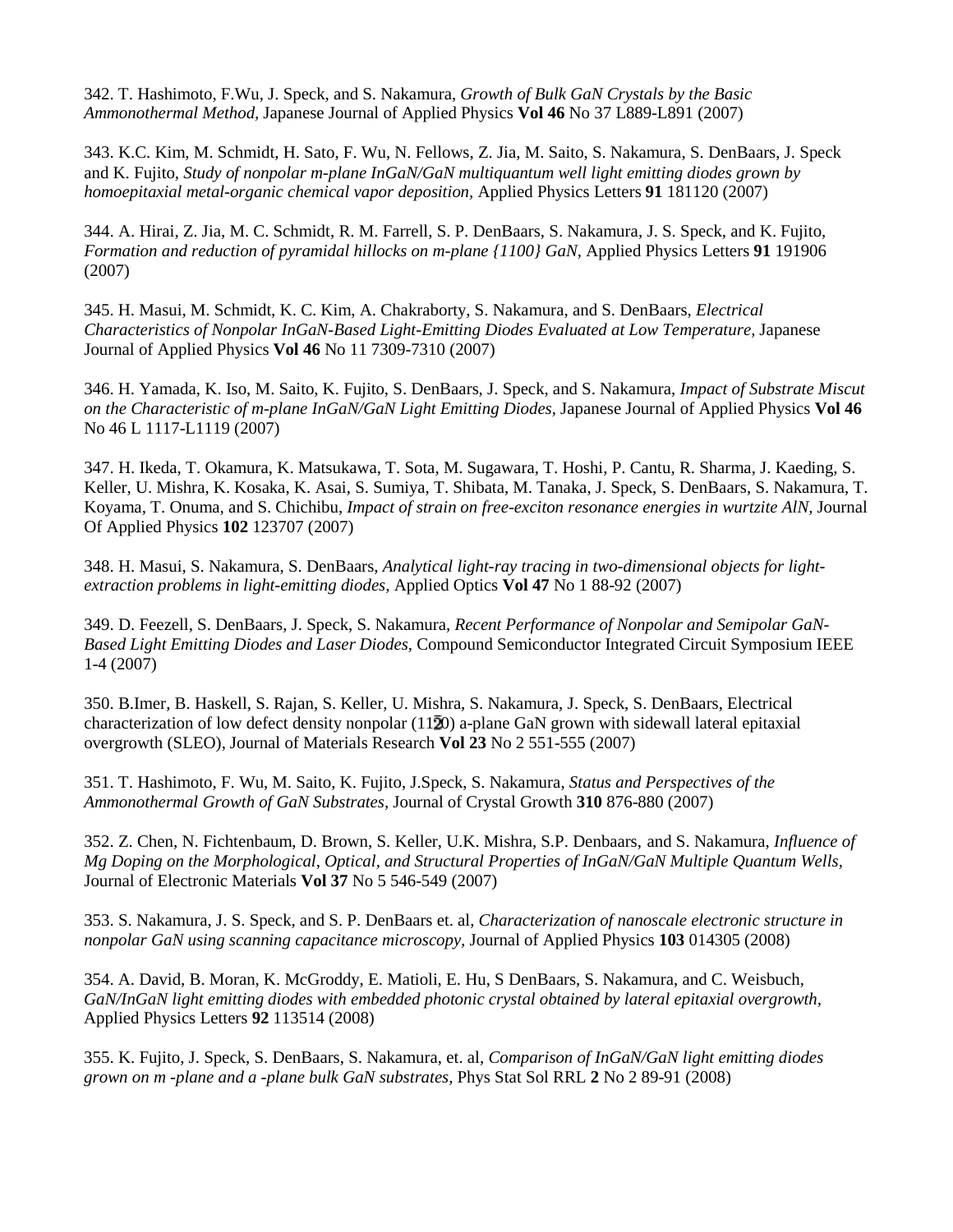342. T. Hashimoto, F.Wu, J. Speck, and S. Nakamura, *Growth of Bulk GaN Crystals by the Basic Ammonothermal Method,* Japanese Journal of Applied Physics **Vol 46** No 37 L889-L891 (2007)

343. K.C. Kim, M. Schmidt, H. Sato, F. Wu, N. Fellows, Z. Jia, M. Saito, S. Nakamura, S. DenBaars, J. Speck and K. Fujito, *Study of nonpolar m-plane InGaN/GaN multiquantum well light emitting diodes grown by homoepitaxial metal-organic chemical vapor deposition,* Applied Physics Letters **91** 181120 (2007)

344. A. Hirai, Z. Jia, M. C. Schmidt, R. M. Farrell, S. P. DenBaars, S. Nakamura, J. S. Speck, and K. Fujito, *Formation and reduction of pyramidal hillocks on m-plane {1100} GaN,* Applied Physics Letters **91** 191906 (2007)

345. H. Masui, M. Schmidt, K. C. Kim, A. Chakraborty, S. Nakamura, and S. DenBaars, *Electrical Characteristics of Nonpolar InGaN-Based Light-Emitting Diodes Evaluated at Low Temperature,* Japanese Journal of Applied Physics **Vol 46** No 11 7309-7310 (2007)

346. H. Yamada, K. Iso, M. Saito, K. Fujito, S. DenBaars, J. Speck, and S. Nakamura, *Impact of Substrate Miscut on the Characteristic of m-plane InGaN/GaN Light Emitting Diodes,* Japanese Journal of Applied Physics **Vol 46** No 46 L 1117-L1119 (2007)

347. H. Ikeda, T. Okamura, K. Matsukawa, T. Sota, M. Sugawara, T. Hoshi, P. Cantu, R. Sharma, J. Kaeding, S. Keller, U. Mishra, K. Kosaka, K. Asai, S. Sumiya, T. Shibata, M. Tanaka, J. Speck, S. DenBaars, S. Nakamura, T. Koyama, T. Onuma, and S. Chichibu, *Impact of strain on free-exciton resonance energies in wurtzite AlN,* Journal Of Applied Physics **102** 123707 (2007)

348. H. Masui, S. Nakamura, S. DenBaars, *Analytical light-ray tracing in two-dimensional objects for light-extraction problems in light-emitting diodes,* Applied Optics **Vol 47** No 1 88-92 (2007)

349. D. Feezell, S. DenBaars, J. Speck, S. Nakamura, *Recent Performance of Nonpolar and Semipolar GaN-Based Light Emitting Diodes and Laser Diodes,* Compound Semiconductor Integrated Circuit Symposium IEEE 1-4 (2007)

350. B.Imer, B. Haskell, S. Rajan, S. Keller, U. Mishra, S. Nakamura, J. Speck, S. DenBaars, Electrical characterization of low defect density nonpolar ($11\bar{2}0$) a-plane GaN grown with sidewall lateral epitaxial overgrowth (SLEO), Journal of Materials Research **Vol 23** No 2 551-555 (2007)

351. T. Hashimoto, F. Wu, M. Saito, K. Fujito, J.Speck, S. Nakamura, *Status and Perspectives of the Ammonothermal Growth of GaN Substrates,* Journal of Crystal Growth **310** 876-880 (2007)

352. Z. Chen, N. Fichtenbaum, D. Brown, S. Keller, U.K. Mishra, S.P. Denbaars, and S. Nakamura, *Influence of Mg Doping on the Morphological, Optical, and Structural Properties of InGaN/GaN Multiple Quantum Wells,* Journal of Electronic Materials **Vol 37** No 5 546-549 (2007)

353. S. Nakamura, J. S. Speck, and S. P. DenBaars et. al, *Characterization of nanoscale electronic structure in nonpolar GaN using scanning capacitance microscopy,* Journal of Applied Physics **103** 014305 (2008)

354. A. David, B. Moran, K. McGroddy, E. Matioli, E. Hu, S DenBaars, S. Nakamura, and C. Weisbuch, *GaN/InGaN light emitting diodes with embedded photonic crystal obtained by lateral epitaxial overgrowth,* Applied Physics Letters **92** 113514 (2008)

355. K. Fujito, J. Speck, S. DenBaars, S. Nakamura, et. al, *Comparison of InGaN/GaN light emitting diodes grown on m -plane and a -plane bulk GaN substrates,* Phys Stat Sol RRL **2** No 2 89-91 (2008)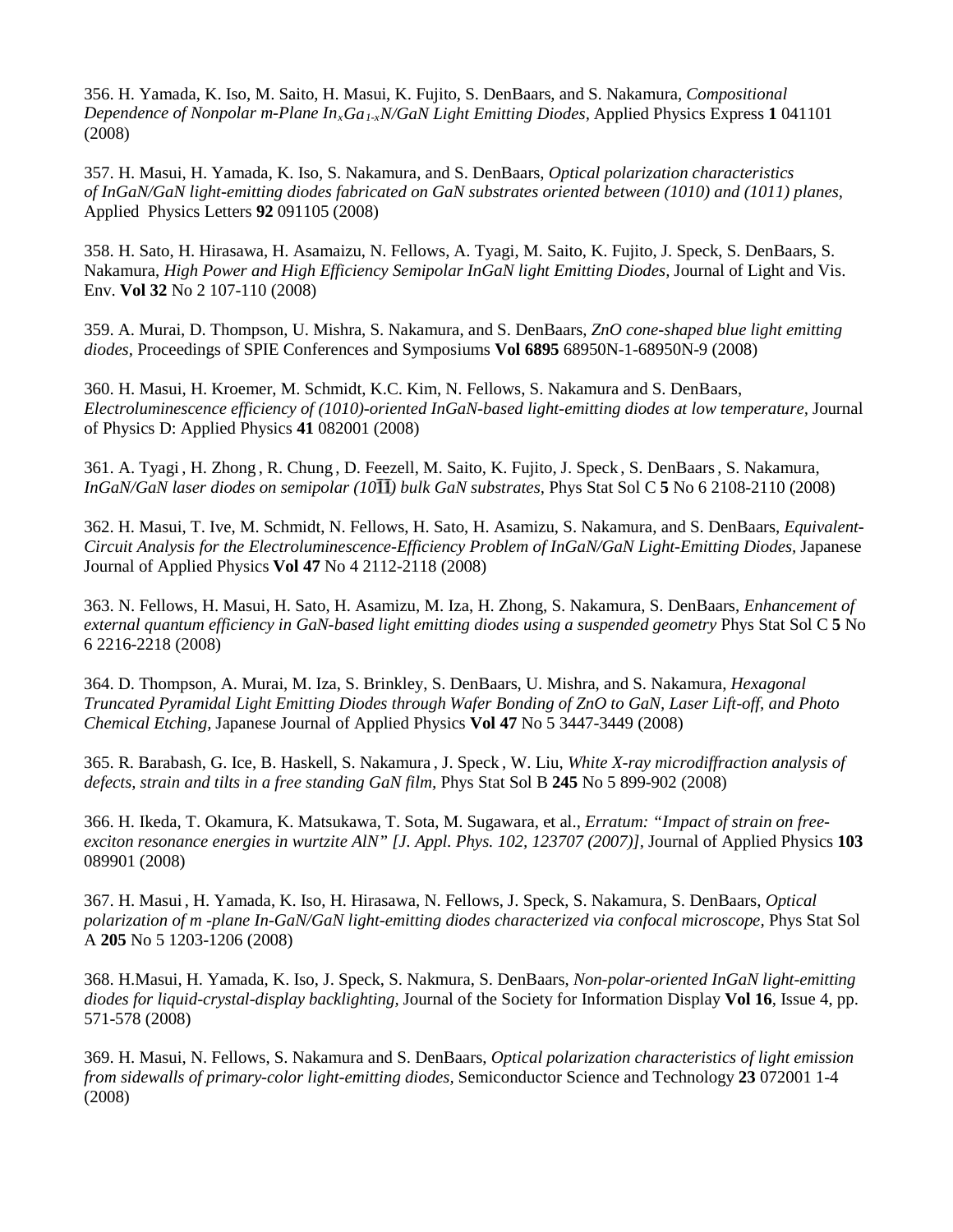356. H. Yamada, K. Iso, M. Saito, H. Masui, K. Fujito, S. DenBaars, and S. Nakamura, *Compositional Dependence of Nonpolar m-Plane $In_xGa_{1-x}N$/GaN Light Emitting Diodes*, Applied Physics Express **1** 041101 (2008)

357. H. Masui, H. Yamada, K. Iso, S. Nakamura, and S. DenBaars, *Optical polarization characteristics of InGaN/GaN light-emitting diodes fabricated on GaN substrates oriented between (1010) and (1011) planes*, Applied Physics Letters **92** 091105 (2008)

358. H. Sato, H. Hirasawa, H. Asamaizu, N. Fellows, A. Tyagi, M. Saito, K. Fujito, J. Speck, S. DenBaars, S. Nakamura, *High Power and High Efficiency Semipolar InGaN light Emitting Diodes*, Journal of Light and Vis. Env. **Vol 32** No 2 107-110 (2008)

359. A. Murai, D. Thompson, U. Mishra, S. Nakamura, and S. DenBaars, *ZnO cone-shaped blue light emitting diodes*, Proceedings of SPIE Conferences and Symposiums **Vol 6895** 68950N-1-68950N-9 (2008)

360. H. Masui, H. Kroemer, M. Schmidt, K.C. Kim, N. Fellows, S. Nakamura and S. DenBaars, *Electroluminescence efficiency of (1010)-oriented InGaN-based light-emitting diodes at low temperature*, Journal of Physics D: Applied Physics **41** 082001 (2008)

361. A. Tyagi , H. Zhong , R. Chung , D. Feezell, M. Saito, K. Fujito, J. Speck , S. DenBaars , S. Nakamura, *InGaN/GaN laser diodes on semipolar (10$\bar{1}\bar{1}$) bulk GaN substrates*, Phys Stat Sol C **5** No 6 2108-2110 (2008)

362. H. Masui, T. Ive, M. Schmidt, N. Fellows, H. Sato, H. Asamizu, S. Nakamura, and S. DenBaars, *Equivalent-Circuit Analysis for the Electroluminescence-Efficiency Problem of InGaN/GaN Light-Emitting Diodes*, Japanese Journal of Applied Physics **Vol 47** No 4 2112-2118 (2008)

363. N. Fellows, H. Masui, H. Sato, H. Asamizu, M. Iza, H. Zhong, S. Nakamura, S. DenBaars, *Enhancement of external quantum efficiency in GaN-based light emitting diodes using a suspended geometry* Phys Stat Sol C **5** No 6 2216-2218 (2008)

364. D. Thompson, A. Murai, M. Iza, S. Brinkley, S. DenBaars, U. Mishra, and S. Nakamura, *Hexagonal Truncated Pyramidal Light Emitting Diodes through Wafer Bonding of ZnO to GaN, Laser Lift-off, and Photo Chemical Etching,* Japanese Journal of Applied Physics **Vol 47** No 5 3447-3449 (2008)

365. R. Barabash, G. Ice, B. Haskell, S. Nakamura , J. Speck , W. Liu, *White X-ray microdiffraction analysis of defects, strain and tilts in a free standing GaN film,* Phys Stat Sol B **245** No 5 899-902 (2008)

366. H. Ikeda, T. Okamura, K. Matsukawa, T. Sota, M. Sugawara, et al., *Erratum: "Impact of strain on free-exciton resonance energies in wurtzite AlN" [J. Appl. Phys. 102, 123707 (2007)]*, Journal of Applied Physics **103** 089901 (2008)

367. H. Masui , H. Yamada, K. Iso, H. Hirasawa, N. Fellows, J. Speck, S. Nakamura, S. DenBaars, *Optical polarization of m -plane In-GaN/GaN light-emitting diodes characterized via confocal microscope*, Phys Stat Sol A **205** No 5 1203-1206 (2008)

368. H.Masui, H. Yamada, K. Iso, J. Speck, S. Nakmura, S. DenBaars, *Non-polar-oriented InGaN light-emitting diodes for liquid-crystal-display backlighting,* Journal of the Society for Information Display **Vol 16**, Issue 4, pp. 571-578 (2008)

369. H. Masui, N. Fellows, S. Nakamura and S. DenBaars, *Optical polarization characteristics of light emission from sidewalls of primary-color light-emitting diodes,* Semiconductor Science and Technology **23** 072001 1-4 (2008)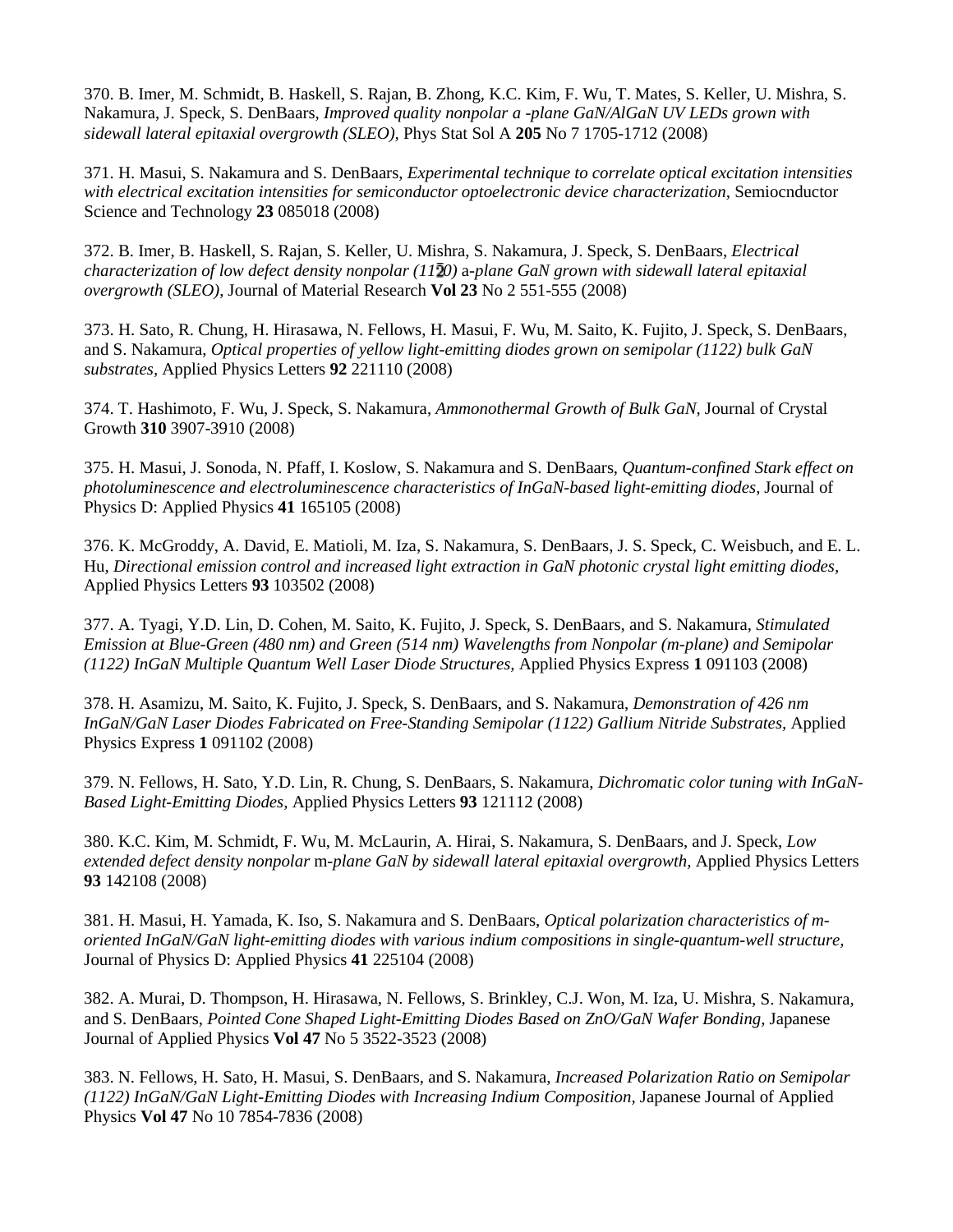370. B. Imer, M. Schmidt, B. Haskell, S. Rajan, B. Zhong, K.C. Kim, F. Wu, T. Mates, S. Keller, U. Mishra, S. Nakamura, J. Speck, S. DenBaars, *Improved quality nonpolar a -plane GaN/AlGaN UV LEDs grown with sidewall lateral epitaxial overgrowth (SLEO),* Phys Stat Sol A **205** No 7 1705-1712 (2008)

371. H. Masui, S. Nakamura and S. DenBaars, *Experimental technique to correlate optical excitation intensities with electrical excitation intensities for semiconductor optoelectronic device characterization,* Semiocnductor Science and Technology **23** 085018 (2008)

372. B. Imer, B. Haskell, S. Rajan, S. Keller, U. Mishra, S. Nakamura, J. Speck, S. DenBaars, *Electrical characterization of low defect density nonpolar (11$\bar{2}$0)* a*-plane GaN grown with sidewall lateral epitaxial overgrowth (SLEO)*, Journal of Material Research **Vol 23** No 2 551-555 (2008)

373. H. Sato, R. Chung, H. Hirasawa, N. Fellows, H. Masui, F. Wu, M. Saito, K. Fujito, J. Speck, S. DenBaars, and S. Nakamura, *Optical properties of yellow light-emitting diodes grown on semipolar (1122) bulk GaN substrates*, Applied Physics Letters **92** 221110 (2008)

374. T. Hashimoto, F. Wu, J. Speck, S. Nakamura, *Ammonothermal Growth of Bulk GaN,* Journal of Crystal Growth **310** 3907-3910 (2008)

375. H. Masui, J. Sonoda, N. Pfaff, I. Koslow, S. Nakamura and S. DenBaars, *Quantum-confined Stark effect on photoluminescence and electroluminescence characteristics of InGaN-based light-emitting diodes*, Journal of Physics D: Applied Physics **41** 165105 (2008)

376. K. McGroddy, A. David, E. Matioli, M. Iza, S. Nakamura, S. DenBaars, J. S. Speck, C. Weisbuch, and E. L. Hu, *Directional emission control and increased light extraction in GaN photonic crystal light emitting diodes*, Applied Physics Letters **93** 103502 (2008)

377. A. Tyagi, Y.D. Lin, D. Cohen, M. Saito, K. Fujito, J. Speck, S. DenBaars, and S. Nakamura, *Stimulated Emission at Blue-Green (480 nm) and Green (514 nm) Wavelengths from Nonpolar (m-plane) and Semipolar (1122) InGaN Multiple Quantum Well Laser Diode Structures,* Applied Physics Express **1** 091103 (2008)

378. H. Asamizu, M. Saito, K. Fujito, J. Speck, S. DenBaars, and S. Nakamura, *Demonstration of 426 nm InGaN/GaN Laser Diodes Fabricated on Free-Standing Semipolar (1122) Gallium Nitride Substrates,* Applied Physics Express **1** 091102 (2008)

379. N. Fellows, H. Sato, Y.D. Lin, R. Chung, S. DenBaars, S. Nakamura, *Dichromatic color tuning with InGaN-Based Light-Emitting Diodes,* Applied Physics Letters **93** 121112 (2008)

380. K.C. Kim, M. Schmidt, F. Wu, M. McLaurin, A. Hirai, S. Nakamura, S. DenBaars, and J. Speck, *Low extended defect density nonpolar* m*-plane GaN by sidewall lateral epitaxial overgrowth,* Applied Physics Letters **93** 142108 (2008)

381. H. Masui, H. Yamada, K. Iso, S. Nakamura and S. DenBaars, *Optical polarization characteristics of m-oriented InGaN/GaN light-emitting diodes with various indium compositions in single-quantum-well structure,* Journal of Physics D: Applied Physics **41** 225104 (2008)

382. A. Murai, D. Thompson, H. Hirasawa, N. Fellows, S. Brinkley, C.J. Won, M. Iza, U. Mishra, S. Nakamura, and S. DenBaars, *Pointed Cone Shaped Light-Emitting Diodes Based on ZnO/GaN Wafer Bonding,* Japanese Journal of Applied Physics **Vol 47** No 5 3522-3523 (2008)

383. N. Fellows, H. Sato, H. Masui, S. DenBaars, and S. Nakamura, *Increased Polarization Ratio on Semipolar (1122) InGaN/GaN Light-Emitting Diodes with Increasing Indium Composition,* Japanese Journal of Applied Physics **Vol 47** No 10 7854-7836 (2008)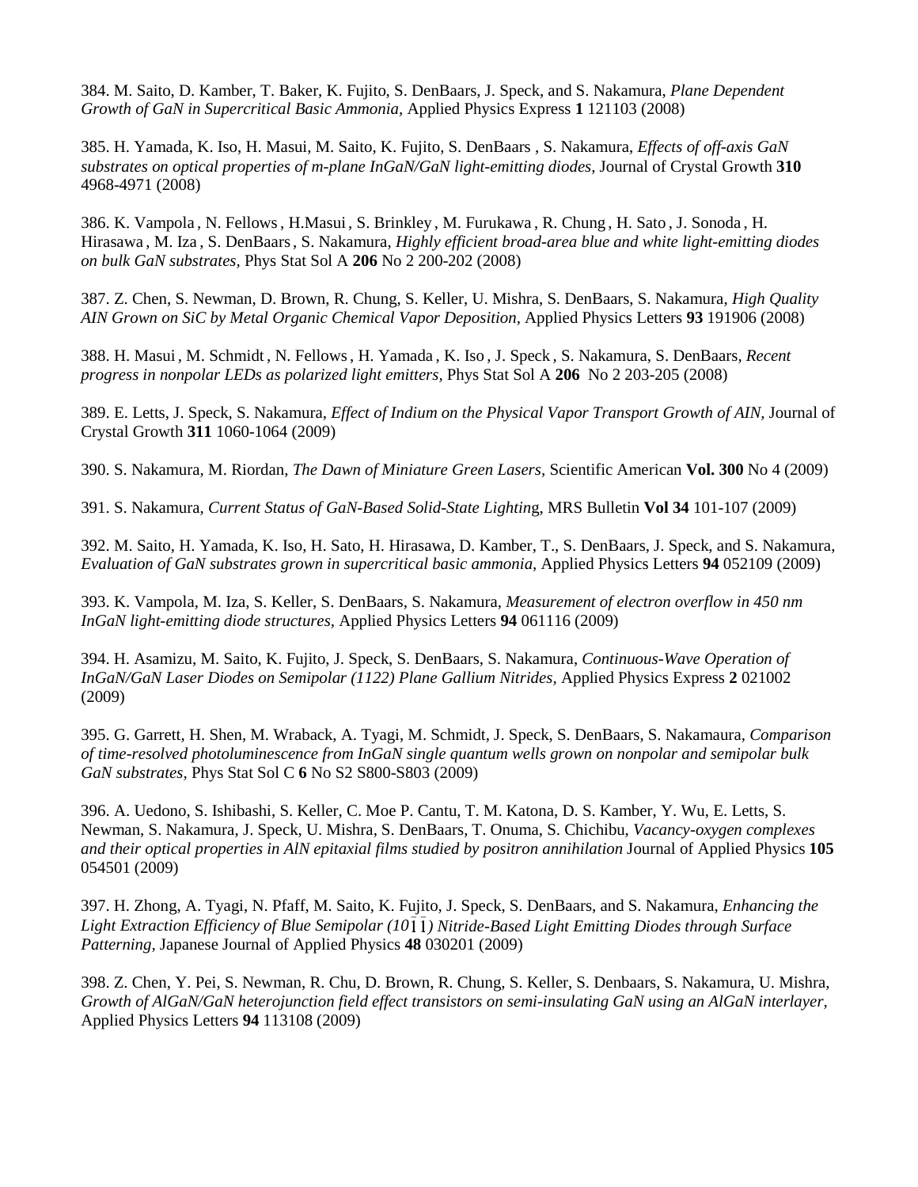384. M. Saito, D. Kamber, T. Baker, K. Fujito, S. DenBaars, J. Speck, and S. Nakamura, *Plane Dependent Growth of GaN in Supercritical Basic Ammonia,* Applied Physics Express **1** 121103 (2008)

385. H. Yamada, K. Iso, H. Masui, M. Saito, K. Fujito, S. DenBaars , S. Nakamura, *Effects of off-axis GaN substrates on optical properties of m-plane InGaN/GaN light-emitting diodes,* Journal of Crystal Growth **310** 4968-4971 (2008)

386. K. Vampola , N. Fellows , H.Masui , S. Brinkley , M. Furukawa , R. Chung , H. Sato , J. Sonoda , H. Hirasawa , M. Iza , S. DenBaars , S. Nakamura, *Highly efficient broad-area blue and white light-emitting diodes on bulk GaN substrates,* Phys Stat Sol A **206** No 2 200-202 (2008)

387. Z. Chen, S. Newman, D. Brown, R. Chung, S. Keller, U. Mishra, S. DenBaars, S. Nakamura, *High Quality AlN Grown on SiC by Metal Organic Chemical Vapor Deposition,* Applied Physics Letters **93** 191906 (2008)

388. H. Masui , M. Schmidt , N. Fellows , H. Yamada , K. Iso , J. Speck , S. Nakamura, S. DenBaars, *Recent progress in nonpolar LEDs as polarized light emitters,* Phys Stat Sol A **206** No 2 203-205 (2008)

389. E. Letts, J. Speck, S. Nakamura, *Effect of Indium on the Physical Vapor Transport Growth of AlN,* Journal of Crystal Growth **311** 1060-1064 (2009)

390. S. Nakamura, M. Riordan, *The Dawn of Miniature Green Lasers,* Scientific American **Vol. 300** No 4 (2009)

391. S. Nakamura, *Current Status of GaN-Based Solid-State Lightin*g, MRS Bulletin **Vol 34** 101-107 (2009)

392. M. Saito, H. Yamada, K. Iso, H. Sato, H. Hirasawa, D. Kamber, T., S. DenBaars, J. Speck, and S. Nakamura, *Evaluation of GaN substrates grown in supercritical basic ammonia,* Applied Physics Letters **94** 052109 (2009)

393. K. Vampola, M. Iza, S. Keller, S. DenBaars, S. Nakamura, *Measurement of electron overflow in 450 nm InGaN light-emitting diode structures,* Applied Physics Letters **94** 061116 (2009)

394. H. Asamizu, M. Saito, K. Fujito, J. Speck, S. DenBaars, S. Nakamura, *Continuous-Wave Operation of InGaN/GaN Laser Diodes on Semipolar (1122) Plane Gallium Nitrides,* Applied Physics Express **2** 021002 (2009)

395. G. Garrett, H. Shen, M. Wraback, A. Tyagi, M. Schmidt, J. Speck, S. DenBaars, S. Nakamaura, *Comparison of time-resolved photoluminescence from InGaN single quantum wells grown on nonpolar and semipolar bulk GaN substrates,* Phys Stat Sol C **6** No S2 S800-S803 (2009)

396. A. Uedono, S. Ishibashi, S. Keller, C. Moe P. Cantu, T. M. Katona, D. S. Kamber, Y. Wu, E. Letts, S. Newman, S. Nakamura, J. Speck, U. Mishra, S. DenBaars, T. Onuma, S. Chichibu, *Vacancy-oxygen complexes and their optical properties in AlN epitaxial films studied by positron annihilation* Journal of Applied Physics **105** 054501 (2009)

397. H. Zhong, A. Tyagi, N. Pfaff, M. Saito, K. Fujito, J. Speck, S. DenBaars, and S. Nakamura, *Enhancing the Light Extraction Efficiency of Blue Semipolar ($10\bar{1}\bar{1}$) Nitride-Based Light Emitting Diodes through Surface Patterning,* Japanese Journal of Applied Physics **48** 030201 (2009)

398. Z. Chen, Y. Pei, S. Newman, R. Chu, D. Brown, R. Chung, S. Keller, S. Denbaars, S. Nakamura, U. Mishra, *Growth of AlGaN/GaN heterojunction field effect transistors on semi-insulating GaN using an AlGaN interlayer,* Applied Physics Letters **94** 113108 (2009)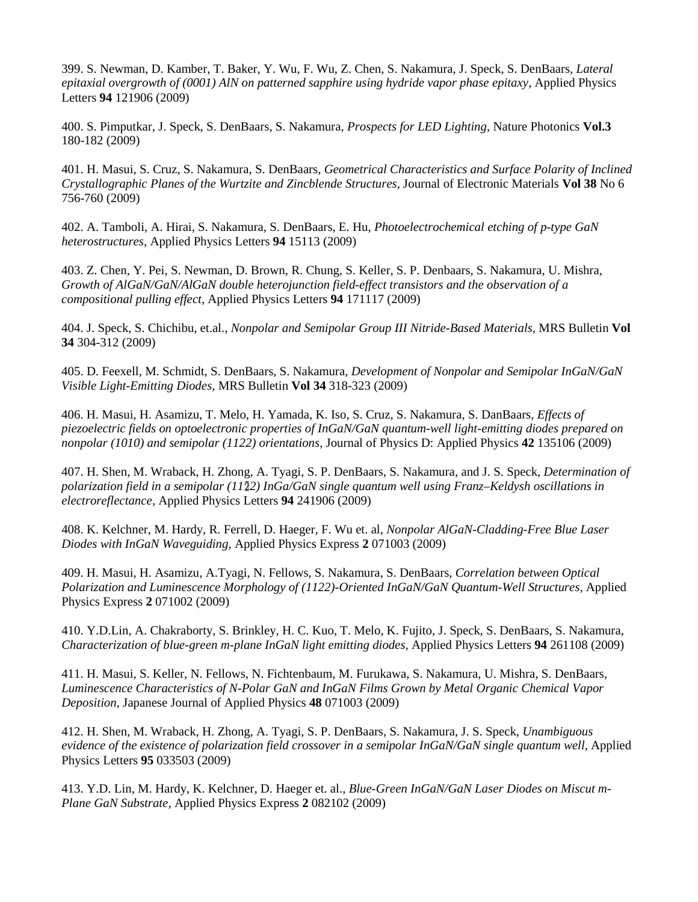399. S. Newman, D. Kamber, T. Baker, Y. Wu, F. Wu, Z. Chen, S. Nakamura, J. Speck, S. DenBaars, *Lateral epitaxial overgrowth of (0001) AlN on patterned sapphire using hydride vapor phase epitaxy,* Applied Physics Letters **94** 121906 (2009)

400. S. Pimputkar, J. Speck, S. DenBaars, S. Nakamura, *Prospects for LED Lighting,* Nature Photonics **Vol.3** 180-182 (2009)

401. H. Masui, S. Cruz, S. Nakamura, S. DenBaars, *Geometrical Characteristics and Surface Polarity of Inclined Crystallographic Planes of the Wurtzite and Zincblende Structures,* Journal of Electronic Materials **Vol 38** No 6 756-760 (2009)

402. A. Tamboli, A. Hirai, S. Nakamura, S. DenBaars, E. Hu, *Photoelectrochemical etching of p-type GaN heterostructures,* Applied Physics Letters **94** 15113 (2009)

403. Z. Chen, Y. Pei, S. Newman, D. Brown, R. Chung, S. Keller, S. P. Denbaars, S. Nakamura, U. Mishra, *Growth of AlGaN/GaN/AlGaN double heterojunction field-effect transistors and the observation of a compositional pulling effect,* Applied Physics Letters **94** 171117 (2009)

404. J. Speck, S. Chichibu, et.al., *Nonpolar and Semipolar Group III Nitride-Based Materials,* MRS Bulletin **Vol 34** 304-312 (2009)

405. D. Feexell, M. Schmidt, S. DenBaars, S. Nakamura, *Development of Nonpolar and Semipolar InGaN/GaN Visible Light-Emitting Diodes,* MRS Bulletin **Vol 34** 318-323 (2009)

406. H. Masui, H. Asamizu, T. Melo, H. Yamada, K. Iso, S. Cruz, S. Nakamura, S. DanBaars, *Effects of piezoelectric fields on optoelectronic properties of InGaN/GaN quantum-well light-emitting diodes prepared on nonpolar (1010) and semipolar (1122) orientations,* Journal of Physics D: Applied Physics **42** 135106 (2009)

407. H. Shen, M. Wraback, H. Zhong, A. Tyagi, S. P. DenBaars, S. Nakamura, and J. S. Speck, *Determination of polarization field in a semipolar (11$\bar{2}$2) InGa/GaN single quantum well using Franz–Keldysh oscillations in electroreflectance,* Applied Physics Letters **94** 241906 (2009)

408. K. Kelchner, M. Hardy, R. Ferrell, D. Haeger, F. Wu et. al, *Nonpolar AlGaN-Cladding-Free Blue Laser Diodes with InGaN Waveguiding,* Applied Physics Express **2** 071003 (2009)

409. H. Masui, H. Asamizu, A.Tyagi, N. Fellows, S. Nakamura, S. DenBaars, *Correlation between Optical Polarization and Luminescence Morphology of (1122)-Oriented InGaN/GaN Quantum-Well Structures,* Applied Physics Express **2** 071002 (2009)

410. Y.D.Lin, A. Chakraborty, S. Brinkley, H. C. Kuo, T. Melo, K. Fujito, J. Speck, S. DenBaars, S. Nakamura, *Characterization of blue-green m-plane InGaN light emitting diodes,* Applied Physics Letters **94** 261108 (2009)

411. H. Masui, S. Keller, N. Fellows, N. Fichtenbaum, M. Furukawa, S. Nakamura, U. Mishra, S. DenBaars, *Luminescence Characteristics of N-Polar GaN and InGaN Films Grown by Metal Organic Chemical Vapor Deposition,* Japanese Journal of Applied Physics **48** 071003 (2009)

412. H. Shen, M. Wraback, H. Zhong, A. Tyagi, S. P. DenBaars, S. Nakamura, J. S. Speck, *Unambiguous evidence of the existence of polarization field crossover in a semipolar InGaN/GaN single quantum well,* Applied Physics Letters **95** 033503 (2009)

413. Y.D. Lin, M. Hardy, K. Kelchner, D. Haeger et. al., *Blue-Green InGaN/GaN Laser Diodes on Miscut m-Plane GaN Substrate,* Applied Physics Express **2** 082102 (2009)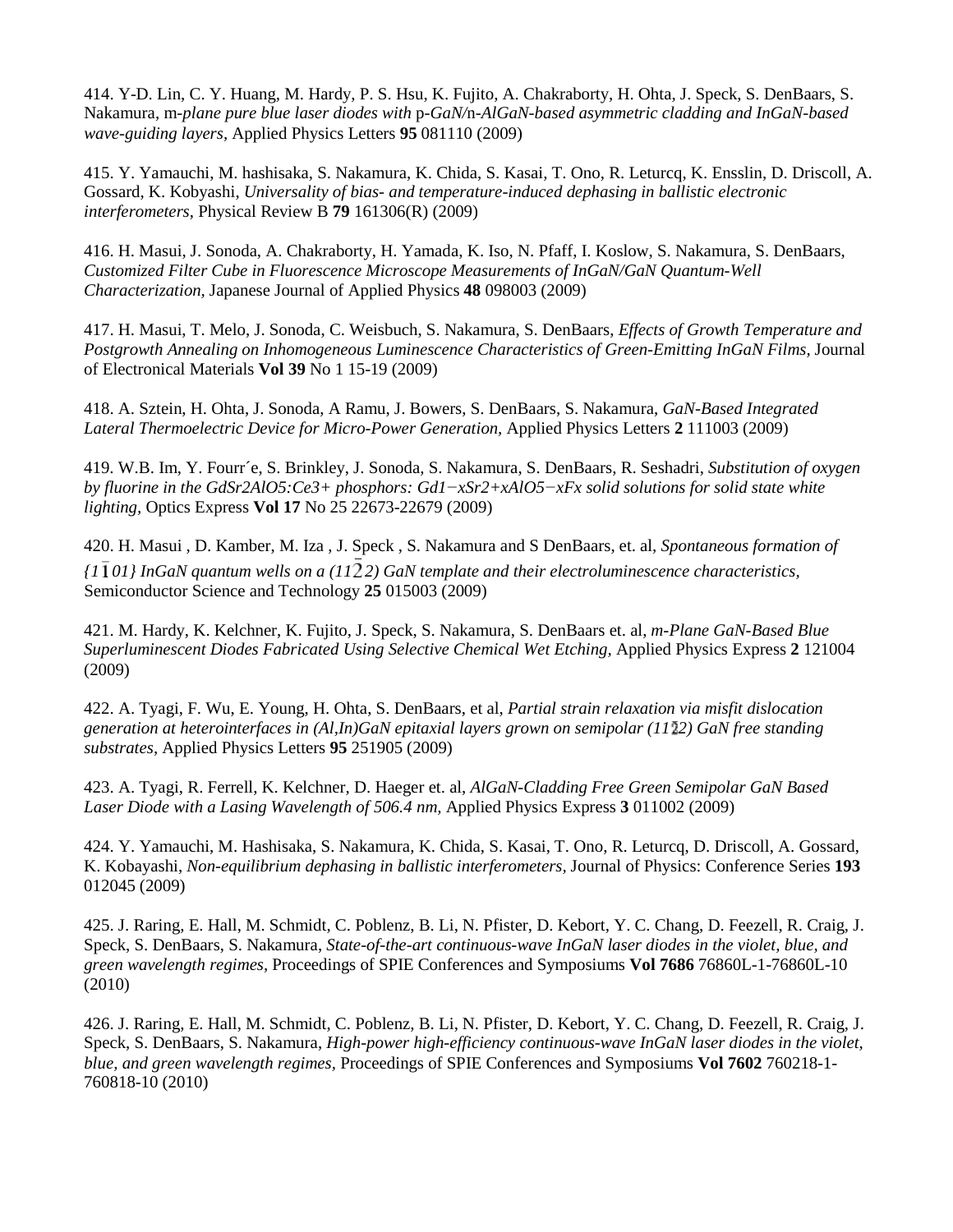414. Y-D. Lin, C. Y. Huang, M. Hardy, P. S. Hsu, K. Fujito, A. Chakraborty, H. Ohta, J. Speck, S. DenBaars, S. Nakamura, *m-plane pure blue laser diodes with* p-*GaN/*n-*AlGaN-based asymmetric cladding and InGaN-based wave-guiding layers,* Applied Physics Letters **95** 081110 (2009)

415. Y. Yamauchi, M. hashisaka, S. Nakamura, K. Chida, S. Kasai, T. Ono, R. Leturcq, K. Ensslin, D. Driscoll, A. Gossard, K. Kobyashi, *Universality of bias- and temperature-induced dephasing in ballistic electronic interferometers,* Physical Review B **79** 161306(R) (2009)

416. H. Masui, J. Sonoda, A. Chakraborty, H. Yamada, K. Iso, N. Pfaff, I. Koslow, S. Nakamura, S. DenBaars, *Customized Filter Cube in Fluorescence Microscope Measurements of InGaN/GaN Quantum-Well Characterization,* Japanese Journal of Applied Physics **48** 098003 (2009)

417. H. Masui, T. Melo, J. Sonoda, C. Weisbuch, S. Nakamura, S. DenBaars, *Effects of Growth Temperature and Postgrowth Annealing on Inhomogeneous Luminescence Characteristics of Green-Emitting InGaN Films,* Journal of Electronical Materials **Vol 39** No 1 15-19 (2009)

418. A. Sztein, H. Ohta, J. Sonoda, A Ramu, J. Bowers, S. DenBaars, S. Nakamura, *GaN-Based Integrated Lateral Thermoelectric Device for Micro-Power Generation,* Applied Physics Letters **2** 111003 (2009)

419. W.B. Im, Y. Fourr´e, S. Brinkley, J. Sonoda, S. Nakamura, S. DenBaars, R. Seshadri, *Substitution of oxygen by fluorine in the $GdSr_2AlO_5:Ce^{3+}$ phosphors: $Gd_{1-x}Sr_{2+x}AlO_{5-x}F_x$ solid solutions for solid state white lighting,* Optics Express **Vol 17** No 25 22673-22679 (2009)

420. H. Masui , D. Kamber, M. Iza , J. Speck , S. Nakamura and S DenBaars, et. al, *Spontaneous formation of {1$\bar{1}$01} InGaN quantum wells on a (11$\bar{2}$2) GaN template and their electroluminescence characteristics,* Semiconductor Science and Technology **25** 015003 (2009)

421. M. Hardy, K. Kelchner, K. Fujito, J. Speck, S. Nakamura, S. DenBaars et. al, *m-Plane GaN-Based Blue Superluminescent Diodes Fabricated Using Selective Chemical Wet Etching,* Applied Physics Express **2** 121004 (2009)

422. A. Tyagi, F. Wu, E. Young, H. Ohta, S. DenBaars, et al, *Partial strain relaxation via misfit dislocation generation at heterointerfaces in (Al,In)GaN epitaxial layers grown on semipolar (11$\bar{2}$2) GaN free standing substrates,* Applied Physics Letters **95** 251905 (2009)

423. A. Tyagi, R. Ferrell, K. Kelchner, D. Haeger et. al, *AlGaN-Cladding Free Green Semipolar GaN Based Laser Diode with a Lasing Wavelength of 506.4 nm,* Applied Physics Express **3** 011002 (2009)

424. Y. Yamauchi, M. Hashisaka, S. Nakamura, K. Chida, S. Kasai, T. Ono, R. Leturcq, D. Driscoll, A. Gossard, K. Kobayashi, *Non-equilibrium dephasing in ballistic interferometers,* Journal of Physics: Conference Series **193** 012045 (2009)

425. J. Raring, E. Hall, M. Schmidt, C. Poblenz, B. Li, N. Pfister, D. Kebort, Y. C. Chang, D. Feezell, R. Craig, J. Speck, S. DenBaars, S. Nakamura, *State-of-the-art continuous-wave InGaN laser diodes in the violet, blue, and green wavelength regimes,* Proceedings of SPIE Conferences and Symposiums **Vol 7686** 76860L-1-76860L-10 (2010)

426. J. Raring, E. Hall, M. Schmidt, C. Poblenz, B. Li, N. Pfister, D. Kebort, Y. C. Chang, D. Feezell, R. Craig, J. Speck, S. DenBaars, S. Nakamura, *High-power high-efficiency continuous-wave InGaN laser diodes in the violet, blue, and green wavelength regimes,* Proceedings of SPIE Conferences and Symposiums **Vol 7602** 760218-1-760818-10 (2010)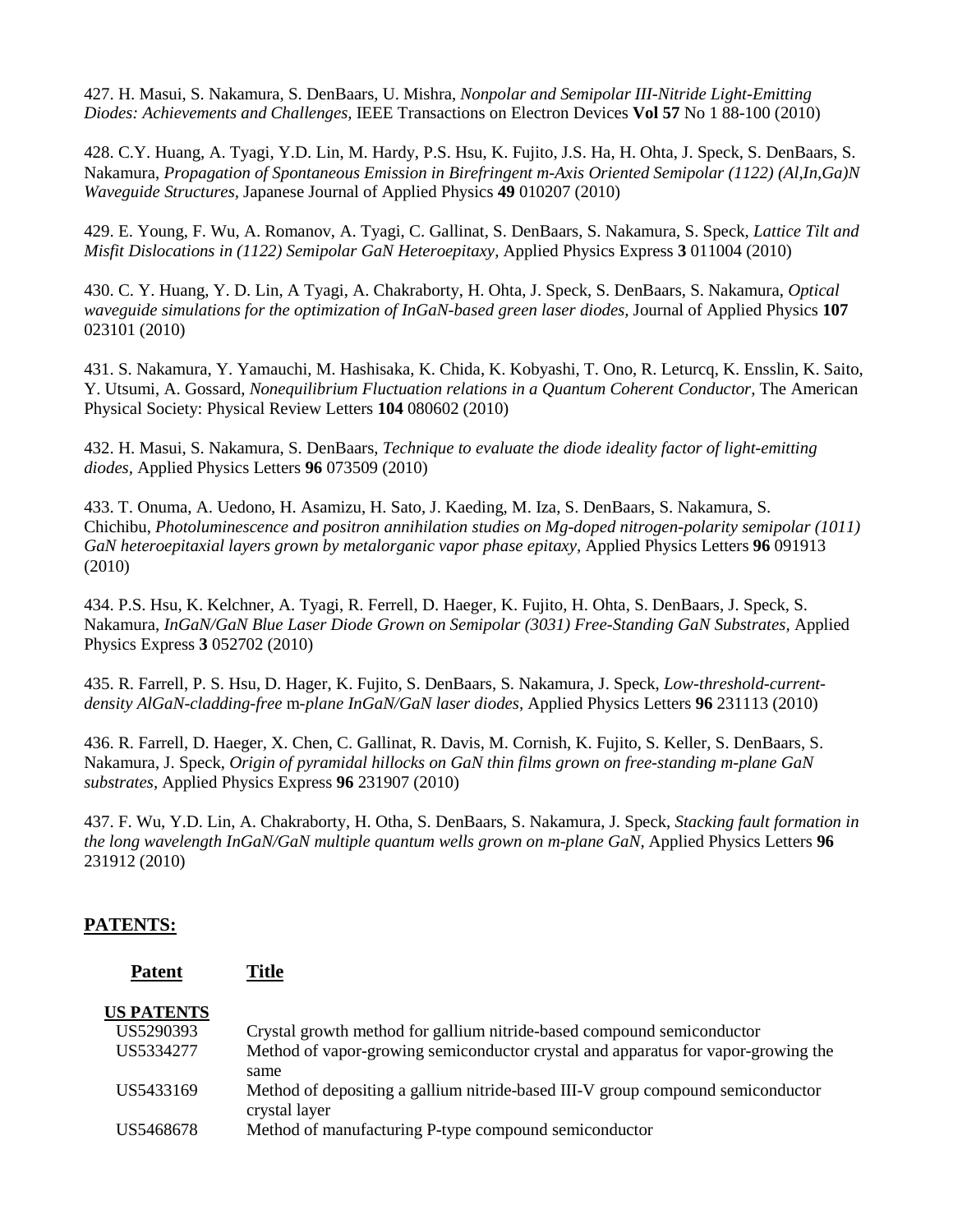427. H. Masui, S. Nakamura, S. DenBaars, U. Mishra, *Nonpolar and Semipolar III-Nitride Light-Emitting Diodes: Achievements and Challenges,* IEEE Transactions on Electron Devices **Vol 57** No 1 88-100 (2010)

428. C.Y. Huang, A. Tyagi, Y.D. Lin, M. Hardy, P.S. Hsu, K. Fujito, J.S. Ha, H. Ohta, J. Speck, S. DenBaars, S. Nakamura, *Propagation of Spontaneous Emission in Birefringent m-Axis Oriented Semipolar (1122) (Al,In,Ga)N Waveguide Structures*, Japanese Journal of Applied Physics **49** 010207 (2010)

429. E. Young, F. Wu, A. Romanov, A. Tyagi, C. Gallinat, S. DenBaars, S. Nakamura, S. Speck, *Lattice Tilt and Misfit Dislocations in (1122) Semipolar GaN Heteroepitaxy*, Applied Physics Express **3** 011004 (2010)

430. C. Y. Huang, Y. D. Lin, A Tyagi, A. Chakraborty, H. Ohta, J. Speck, S. DenBaars, S. Nakamura, *Optical waveguide simulations for the optimization of InGaN-based green laser diodes,* Journal of Applied Physics **107** 023101 (2010)

431. S. Nakamura, Y. Yamauchi, M. Hashisaka, K. Chida, K. Kobyashi, T. Ono, R. Leturcq, K. Ensslin, K. Saito, Y. Utsumi, A. Gossard, *Nonequilibrium Fluctuation relations in a Quantum Coherent Conductor,* The American Physical Society: Physical Review Letters **104** 080602 (2010)

432. H. Masui, S. Nakamura, S. DenBaars, *Technique to evaluate the diode ideality factor of light-emitting diodes,* Applied Physics Letters **96** 073509 (2010)

433. T. Onuma, A. Uedono, H. Asamizu, H. Sato, J. Kaeding, M. Iza, S. DenBaars, S. Nakamura, S. Chichibu, *Photoluminescence and positron annihilation studies on Mg-doped nitrogen-polarity semipolar (1011) GaN heteroepitaxial layers grown by metalorganic vapor phase epitaxy,* Applied Physics Letters **96** 091913 (2010)

434. P.S. Hsu, K. Kelchner, A. Tyagi, R. Ferrell, D. Haeger, K. Fujito, H. Ohta, S. DenBaars, J. Speck, S. Nakamura, *InGaN/GaN Blue Laser Diode Grown on Semipolar (3031) Free-Standing GaN Substrates*, Applied Physics Express **3** 052702 (2010)

435. R. Farrell, P. S. Hsu, D. Hager, K. Fujito, S. DenBaars, S. Nakamura, J. Speck, *Low-threshold-current-density AlGaN-cladding-free* m-*plane InGaN/GaN laser diodes,* Applied Physics Letters **96** 231113 (2010)

436. R. Farrell, D. Haeger, X. Chen, C. Gallinat, R. Davis, M. Cornish, K. Fujito, S. Keller, S. DenBaars, S. Nakamura, J. Speck, *Origin of pyramidal hillocks on GaN thin films grown on free-standing m-plane GaN substrates*, Applied Physics Express **96** 231907 (2010)

437. F. Wu, Y.D. Lin, A. Chakraborty, H. Otha, S. DenBaars, S. Nakamura, J. Speck, *Stacking fault formation in the long wavelength InGaN/GaN multiple quantum wells grown on m-plane GaN,* Applied Physics Letters **96** 231912 (2010)

## PATENTS:

| Patent | Title |
|---|---|
| **US PATENTS** | |
| US5290393 | Crystal growth method for gallium nitride-based compound semiconductor |
| US5334277 | Method of vapor-growing semiconductor crystal and apparatus for vapor-growing the same |
| US5433169 | Method of depositing a gallium nitride-based III-V group compound semiconductor crystal layer |
| US5468678 | Method of manufacturing P-type compound semiconductor |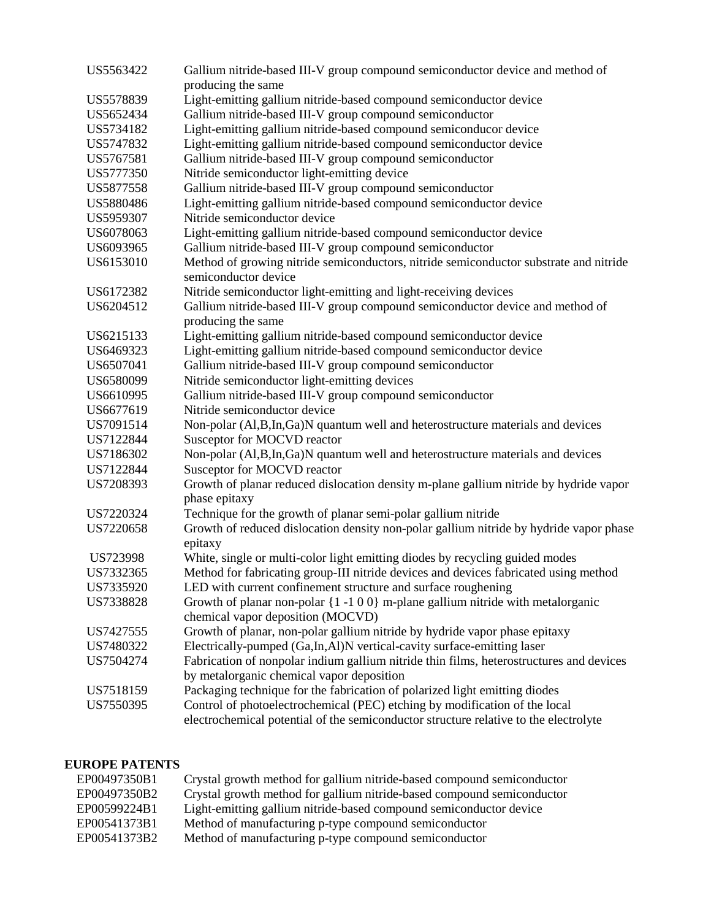| | |
|---|---|
| US5563422 | Gallium nitride-based III-V group compound semiconductor device and method of producing the same |
| US5578839 | Light-emitting gallium nitride-based compound semiconductor device |
| US5652434 | Gallium nitride-based III-V group compound semiconductor |
| US5734182 | Light-emitting gallium nitride-based compound semiconducor device |
| US5747832 | Light-emitting gallium nitride-based compound semiconductor device |
| US5767581 | Gallium nitride-based III-V group compound semiconductor |
| US5777350 | Nitride semiconductor light-emitting device |
| US5877558 | Gallium nitride-based III-V group compound semiconductor |
| US5880486 | Light-emitting gallium nitride-based compound semiconductor device |
| US5959307 | Nitride semiconductor device |
| US6078063 | Light-emitting gallium nitride-based compound semiconductor device |
| US6093965 | Gallium nitride-based III-V group compound semiconductor |
| US6153010 | Method of growing nitride semiconductors, nitride semiconductor substrate and nitride semiconductor device |
| US6172382 | Nitride semiconductor light-emitting and light-receiving devices |
| US6204512 | Gallium nitride-based III-V group compound semiconductor device and method of producing the same |
| US6215133 | Light-emitting gallium nitride-based compound semiconductor device |
| US6469323 | Light-emitting gallium nitride-based compound semiconductor device |
| US6507041 | Gallium nitride-based III-V group compound semiconductor |
| US6580099 | Nitride semiconductor light-emitting devices |
| US6610995 | Gallium nitride-based III-V group compound semiconductor |
| US6677619 | Nitride semiconductor device |
| US7091514 | Non-polar (Al,B,In,Ga)N quantum well and heterostructure materials and devices |
| US7122844 | Susceptor for MOCVD reactor |
| US7186302 | Non-polar (Al,B,In,Ga)N quantum well and heterostructure materials and devices |
| US7122844 | Susceptor for MOCVD reactor |
| US7208393 | Growth of planar reduced dislocation density m-plane gallium nitride by hydride vapor phase epitaxy |
| US7220324 | Technique for the growth of planar semi-polar gallium nitride |
| US7220658 | Growth of reduced dislocation density non-polar gallium nitride by hydride vapor phase epitaxy |
| US723998 | White, single or multi-color light emitting diodes by recycling guided modes |
| US7332365 | Method for fabricating group-III nitride devices and devices fabricated using method |
| US7335920 | LED with current confinement structure and surface roughening |
| US7338828 | Growth of planar non-polar {1 -1 0 0} m-plane gallium nitride with metalorganic chemical vapor deposition (MOCVD) |
| US7427555 | Growth of planar, non-polar gallium nitride by hydride vapor phase epitaxy |
| US7480322 | Electrically-pumped (Ga,In,Al)N vertical-cavity surface-emitting laser |
| US7504274 | Fabrication of nonpolar indium gallium nitride thin films, heterostructures and devices by metalorganic chemical vapor deposition |
| US7518159 | Packaging technique for the fabrication of polarized light emitting diodes |
| US7550395 | Control of photoelectrochemical (PEC) etching by modification of the local electrochemical potential of the semiconductor structure relative to the electrolyte |

**EUROPE PATENTS**

| | |
|---|---|
| EP00497350B1 | Crystal growth method for gallium nitride-based compound semiconductor |
| EP00497350B2 | Crystal growth method for gallium nitride-based compound semiconductor |
| EP00599224B1 | Light-emitting gallium nitride-based compound semiconductor device |
| EP00541373B1 | Method of manufacturing p-type compound semiconductor |
| EP00541373B2 | Method of manufacturing p-type compound semiconductor |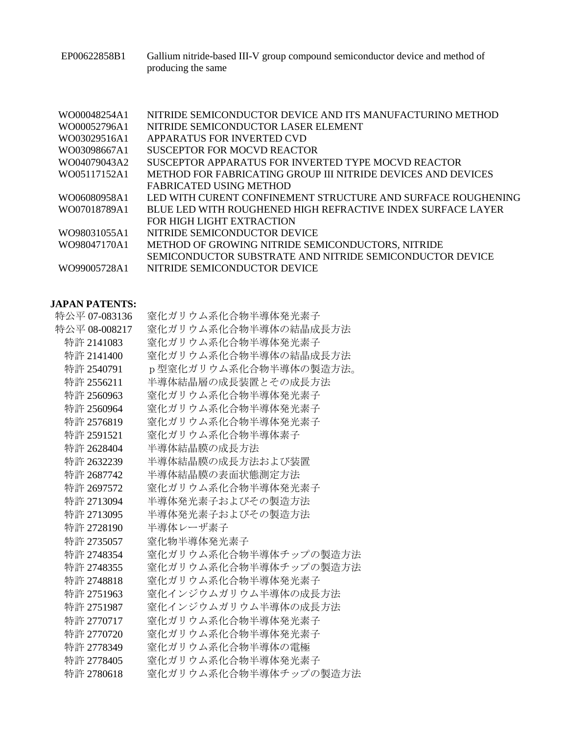| | |
|---|---|
| EP00622858B1 | Gallium nitride-based III-V group compound semiconductor device and method of producing the same |

| | |
|---|---|
| WO00048254A1 | NITRIDE SEMICONDUCTOR DEVICE AND ITS MANUFACTURINO METHOD |
| WO00052796A1 | NITRIDE SEMICONDUCTOR LASER ELEMENT |
| WO03029516A1 | APPARATUS FOR INVERTED CVD |
| WO03098667A1 | SUSCEPTOR FOR MOCVD REACTOR |
| WO04079043A2 | SUSCEPTOR APPARATUS FOR INVERTED TYPE MOCVD REACTOR |
| WO05117152A1 | METHOD FOR FABRICATING GROUP III NITRIDE DEVICES AND DEVICES FABRICATED USING METHOD |
| WO06080958A1 | LED WITH CURENT CONFINEMENT STRUCTURE AND SURFACE ROUGHENING |
| WO07018789A1 | BLUE LED WITH ROUGHENED HIGH REFRACTIVE INDEX SURFACE LAYER FOR HIGH LIGHT EXTRACTION |
| WO98031055A1 | NITRIDE SEMICONDUCTOR DEVICE |
| WO98047170A1 | METHOD OF GROWING NITRIDE SEMICONDUCTORS, NITRIDE SEMICONDUCTOR SUBSTRATE AND NITRIDE SEMICONDUCTOR DEVICE |
| WO99005728A1 | NITRIDE SEMICONDUCTOR DEVICE |

**JAPAN PATENTS:**

| | |
|---|---|
| 特公平 07-083136 | 窒化ガリウム系化合物半導体発光素子 |
| 特公平 08-008217 | 窒化ガリウム系化合物半導体の結晶成長方法 |
| 特許 2141083 | 窒化ガリウム系化合物半導体発光素子 |
| 特許 2141400 | 窒化ガリウム系化合物半導体の結晶成長方法 |
| 特許 2540791 | ｐ型窒化ガリウム系化合物半導体の製造方法。 |
| 特許 2556211 | 半導体結晶層の成長装置とその成長方法 |
| 特許 2560963 | 窒化ガリウム系化合物半導体発光素子 |
| 特許 2560964 | 窒化ガリウム系化合物半導体発光素子 |
| 特許 2576819 | 窒化ガリウム系化合物半導体発光素子 |
| 特許 2591521 | 窒化ガリウム系化合物半導体素子 |
| 特許 2628404 | 半導体結晶膜の成長方法 |
| 特許 2632239 | 半導体結晶膜の成長方法および装置 |
| 特許 2687742 | 半導体結晶膜の表面状態測定方法 |
| 特許 2697572 | 窒化ガリウム系化合物半導体発光素子 |
| 特許 2713094 | 半導体発光素子およびその製造方法 |
| 特許 2713095 | 半導体発光素子およびその製造方法 |
| 特許 2728190 | 半導体レーザ素子 |
| 特許 2735057 | 窒化物半導体発光素子 |
| 特許 2748354 | 窒化ガリウム系化合物半導体チップの製造方法 |
| 特許 2748355 | 窒化ガリウム系化合物半導体チップの製造方法 |
| 特許 2748818 | 窒化ガリウム系化合物半導体発光素子 |
| 特許 2751963 | 窒化インジウムガリウム半導体の成長方法 |
| 特許 2751987 | 窒化インジウムガリウム半導体の成長方法 |
| 特許 2770717 | 窒化ガリウム系化合物半導体発光素子 |
| 特許 2770720 | 窒化ガリウム系化合物半導体発光素子 |
| 特許 2778349 | 窒化ガリウム系化合物半導体の電極 |
| 特許 2778405 | 窒化ガリウム系化合物半導体発光素子 |
| 特許 2780618 | 窒化ガリウム系化合物半導体チップの製造方法 |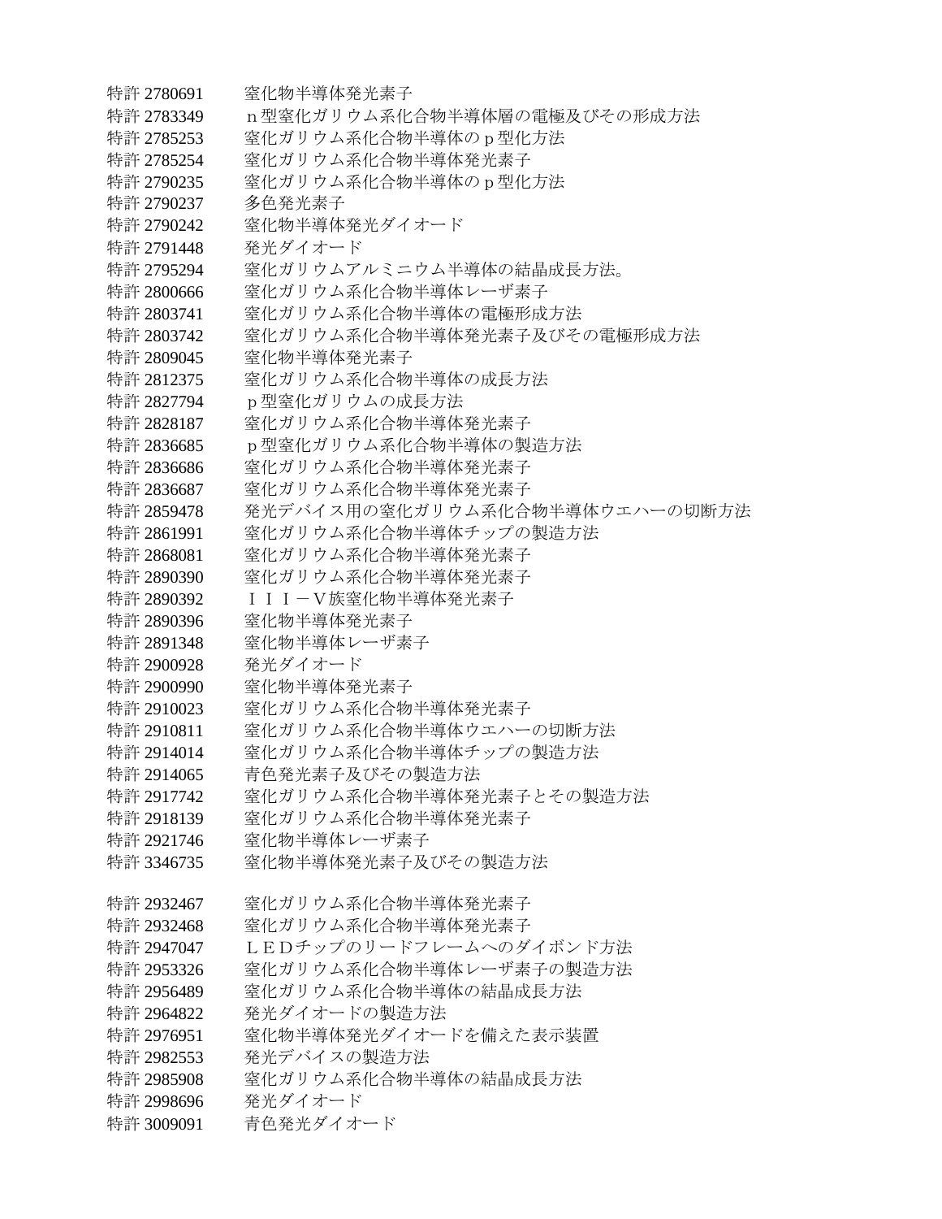特許 2780691　窒化物半導体発光素子
特許 2783349　ｎ型窒化ガリウム系化合物半導体層の電極及びその形成方法
特許 2785253　窒化ガリウム系化合物半導体のｐ型化方法
特許 2785254　窒化ガリウム系化合物半導体発光素子
特許 2790235　窒化ガリウム系化合物半導体のｐ型化方法
特許 2790237　多色発光素子
特許 2790242　窒化物半導体発光ダイオード
特許 2791448　発光ダイオード
特許 2795294　窒化ガリウムアルミニウム半導体の結晶成長方法。
特許 2800666　窒化ガリウム系化合物半導体レーザ素子
特許 2803741　窒化ガリウム系化合物半導体の電極形成方法
特許 2803742　窒化ガリウム系化合物半導体発光素子及びその電極形成方法
特許 2809045　窒化物半導体発光素子
特許 2812375　窒化ガリウム系化合物半導体の成長方法
特許 2827794　ｐ型窒化ガリウムの成長方法
特許 2828187　窒化ガリウム系化合物半導体発光素子
特許 2836685　ｐ型窒化ガリウム系化合物半導体の製造方法
特許 2836686　窒化ガリウム系化合物半導体発光素子
特許 2836687　窒化ガリウム系化合物半導体発光素子
特許 2859478　発光デバイス用の窒化ガリウム系化合物半導体ウエハーの切断方法
特許 2861991　窒化ガリウム系化合物半導体チップの製造方法
特許 2868081　窒化ガリウム系化合物半導体発光素子
特許 2890390　窒化ガリウム系化合物半導体発光素子
特許 2890392　ＩＩＩ－Ｖ族窒化物半導体発光素子
特許 2890396　窒化物半導体発光素子
特許 2891348　窒化物半導体レーザ素子
特許 2900928　発光ダイオード
特許 2900990　窒化物半導体発光素子
特許 2910023　窒化ガリウム系化合物半導体発光素子
特許 2910811　窒化ガリウム系化合物半導体ウエハーの切断方法
特許 2914014　窒化ガリウム系化合物半導体チップの製造方法
特許 2914065　青色発光素子及びその製造方法
特許 2917742　窒化ガリウム系化合物半導体発光素子とその製造方法
特許 2918139　窒化ガリウム系化合物半導体発光素子
特許 2921746　窒化物半導体レーザ素子
特許 3346735　窒化物半導体発光素子及びその製造方法

特許 2932467　窒化ガリウム系化合物半導体発光素子
特許 2932468　窒化ガリウム系化合物半導体発光素子
特許 2947047　ＬＥＤチップのリードフレームへのダイボンド方法
特許 2953326　窒化ガリウム系化合物半導体レーザ素子の製造方法
特許 2956489　窒化ガリウム系化合物半導体の結晶成長方法
特許 2964822　発光ダイオードの製造方法
特許 2976951　窒化物半導体発光ダイオードを備えた表示装置
特許 2982553　発光デバイスの製造方法
特許 2985908　窒化ガリウム系化合物半導体の結晶成長方法
特許 2998696　発光ダイオード
特許 3009091　青色発光ダイオード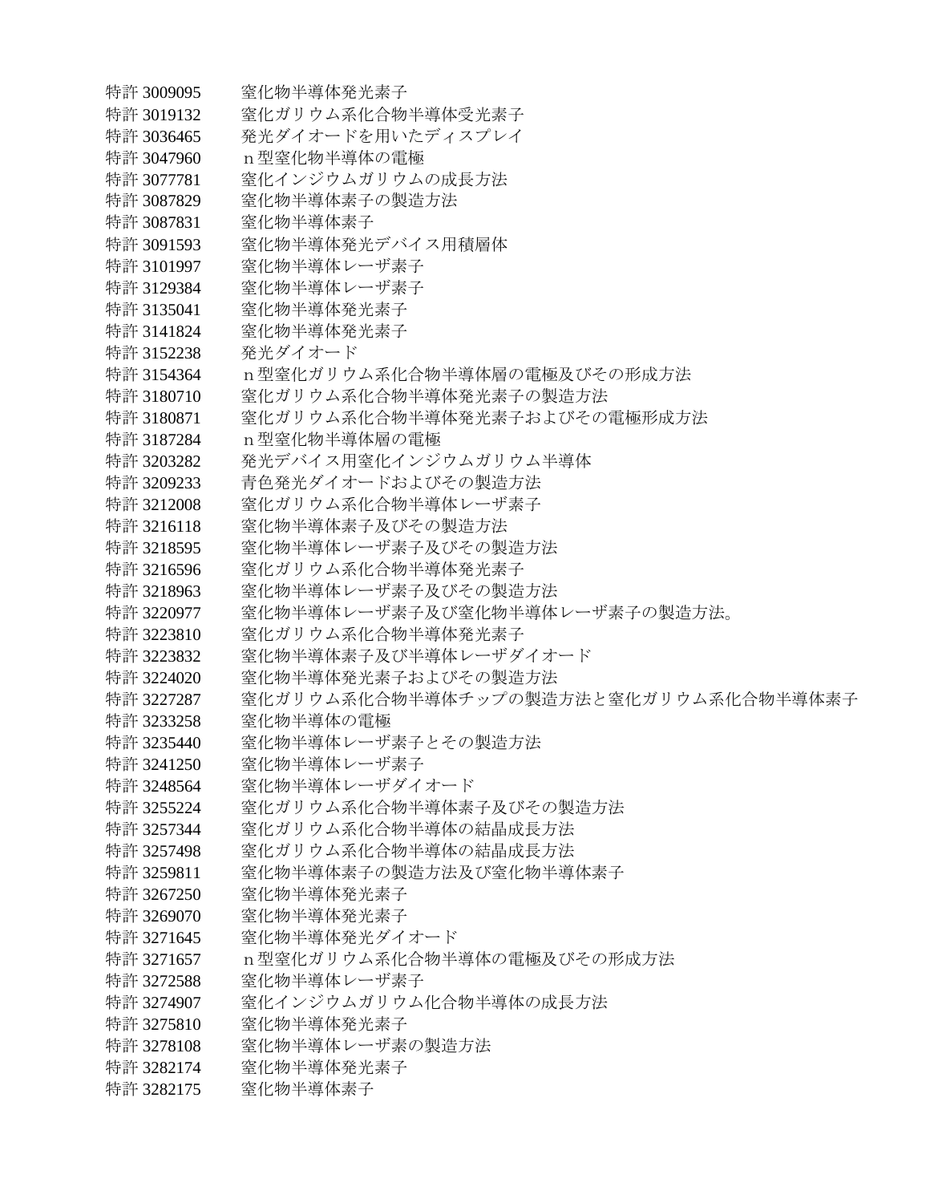特許 3009095　　窒化物半導体発光素子
特許 3019132　　窒化ガリウム系化合物半導体受光素子
特許 3036465　　発光ダイオードを用いたディスプレイ
特許 3047960　　ｎ型窒化物半導体の電極
特許 3077781　　窒化インジウムガリウムの成長方法
特許 3087829　　窒化物半導体素子の製造方法
特許 3087831　　窒化物半導体素子
特許 3091593　　窒化物半導体発光デバイス用積層体
特許 3101997　　窒化物半導体レーザ素子
特許 3129384　　窒化物半導体レーザ素子
特許 3135041　　窒化物半導体発光素子
特許 3141824　　窒化物半導体発光素子
特許 3152238　　発光ダイオード
特許 3154364　　ｎ型窒化ガリウム系化合物半導体層の電極及びその形成方法
特許 3180710　　窒化ガリウム系化合物半導体発光素子の製造方法
特許 3180871　　窒化ガリウム系化合物半導体発光素子およびその電極形成方法
特許 3187284　　ｎ型窒化物半導体層の電極
特許 3203282　　発光デバイス用窒化インジウムガリウム半導体
特許 3209233　　青色発光ダイオードおよびその製造方法
特許 3212008　　窒化ガリウム系化合物半導体レーザ素子
特許 3216118　　窒化物半導体素子及びその製造方法
特許 3218595　　窒化物半導体レーザ素子及びその製造方法
特許 3216596　　窒化ガリウム系化合物半導体発光素子
特許 3218963　　窒化物半導体レーザ素子及びその製造方法
特許 3220977　　窒化物半導体レーザ素子及び窒化物半導体レーザ素子の製造方法。
特許 3223810　　窒化ガリウム系化合物半導体発光素子
特許 3223832　　窒化物半導体素子及び半導体レーザダイオード
特許 3224020　　窒化物半導体発光素子およびその製造方法
特許 3227287　　窒化ガリウム系化合物半導体チップの製造方法と窒化ガリウム系化合物半導体素子
特許 3233258　　窒化物半導体の電極
特許 3235440　　窒化物半導体レーザ素子とその製造方法
特許 3241250　　窒化物半導体レーザ素子
特許 3248564　　窒化物半導体レーザダイオード
特許 3255224　　窒化ガリウム系化合物半導体素子及びその製造方法
特許 3257344　　窒化ガリウム系化合物半導体の結晶成長方法
特許 3257498　　窒化ガリウム系化合物半導体の結晶成長方法
特許 3259811　　窒化物半導体素子の製造方法及び窒化物半導体素子
特許 3267250　　窒化物半導体発光素子
特許 3269070　　窒化物半導体発光素子
特許 3271645　　窒化物半導体発光ダイオード
特許 3271657　　ｎ型窒化ガリウム系化合物半導体の電極及びその形成方法
特許 3272588　　窒化物半導体レーザ素子
特許 3274907　　窒化インジウムガリウム化合物半導体の成長方法
特許 3275810　　窒化物半導体発光素子
特許 3278108　　窒化物半導体レーザ素の製造方法
特許 3282174　　窒化物半導体発光素子
特許 3282175　　窒化物半導体素子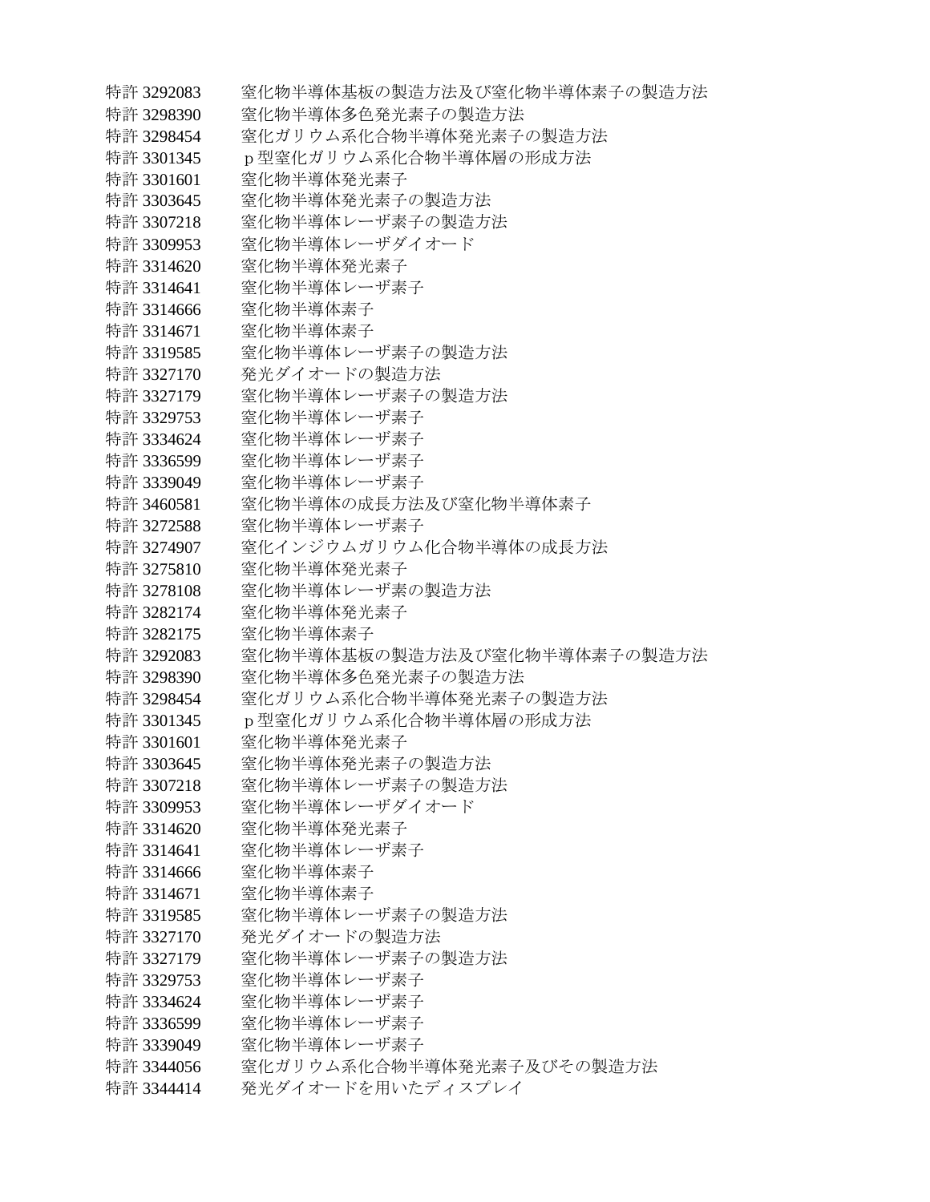特許 3292083　　窒化物半導体基板の製造方法及び窒化物半導体素子の製造方法
特許 3298390　　窒化物半導体多色発光素子の製造方法
特許 3298454　　窒化ガリウム系化合物半導体発光素子の製造方法
特許 3301345　　ｐ型窒化ガリウム系化合物半導体層の形成方法
特許 3301601　　窒化物半導体発光素子
特許 3303645　　窒化物半導体発光素子の製造方法
特許 3307218　　窒化物半導体レーザ素子の製造方法
特許 3309953　　窒化物半導体レーザダイオード
特許 3314620　　窒化物半導体発光素子
特許 3314641　　窒化物半導体レーザ素子
特許 3314666　　窒化物半導体素子
特許 3314671　　窒化物半導体素子
特許 3319585　　窒化物半導体レーザ素子の製造方法
特許 3327170　　発光ダイオードの製造方法
特許 3327179　　窒化物半導体レーザ素子の製造方法
特許 3329753　　窒化物半導体レーザ素子
特許 3334624　　窒化物半導体レーザ素子
特許 3336599　　窒化物半導体レーザ素子
特許 3339049　　窒化物半導体レーザ素子
特許 3460581　　窒化物半導体の成長方法及び窒化物半導体素子
特許 3272588　　窒化物半導体レーザ素子
特許 3274907　　窒化インジウムガリウム化合物半導体の成長方法
特許 3275810　　窒化物半導体発光素子
特許 3278108　　窒化物半導体レーザ素の製造方法
特許 3282174　　窒化物半導体発光素子
特許 3282175　　窒化物半導体素子
特許 3292083　　窒化物半導体基板の製造方法及び窒化物半導体素子の製造方法
特許 3298390　　窒化物半導体多色発光素子の製造方法
特許 3298454　　窒化ガリウム系化合物半導体発光素子の製造方法
特許 3301345　　ｐ型窒化ガリウム系化合物半導体層の形成方法
特許 3301601　　窒化物半導体発光素子
特許 3303645　　窒化物半導体発光素子の製造方法
特許 3307218　　窒化物半導体レーザ素子の製造方法
特許 3309953　　窒化物半導体レーザダイオード
特許 3314620　　窒化物半導体発光素子
特許 3314641　　窒化物半導体レーザ素子
特許 3314666　　窒化物半導体素子
特許 3314671　　窒化物半導体素子
特許 3319585　　窒化物半導体レーザ素子の製造方法
特許 3327170　　発光ダイオードの製造方法
特許 3327179　　窒化物半導体レーザ素子の製造方法
特許 3329753　　窒化物半導体レーザ素子
特許 3334624　　窒化物半導体レーザ素子
特許 3336599　　窒化物半導体レーザ素子
特許 3339049　　窒化物半導体レーザ素子
特許 3344056　　窒化ガリウム系化合物半導体発光素子及びその製造方法
特許 3344414　　発光ダイオードを用いたディスプレイ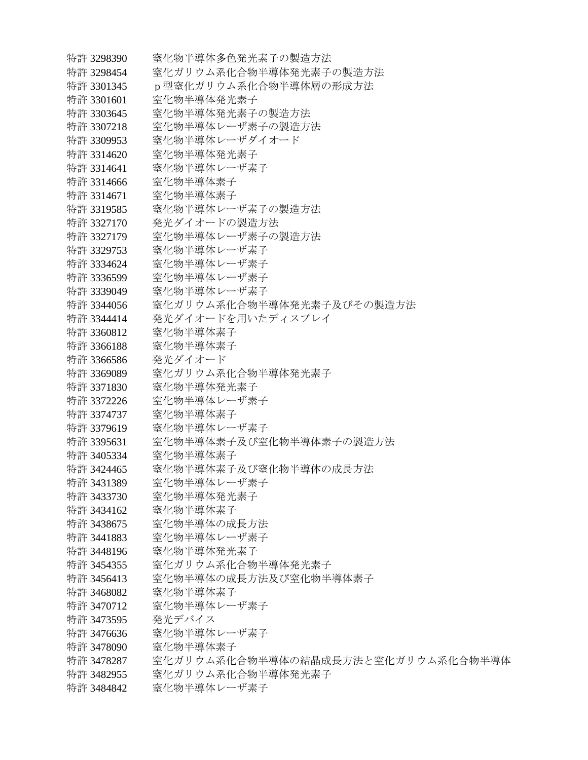特許 3298390　窒化物半導体多色発光素子の製造方法
特許 3298454　窒化ガリウム系化合物半導体発光素子の製造方法
特許 3301345　ｐ型窒化ガリウム系化合物半導体層の形成方法
特許 3301601　窒化物半導体発光素子
特許 3303645　窒化物半導体発光素子の製造方法
特許 3307218　窒化物半導体レーザ素子の製造方法
特許 3309953　窒化物半導体レーザダイオード
特許 3314620　窒化物半導体発光素子
特許 3314641　窒化物半導体レーザ素子
特許 3314666　窒化物半導体素子
特許 3314671　窒化物半導体素子
特許 3319585　窒化物半導体レーザ素子の製造方法
特許 3327170　発光ダイオードの製造方法
特許 3327179　窒化物半導体レーザ素子の製造方法
特許 3329753　窒化物半導体レーザ素子
特許 3334624　窒化物半導体レーザ素子
特許 3336599　窒化物半導体レーザ素子
特許 3339049　窒化物半導体レーザ素子
特許 3344056　窒化ガリウム系化合物半導体発光素子及びその製造方法
特許 3344414　発光ダイオードを用いたディスプレイ
特許 3360812　窒化物半導体素子
特許 3366188　窒化物半導体素子
特許 3366586　発光ダイオード
特許 3369089　窒化ガリウム系化合物半導体発光素子
特許 3371830　窒化物半導体発光素子
特許 3372226　窒化物半導体レーザ素子
特許 3374737　窒化物半導体素子
特許 3379619　窒化物半導体レーザ素子
特許 3395631　窒化物半導体素子及び窒化物半導体素子の製造方法
特許 3405334　窒化物半導体素子
特許 3424465　窒化物半導体素子及び窒化物半導体の成長方法
特許 3431389　窒化物半導体レーザ素子
特許 3433730　窒化物半導体発光素子
特許 3434162　窒化物半導体素子
特許 3438675　窒化物半導体の成長方法
特許 3441883　窒化物半導体レーザ素子
特許 3448196　窒化物半導体発光素子
特許 3454355　窒化ガリウム系化合物半導体発光素子
特許 3456413　窒化物半導体の成長方法及び窒化物半導体素子
特許 3468082　窒化物半導体素子
特許 3470712　窒化物半導体レーザ素子
特許 3473595　発光デバイス
特許 3476636　窒化物半導体レーザ素子
特許 3478090　窒化物半導体素子
特許 3478287　窒化ガリウム系化合物半導体の結晶成長方法と窒化ガリウム系化合物半導体
特許 3482955　窒化ガリウム系化合物半導体発光素子
特許 3484842　窒化物半導体レーザ素子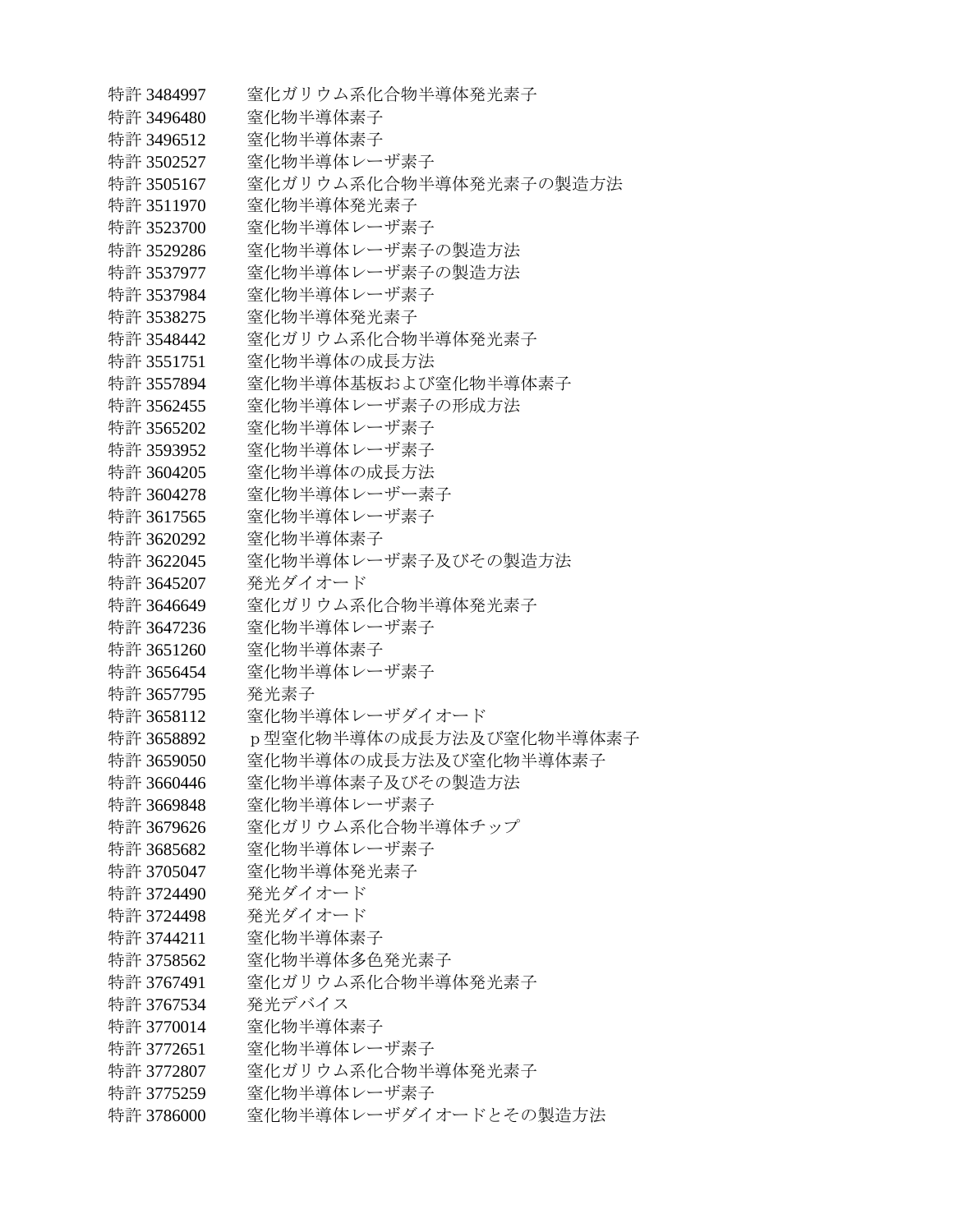特許 3484997　窒化ガリウム系化合物半導体発光素子
特許 3496480　窒化物半導体素子
特許 3496512　窒化物半導体素子
特許 3502527　窒化物半導体レーザ素子
特許 3505167　窒化ガリウム系化合物半導体発光素子の製造方法
特許 3511970　窒化物半導体発光素子
特許 3523700　窒化物半導体レーザ素子
特許 3529286　窒化物半導体レーザ素子の製造方法
特許 3537977　窒化物半導体レーザ素子の製造方法
特許 3537984　窒化物半導体レーザ素子
特許 3538275　窒化物半導体発光素子
特許 3548442　窒化ガリウム系化合物半導体発光素子
特許 3551751　窒化物半導体の成長方法
特許 3557894　窒化物半導体基板および窒化物半導体素子
特許 3562455　窒化物半導体レーザ素子の形成方法
特許 3565202　窒化物半導体レーザ素子
特許 3593952　窒化物半導体レーザ素子
特許 3604205　窒化物半導体の成長方法
特許 3604278　窒化物半導体レーザー素子
特許 3617565　窒化物半導体レーザ素子
特許 3620292　窒化物半導体素子
特許 3622045　窒化物半導体レーザ素子及びその製造方法
特許 3645207　発光ダイオード
特許 3646649　窒化ガリウム系化合物半導体発光素子
特許 3647236　窒化物半導体レーザ素子
特許 3651260　窒化物半導体素子
特許 3656454　窒化物半導体レーザ素子
特許 3657795　発光素子
特許 3658112　窒化物半導体レーザダイオード
特許 3658892　ｐ型窒化物半導体の成長方法及び窒化物半導体素子
特許 3659050　窒化物半導体の成長方法及び窒化物半導体素子
特許 3660446　窒化物半導体素子及びその製造方法
特許 3669848　窒化物半導体レーザ素子
特許 3679626　窒化ガリウム系化合物半導体チップ
特許 3685682　窒化物半導体レーザ素子
特許 3705047　窒化物半導体発光素子
特許 3724490　発光ダイオード
特許 3724498　発光ダイオード
特許 3744211　窒化物半導体素子
特許 3758562　窒化物半導体多色発光素子
特許 3767491　窒化ガリウム系化合物半導体発光素子
特許 3767534　発光デバイス
特許 3770014　窒化物半導体素子
特許 3772651　窒化物半導体レーザ素子
特許 3772807　窒化ガリウム系化合物半導体発光素子
特許 3775259　窒化物半導体レーザ素子
特許 3786000　窒化物半導体レーザダイオードとその製造方法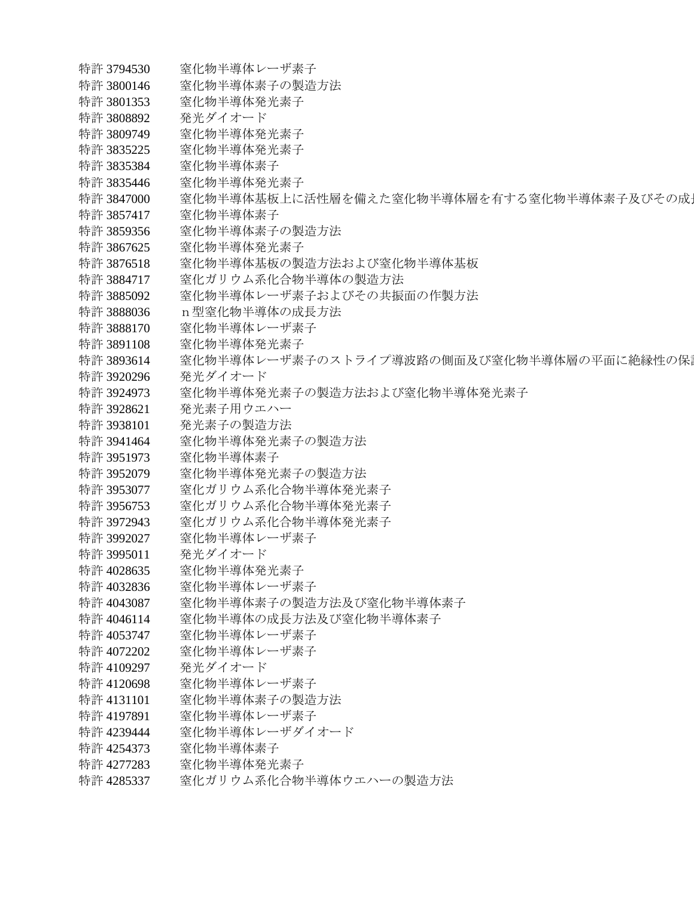| | |
|---|---|
| 特許 3794530 | 窒化物半導体レーザ素子 |
| 特許 3800146 | 窒化物半導体素子の製造方法 |
| 特許 3801353 | 窒化物半導体発光素子 |
| 特許 3808892 | 発光ダイオード |
| 特許 3809749 | 窒化物半導体発光素子 |
| 特許 3835225 | 窒化物半導体発光素子 |
| 特許 3835384 | 窒化物半導体素子 |
| 特許 3835446 | 窒化物半導体発光素子 |
| 特許 3847000 | 窒化物半導体基板上に活性層を備えた窒化物半導体層を有する窒化物半導体素子及びその成 |
| 特許 3857417 | 窒化物半導体素子 |
| 特許 3859356 | 窒化物半導体素子の製造方法 |
| 特許 3867625 | 窒化物半導体発光素子 |
| 特許 3876518 | 窒化物半導体基板の製造方法および窒化物半導体基板 |
| 特許 3884717 | 窒化ガリウム系化合物半導体の製造方法 |
| 特許 3885092 | 窒化物半導体レーザ素子およびその共振面の作製方法 |
| 特許 3888036 | ｎ型窒化物半導体の成長方法 |
| 特許 3888170 | 窒化物半導体レーザ素子 |
| 特許 3891108 | 窒化物半導体発光素子 |
| 特許 3893614 | 窒化物半導体レーザ素子のストライプ導波路の側面及び窒化物半導体層の平面に絶縁性の保 |
| 特許 3920296 | 発光ダイオード |
| 特許 3924973 | 窒化物半導体発光素子の製造方法および窒化物半導体発光素子 |
| 特許 3928621 | 発光素子用ウエハー |
| 特許 3938101 | 発光素子の製造方法 |
| 特許 3941464 | 窒化物半導体発光素子の製造方法 |
| 特許 3951973 | 窒化物半導体素子 |
| 特許 3952079 | 窒化物半導体発光素子の製造方法 |
| 特許 3953077 | 窒化ガリウム系化合物半導体発光素子 |
| 特許 3956753 | 窒化ガリウム系化合物半導体発光素子 |
| 特許 3972943 | 窒化ガリウム系化合物半導体発光素子 |
| 特許 3992027 | 窒化物半導体レーザ素子 |
| 特許 3995011 | 発光ダイオード |
| 特許 4028635 | 窒化物半導体発光素子 |
| 特許 4032836 | 窒化物半導体レーザ素子 |
| 特許 4043087 | 窒化物半導体素子の製造方法及び窒化物半導体素子 |
| 特許 4046114 | 窒化物半導体の成長方法及び窒化物半導体素子 |
| 特許 4053747 | 窒化物半導体レーザ素子 |
| 特許 4072202 | 窒化物半導体レーザ素子 |
| 特許 4109297 | 発光ダイオード |
| 特許 4120698 | 窒化物半導体レーザ素子 |
| 特許 4131101 | 窒化物半導体素子の製造方法 |
| 特許 4197891 | 窒化物半導体レーザ素子 |
| 特許 4239444 | 窒化物半導体レーザダイオード |
| 特許 4254373 | 窒化物半導体素子 |
| 特許 4277283 | 窒化物半導体発光素子 |
| 特許 4285337 | 窒化ガリウム系化合物半導体ウエハーの製造方法 |